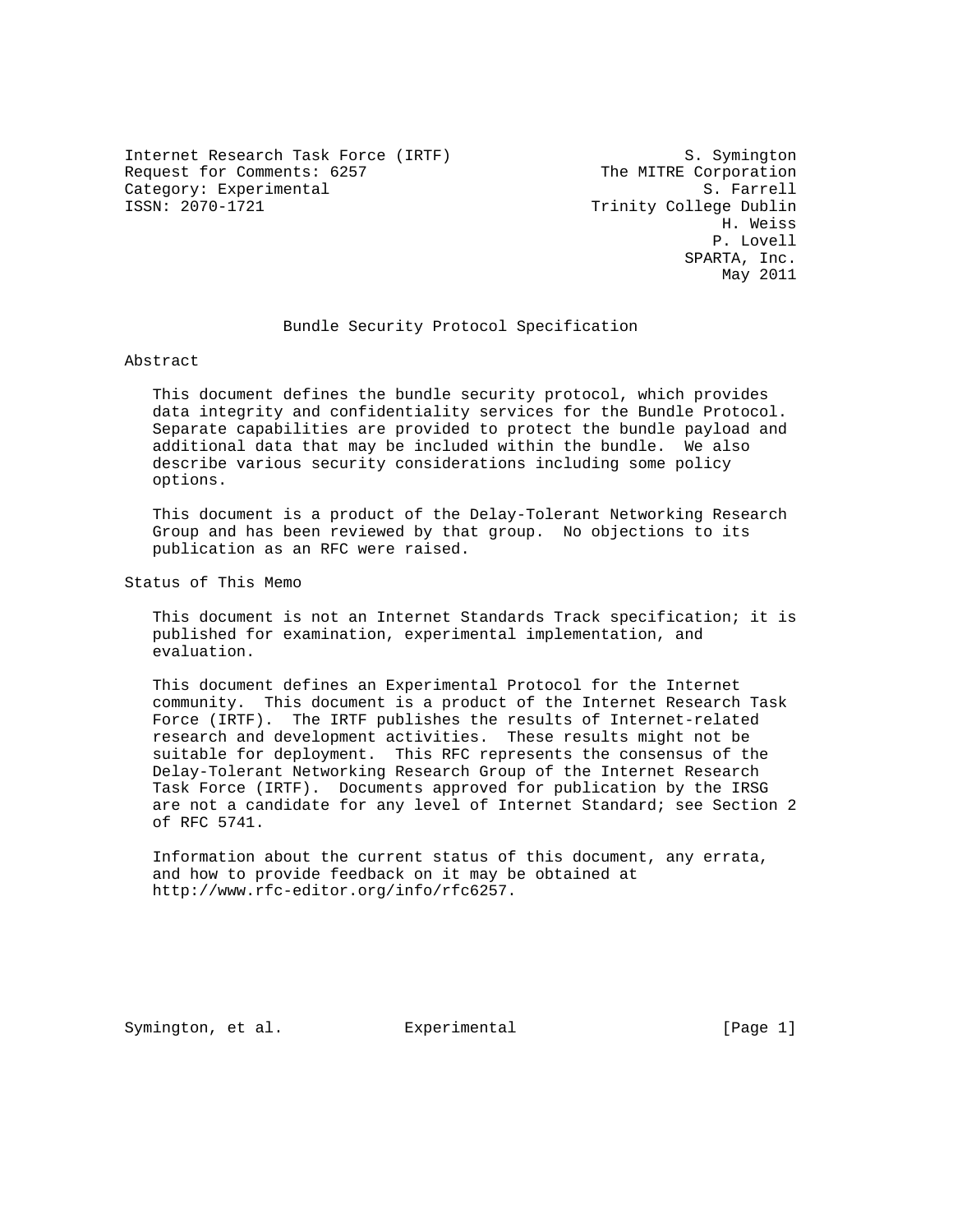Internet Research Task Force (IRTF) S. Symington
Request for Comments: 6257 The MITRE Corporation
Category: Experimental S. Farrell
ISSN: 2070-1721 Trinity College Dublin
H. Weiss
P. Lovell
SPARTA, Inc.
May 2011

# Bundle Security Protocol Specification

## Abstract

This document defines the bundle security protocol, which provides data integrity and confidentiality services for the Bundle Protocol. Separate capabilities are provided to protect the bundle payload and additional data that may be included within the bundle. We also describe various security considerations including some policy options.

This document is a product of the Delay-Tolerant Networking Research Group and has been reviewed by that group. No objections to its publication as an RFC were raised.

## Status of This Memo

This document is not an Internet Standards Track specification; it is published for examination, experimental implementation, and evaluation.

This document defines an Experimental Protocol for the Internet community. This document is a product of the Internet Research Task Force (IRTF). The IRTF publishes the results of Internet-related research and development activities. These results might not be suitable for deployment. This RFC represents the consensus of the Delay-Tolerant Networking Research Group of the Internet Research Task Force (IRTF). Documents approved for publication by the IRSG are not a candidate for any level of Internet Standard; see Section 2 of RFC 5741.

Information about the current status of this document, any errata, and how to provide feedback on it may be obtained at http://www.rfc-editor.org/info/rfc6257.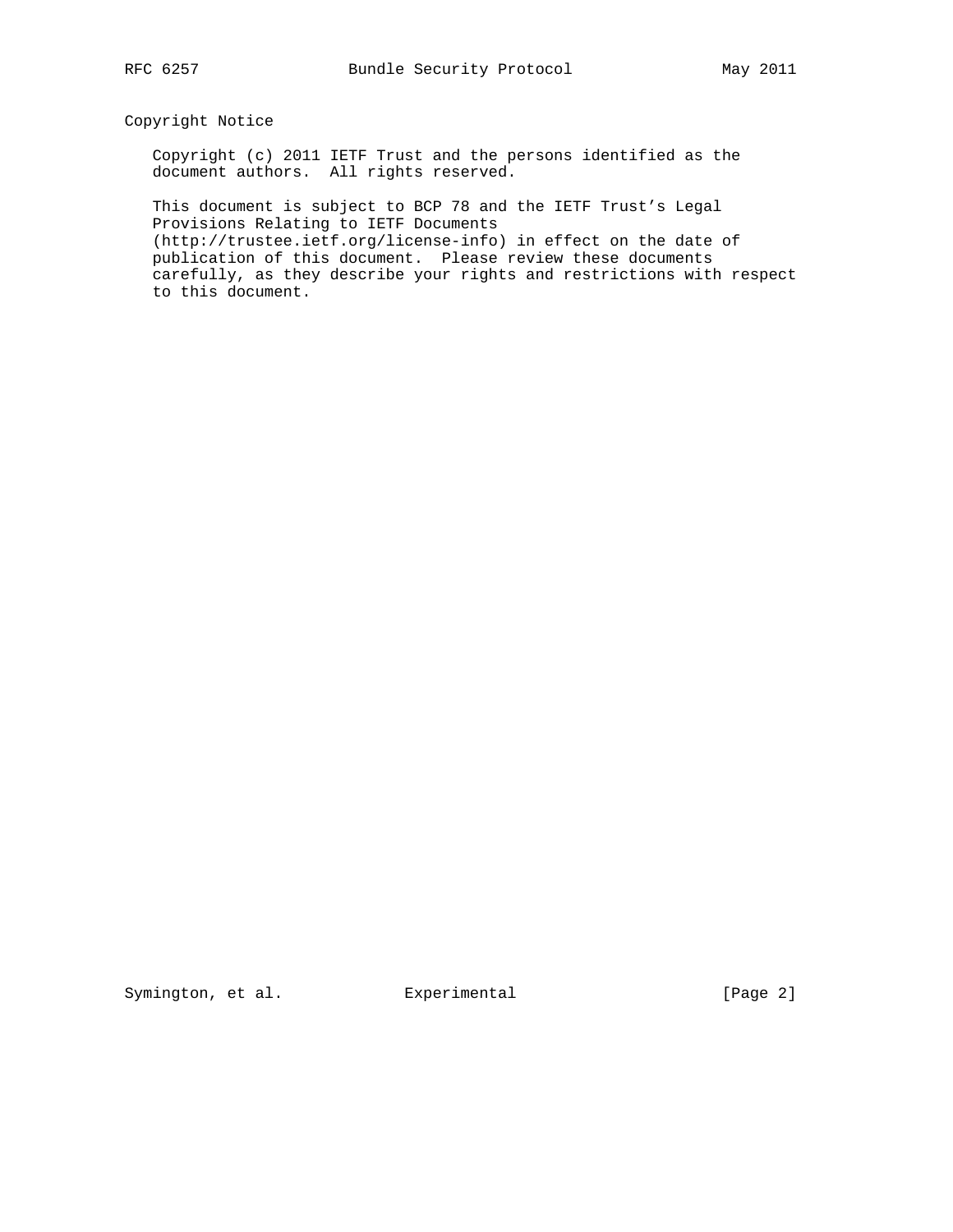## Copyright Notice

Copyright (c) 2011 IETF Trust and the persons identified as the document authors. All rights reserved.

This document is subject to BCP 78 and the IETF Trust's Legal Provisions Relating to IETF Documents (http://trustee.ietf.org/license-info) in effect on the date of publication of this document. Please review these documents carefully, as they describe your rights and restrictions with respect to this document.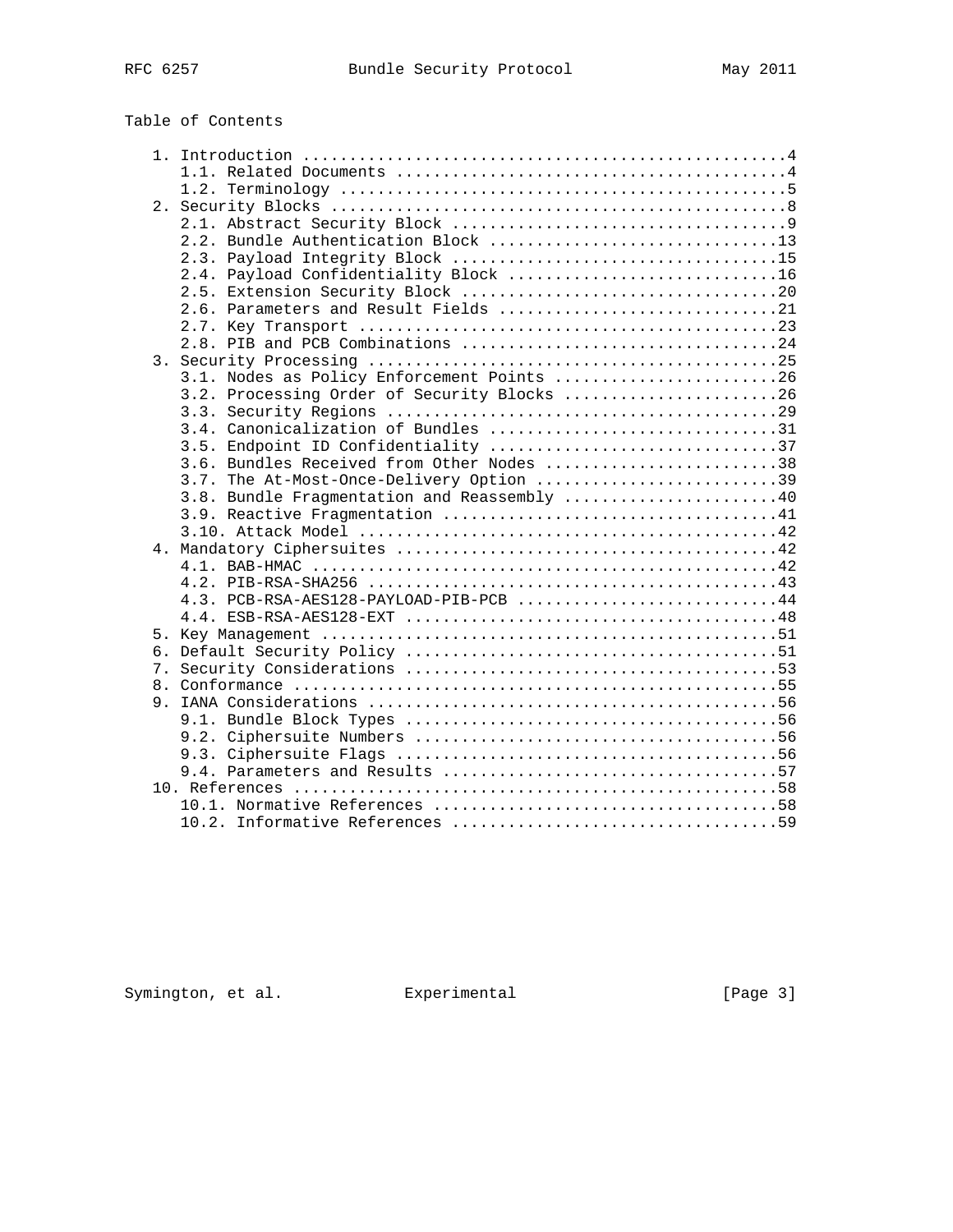Table of Contents

```
   1. Introduction ....................................................4
      1.1. Related Documents ..........................................4
      1.2. Terminology ................................................5
   2. Security Blocks .................................................8
      2.1. Abstract Security Block ....................................9
      2.2. Bundle Authentication Block ...............................13
      2.3. Payload Integrity Block ...................................15
      2.4. Payload Confidentiality Block .............................16
      2.5. Extension Security Block ..................................20
      2.6. Parameters and Result Fields ..............................21
      2.7. Key Transport .............................................23
      2.8. PIB and PCB Combinations ..................................24
   3. Security Processing ............................................25
      3.1. Nodes as Policy Enforcement Points ........................26
      3.2. Processing Order of Security Blocks .......................26
      3.3. Security Regions ..........................................29
      3.4. Canonicalization of Bundles ...............................31
      3.5. Endpoint ID Confidentiality ...............................37
      3.6. Bundles Received from Other Nodes .........................38
      3.7. The At-Most-Once-Delivery Option ..........................39
      3.8. Bundle Fragmentation and Reassembly .......................40
      3.9. Reactive Fragmentation ....................................41
      3.10. Attack Model .............................................42
   4. Mandatory Ciphersuites .........................................42
      4.1. BAB-HMAC ..................................................42
      4.2. PIB-RSA-SHA256 ............................................43
      4.3. PCB-RSA-AES128-PAYLOAD-PIB-PCB ............................44
      4.4. ESB-RSA-AES128-EXT ........................................48
   5. Key Management .................................................51
   6. Default Security Policy ........................................51
   7. Security Considerations ........................................53
   8. Conformance ....................................................55
   9. IANA Considerations ............................................56
      9.1. Bundle Block Types ........................................56
      9.2. Ciphersuite Numbers .......................................56
      9.3. Ciphersuite Flags .........................................56
      9.4. Parameters and Results ....................................57
   10. References ....................................................58
      10.1. Normative References .....................................58
      10.2. Informative References ...................................59
```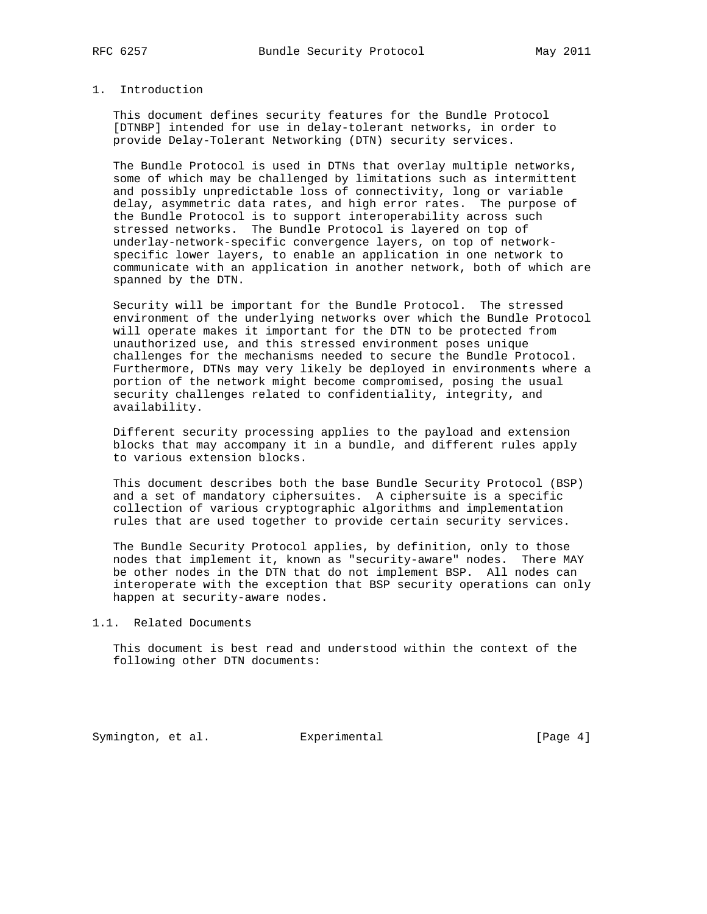# 1. Introduction

This document defines security features for the Bundle Protocol [DTNBP] intended for use in delay-tolerant networks, in order to provide Delay-Tolerant Networking (DTN) security services.

The Bundle Protocol is used in DTNs that overlay multiple networks, some of which may be challenged by limitations such as intermittent and possibly unpredictable loss of connectivity, long or variable delay, asymmetric data rates, and high error rates. The purpose of the Bundle Protocol is to support interoperability across such stressed networks. The Bundle Protocol is layered on top of underlay-network-specific convergence layers, on top of network-specific lower layers, to enable an application in one network to communicate with an application in another network, both of which are spanned by the DTN.

Security will be important for the Bundle Protocol. The stressed environment of the underlying networks over which the Bundle Protocol will operate makes it important for the DTN to be protected from unauthorized use, and this stressed environment poses unique challenges for the mechanisms needed to secure the Bundle Protocol. Furthermore, DTNs may very likely be deployed in environments where a portion of the network might become compromised, posing the usual security challenges related to confidentiality, integrity, and availability.

Different security processing applies to the payload and extension blocks that may accompany it in a bundle, and different rules apply to various extension blocks.

This document describes both the base Bundle Security Protocol (BSP) and a set of mandatory ciphersuites. A ciphersuite is a specific collection of various cryptographic algorithms and implementation rules that are used together to provide certain security services.

The Bundle Security Protocol applies, by definition, only to those nodes that implement it, known as "security-aware" nodes. There MAY be other nodes in the DTN that do not implement BSP. All nodes can interoperate with the exception that BSP security operations can only happen at security-aware nodes.

## 1.1. Related Documents

This document is best read and understood within the context of the following other DTN documents: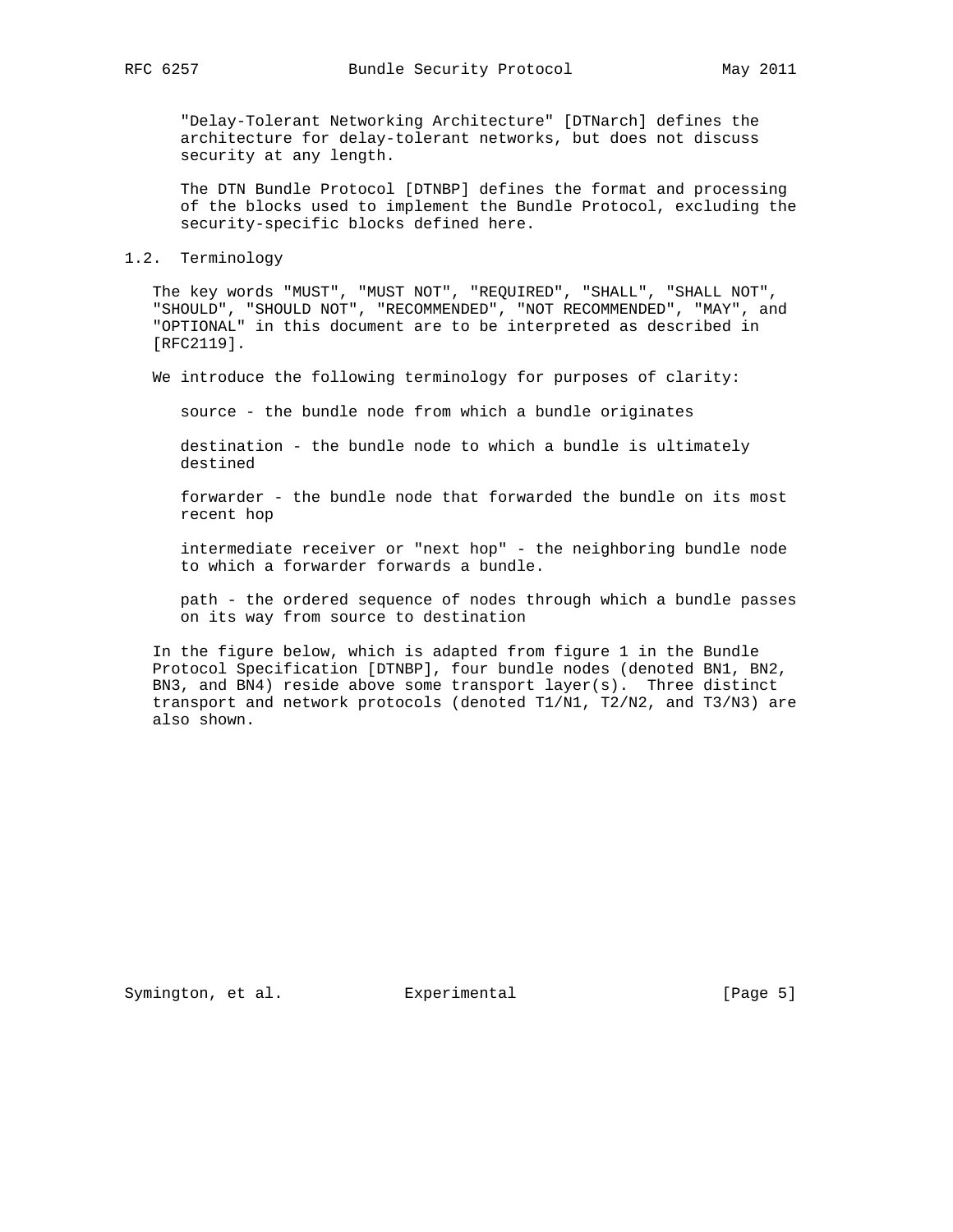"Delay-Tolerant Networking Architecture" [DTNarch] defines the architecture for delay-tolerant networks, but does not discuss security at any length.

The DTN Bundle Protocol [DTNBP] defines the format and processing of the blocks used to implement the Bundle Protocol, excluding the security-specific blocks defined here.

## 1.2. Terminology

The key words "MUST", "MUST NOT", "REQUIRED", "SHALL", "SHALL NOT", "SHOULD", "SHOULD NOT", "RECOMMENDED", "NOT RECOMMENDED", "MAY", and "OPTIONAL" in this document are to be interpreted as described in [RFC2119].

We introduce the following terminology for purposes of clarity:

source - the bundle node from which a bundle originates

destination - the bundle node to which a bundle is ultimately destined

forwarder - the bundle node that forwarded the bundle on its most recent hop

intermediate receiver or "next hop" - the neighboring bundle node to which a forwarder forwards a bundle.

path - the ordered sequence of nodes through which a bundle passes on its way from source to destination

In the figure below, which is adapted from figure 1 in the Bundle Protocol Specification [DTNBP], four bundle nodes (denoted BN1, BN2, BN3, and BN4) reside above some transport layer(s). Three distinct transport and network protocols (denoted T1/N1, T2/N2, and T3/N3) are also shown.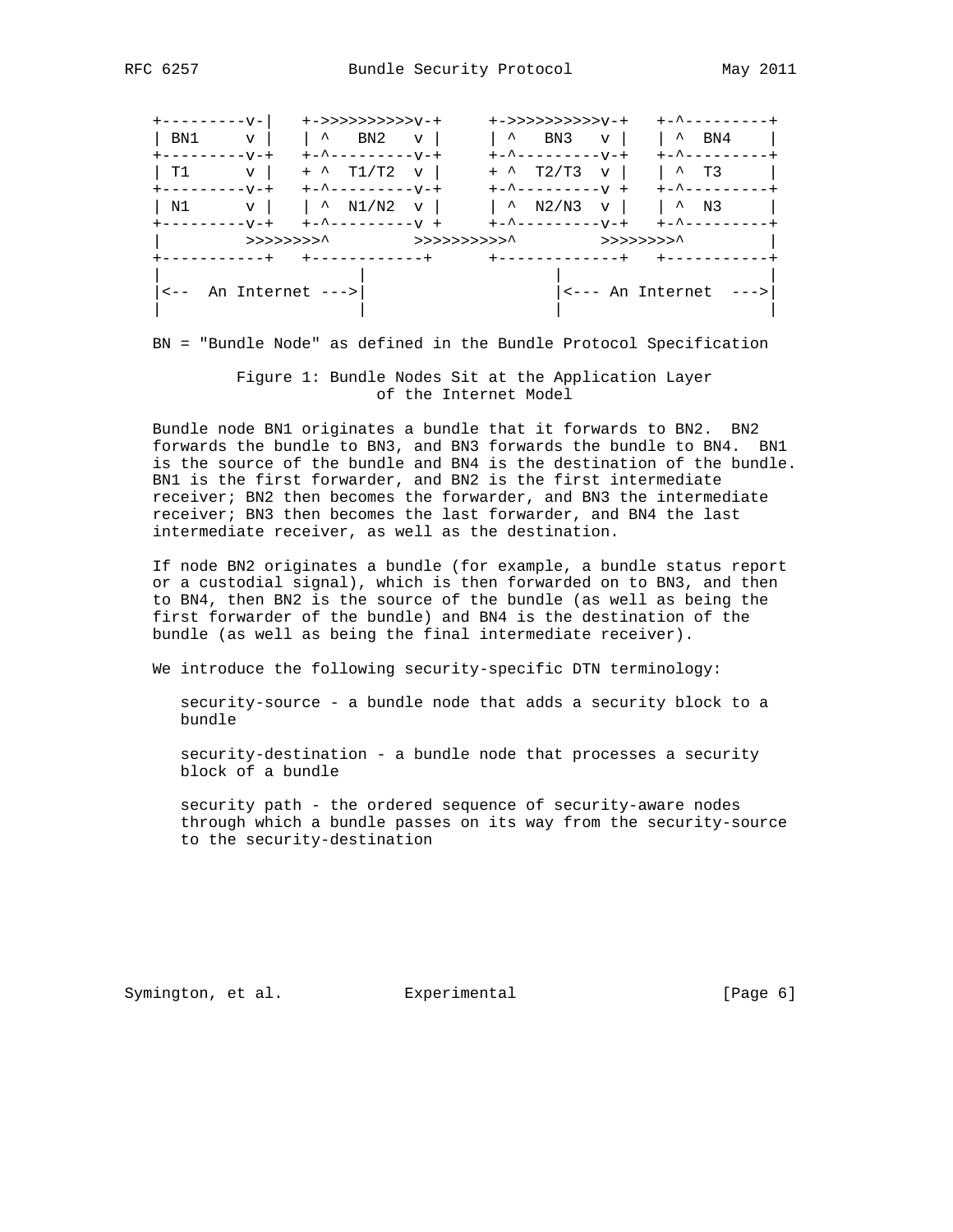```
+---------v-|   +->>>>>>>>>>v-+     +->>>>>>>>>>v-+   +-^---------+
| BN1     v |   | ^   BN2   v |     | ^   BN3   v |   | ^  BN4    |
+---------v-+   +-^---------v-+     +-^---------v-+   +-^---------+
| T1      v |   + ^  T1/T2  v |     + ^  T2/T3  v |   | ^  T3     |
+---------v-+   +-^---------v-+     +-^---------v +   +-^---------+
| N1      v |   | ^  N1/N2  v |     | ^  N2/N3  v |   | ^  N3     |
+---------v-+   +-^---------v +     +-^---------v-+   +-^---------+
|         >>>>>>>>^         >>>>>>>>>>^         >>>>>>>>^         |
+-----------+   +------------+      +-------------+   +-----------+
|                           |                  |                  |
|<--  An Internet --->|                        |<--- An Internet  --->|
|                           |                  |                  |
```

BN = "Bundle Node" as defined in the Bundle Protocol Specification

Figure 1: Bundle Nodes Sit at the Application Layer of the Internet Model

Bundle node BN1 originates a bundle that it forwards to BN2. BN2 forwards the bundle to BN3, and BN3 forwards the bundle to BN4. BN1 is the source of the bundle and BN4 is the destination of the bundle. BN1 is the first forwarder, and BN2 is the first intermediate receiver; BN2 then becomes the forwarder, and BN3 the intermediate receiver; BN3 then becomes the last forwarder, and BN4 the last intermediate receiver, as well as the destination.

If node BN2 originates a bundle (for example, a bundle status report or a custodial signal), which is then forwarded on to BN3, and then to BN4, then BN2 is the source of the bundle (as well as being the first forwarder of the bundle) and BN4 is the destination of the bundle (as well as being the final intermediate receiver).

We introduce the following security-specific DTN terminology:

security-source - a bundle node that adds a security block to a bundle

security-destination - a bundle node that processes a security block of a bundle

security path - the ordered sequence of security-aware nodes through which a bundle passes on its way from the security-source to the security-destination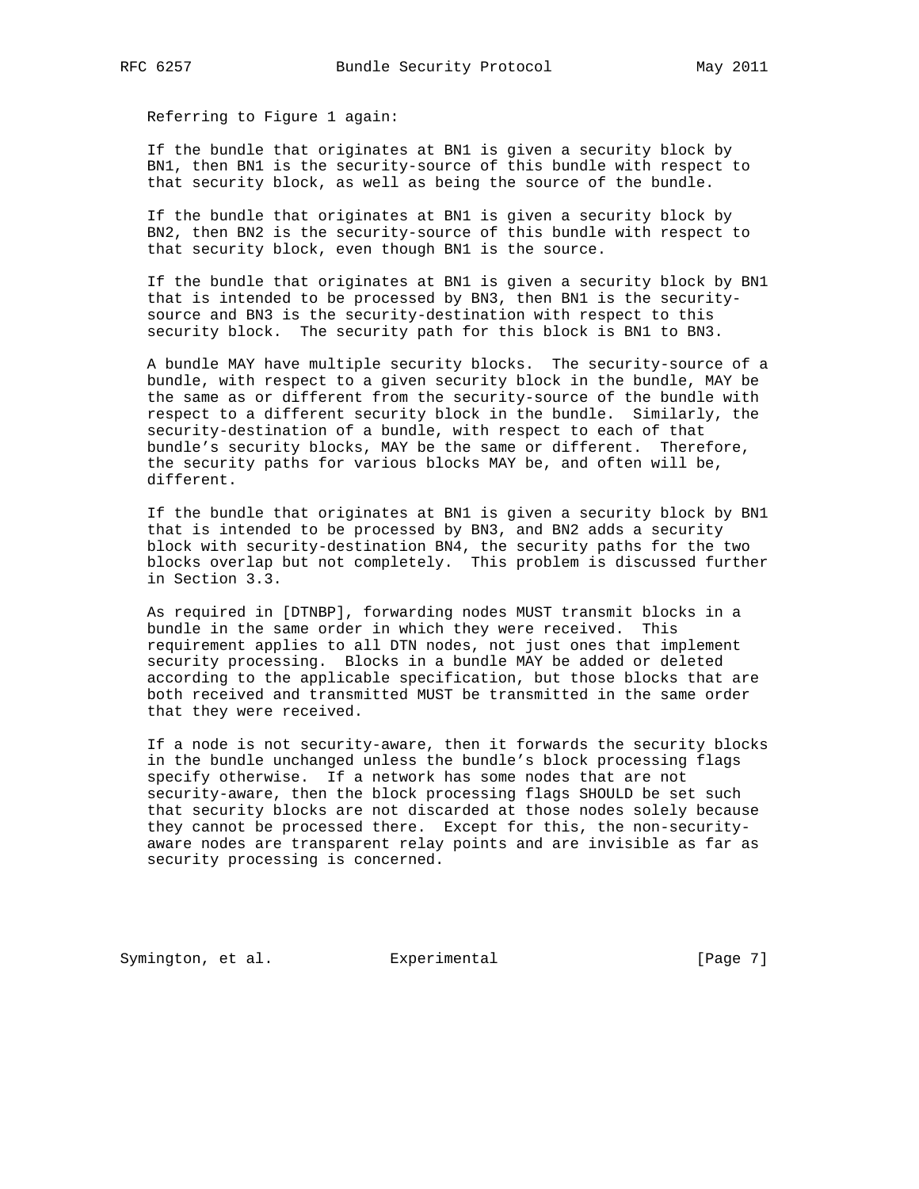Referring to Figure 1 again:

If the bundle that originates at BN1 is given a security block by BN1, then BN1 is the security-source of this bundle with respect to that security block, as well as being the source of the bundle.

If the bundle that originates at BN1 is given a security block by BN2, then BN2 is the security-source of this bundle with respect to that security block, even though BN1 is the source.

If the bundle that originates at BN1 is given a security block by BN1 that is intended to be processed by BN3, then BN1 is the security-source and BN3 is the security-destination with respect to this security block. The security path for this block is BN1 to BN3.

A bundle MAY have multiple security blocks. The security-source of a bundle, with respect to a given security block in the bundle, MAY be the same as or different from the security-source of the bundle with respect to a different security block in the bundle. Similarly, the security-destination of a bundle, with respect to each of that bundle's security blocks, MAY be the same or different. Therefore, the security paths for various blocks MAY be, and often will be, different.

If the bundle that originates at BN1 is given a security block by BN1 that is intended to be processed by BN3, and BN2 adds a security block with security-destination BN4, the security paths for the two blocks overlap but not completely. This problem is discussed further in Section 3.3.

As required in [DTNBP], forwarding nodes MUST transmit blocks in a bundle in the same order in which they were received. This requirement applies to all DTN nodes, not just ones that implement security processing. Blocks in a bundle MAY be added or deleted according to the applicable specification, but those blocks that are both received and transmitted MUST be transmitted in the same order that they were received.

If a node is not security-aware, then it forwards the security blocks in the bundle unchanged unless the bundle's block processing flags specify otherwise. If a network has some nodes that are not security-aware, then the block processing flags SHOULD be set such that security blocks are not discarded at those nodes solely because they cannot be processed there. Except for this, the non-security-aware nodes are transparent relay points and are invisible as far as security processing is concerned.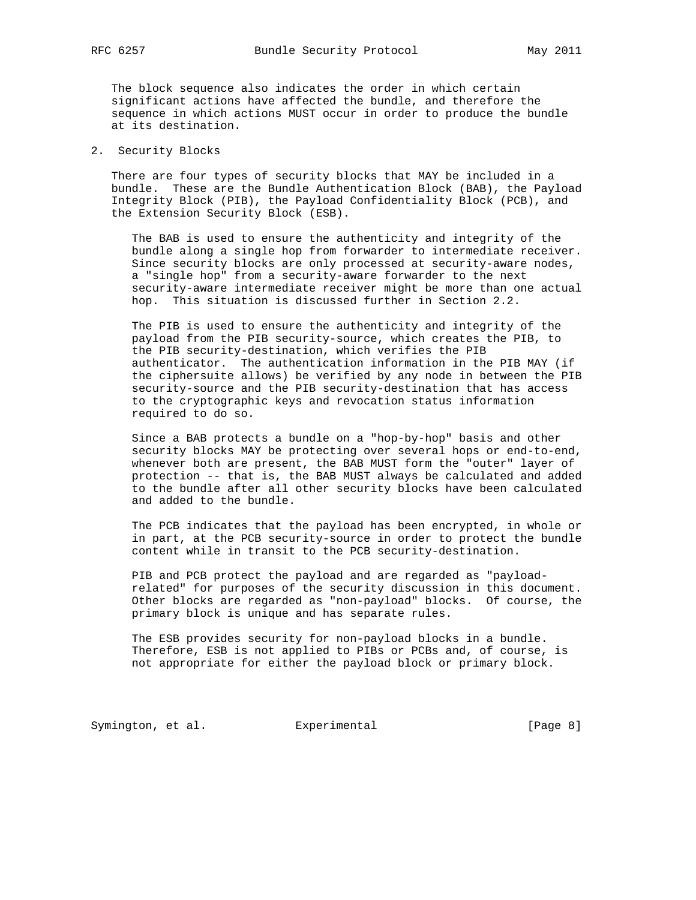The block sequence also indicates the order in which certain significant actions have affected the bundle, and therefore the sequence in which actions MUST occur in order to produce the bundle at its destination.

## 2. Security Blocks

There are four types of security blocks that MAY be included in a bundle. These are the Bundle Authentication Block (BAB), the Payload Integrity Block (PIB), the Payload Confidentiality Block (PCB), and the Extension Security Block (ESB).

The BAB is used to ensure the authenticity and integrity of the bundle along a single hop from forwarder to intermediate receiver. Since security blocks are only processed at security-aware nodes, a "single hop" from a security-aware forwarder to the next security-aware intermediate receiver might be more than one actual hop. This situation is discussed further in Section 2.2.

The PIB is used to ensure the authenticity and integrity of the payload from the PIB security-source, which creates the PIB, to the PIB security-destination, which verifies the PIB authenticator. The authentication information in the PIB MAY (if the ciphersuite allows) be verified by any node in between the PIB security-source and the PIB security-destination that has access to the cryptographic keys and revocation status information required to do so.

Since a BAB protects a bundle on a "hop-by-hop" basis and other security blocks MAY be protecting over several hops or end-to-end, whenever both are present, the BAB MUST form the "outer" layer of protection -- that is, the BAB MUST always be calculated and added to the bundle after all other security blocks have been calculated and added to the bundle.

The PCB indicates that the payload has been encrypted, in whole or in part, at the PCB security-source in order to protect the bundle content while in transit to the PCB security-destination.

PIB and PCB protect the payload and are regarded as "payload-related" for purposes of the security discussion in this document. Other blocks are regarded as "non-payload" blocks. Of course, the primary block is unique and has separate rules.

The ESB provides security for non-payload blocks in a bundle. Therefore, ESB is not applied to PIBs or PCBs and, of course, is not appropriate for either the payload block or primary block.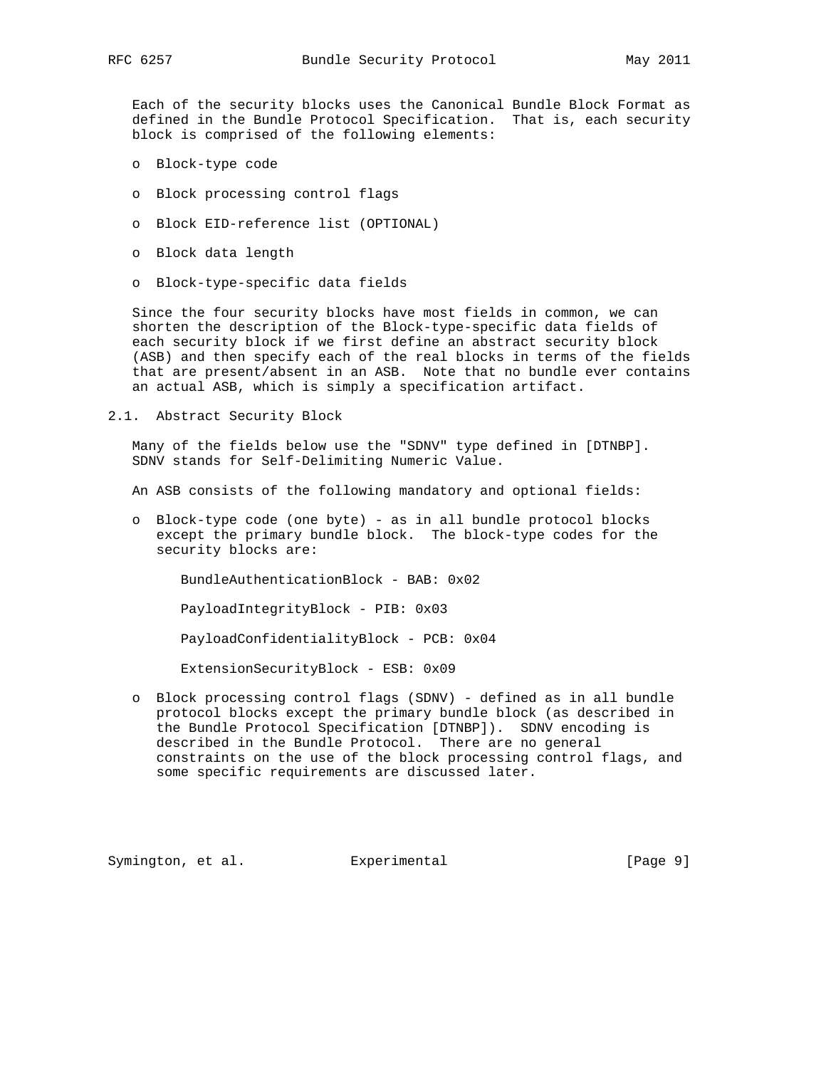Each of the security blocks uses the Canonical Bundle Block Format as defined in the Bundle Protocol Specification. That is, each security block is comprised of the following elements:

- Block-type code
- Block processing control flags
- Block EID-reference list (OPTIONAL)
- Block data length
- Block-type-specific data fields

Since the four security blocks have most fields in common, we can shorten the description of the Block-type-specific data fields of each security block if we first define an abstract security block (ASB) and then specify each of the real blocks in terms of the fields that are present/absent in an ASB. Note that no bundle ever contains an actual ASB, which is simply a specification artifact.

## 2.1. Abstract Security Block

Many of the fields below use the "SDNV" type defined in [DTNBP]. SDNV stands for Self-Delimiting Numeric Value.

An ASB consists of the following mandatory and optional fields:

- Block-type code (one byte) - as in all bundle protocol blocks except the primary bundle block. The block-type codes for the security blocks are:

  BundleAuthenticationBlock - BAB: 0x02

  PayloadIntegrityBlock - PIB: 0x03

  PayloadConfidentialityBlock - PCB: 0x04

  ExtensionSecurityBlock - ESB: 0x09

- Block processing control flags (SDNV) - defined as in all bundle protocol blocks except the primary bundle block (as described in the Bundle Protocol Specification [DTNBP]). SDNV encoding is described in the Bundle Protocol. There are no general constraints on the use of the block processing control flags, and some specific requirements are discussed later.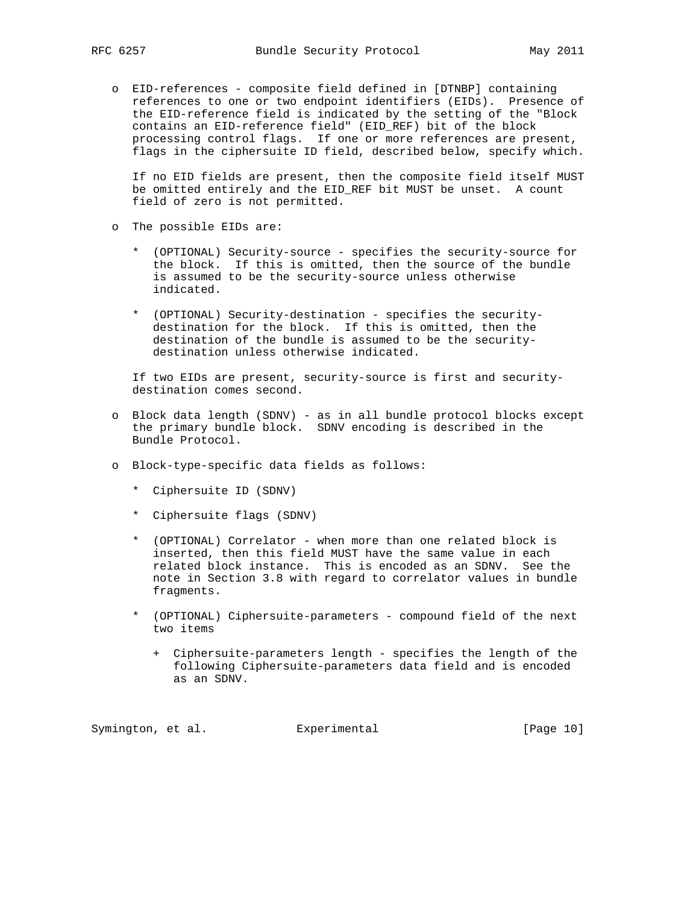- EID-references - composite field defined in [DTNBP] containing references to one or two endpoint identifiers (EIDs). Presence of the EID-reference field is indicated by the setting of the "Block contains an EID-reference field" (EID_REF) bit of the block processing control flags. If one or more references are present, flags in the ciphersuite ID field, described below, specify which.

  If no EID fields are present, then the composite field itself MUST be omitted entirely and the EID_REF bit MUST be unset. A count field of zero is not permitted.

- The possible EIDs are:

  * (OPTIONAL) Security-source - specifies the security-source for the block. If this is omitted, then the source of the bundle is assumed to be the security-source unless otherwise indicated.

  * (OPTIONAL) Security-destination - specifies the security-destination for the block. If this is omitted, then the destination of the bundle is assumed to be the security-destination unless otherwise indicated.

  If two EIDs are present, security-source is first and security-destination comes second.

- Block data length (SDNV) - as in all bundle protocol blocks except the primary bundle block. SDNV encoding is described in the Bundle Protocol.

- Block-type-specific data fields as follows:

  * Ciphersuite ID (SDNV)

  * Ciphersuite flags (SDNV)

  * (OPTIONAL) Correlator - when more than one related block is inserted, then this field MUST have the same value in each related block instance. This is encoded as an SDNV. See the note in Section 3.8 with regard to correlator values in bundle fragments.

  * (OPTIONAL) Ciphersuite-parameters - compound field of the next two items

    + Ciphersuite-parameters length - specifies the length of the following Ciphersuite-parameters data field and is encoded as an SDNV.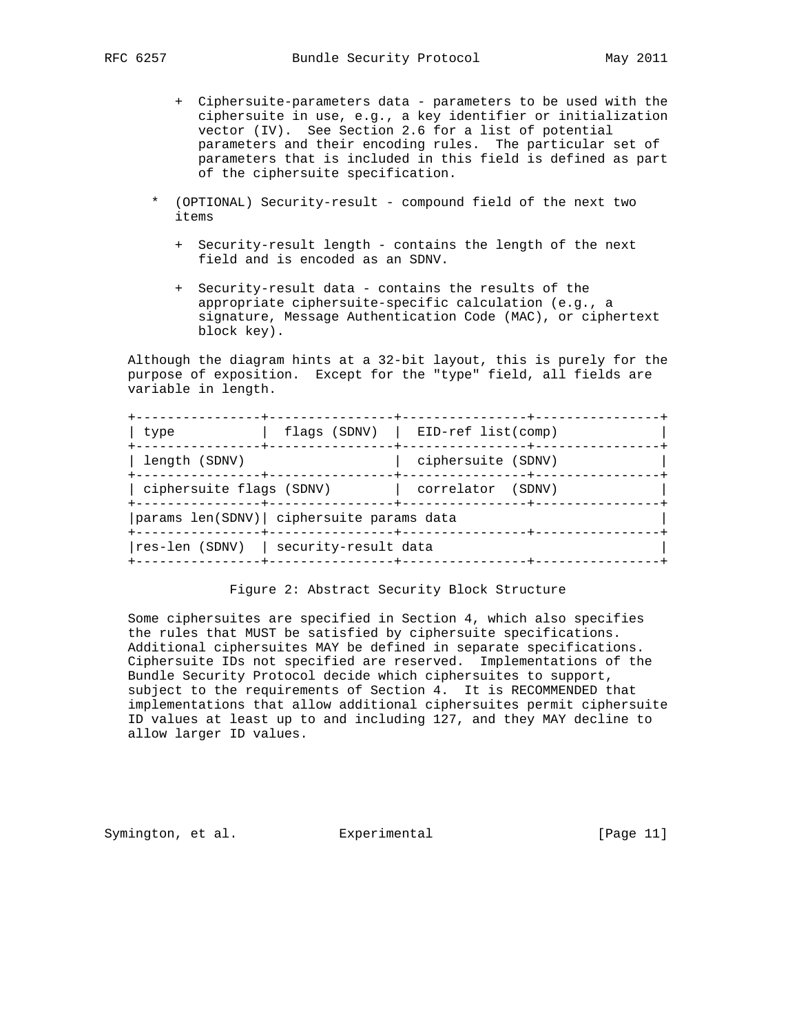+ Ciphersuite-parameters data - parameters to be used with the ciphersuite in use, e.g., a key identifier or initialization vector (IV). See Section 2.6 for a list of potential parameters and their encoding rules. The particular set of parameters that is included in this field is defined as part of the ciphersuite specification.

* (OPTIONAL) Security-result - compound field of the next two items

  + Security-result length - contains the length of the next field and is encoded as an SDNV.

  + Security-result data - contains the results of the appropriate ciphersuite-specific calculation (e.g., a signature, Message Authentication Code (MAC), or ciphertext block key).

Although the diagram hints at a 32-bit layout, this is purely for the purpose of exposition. Except for the "type" field, all fields are variable in length.

```
+----------------+----------------+----------------+----------------+
| type           |  flags (SDNV)  |  EID-ref list(comp)             |
+----------------+----------------+----------------+----------------+
| length (SDNV)                   |  ciphersuite (SDNV)             |
+----------------+----------------+----------------+----------------+
| ciphersuite flags (SDNV)        |  correlator  (SDNV)             |
+----------------+----------------+----------------+----------------+
|params len(SDNV)| ciphersuite params data                          |
+----------------+----------------+----------------+----------------+
|res-len (SDNV)  | security-result data                             |
+----------------+----------------+----------------+----------------+
```

Figure 2: Abstract Security Block Structure

Some ciphersuites are specified in Section 4, which also specifies the rules that MUST be satisfied by ciphersuite specifications. Additional ciphersuites MAY be defined in separate specifications. Ciphersuite IDs not specified are reserved. Implementations of the Bundle Security Protocol decide which ciphersuites to support, subject to the requirements of Section 4. It is RECOMMENDED that implementations that allow additional ciphersuites permit ciphersuite ID values at least up to and including 127, and they MAY decline to allow larger ID values.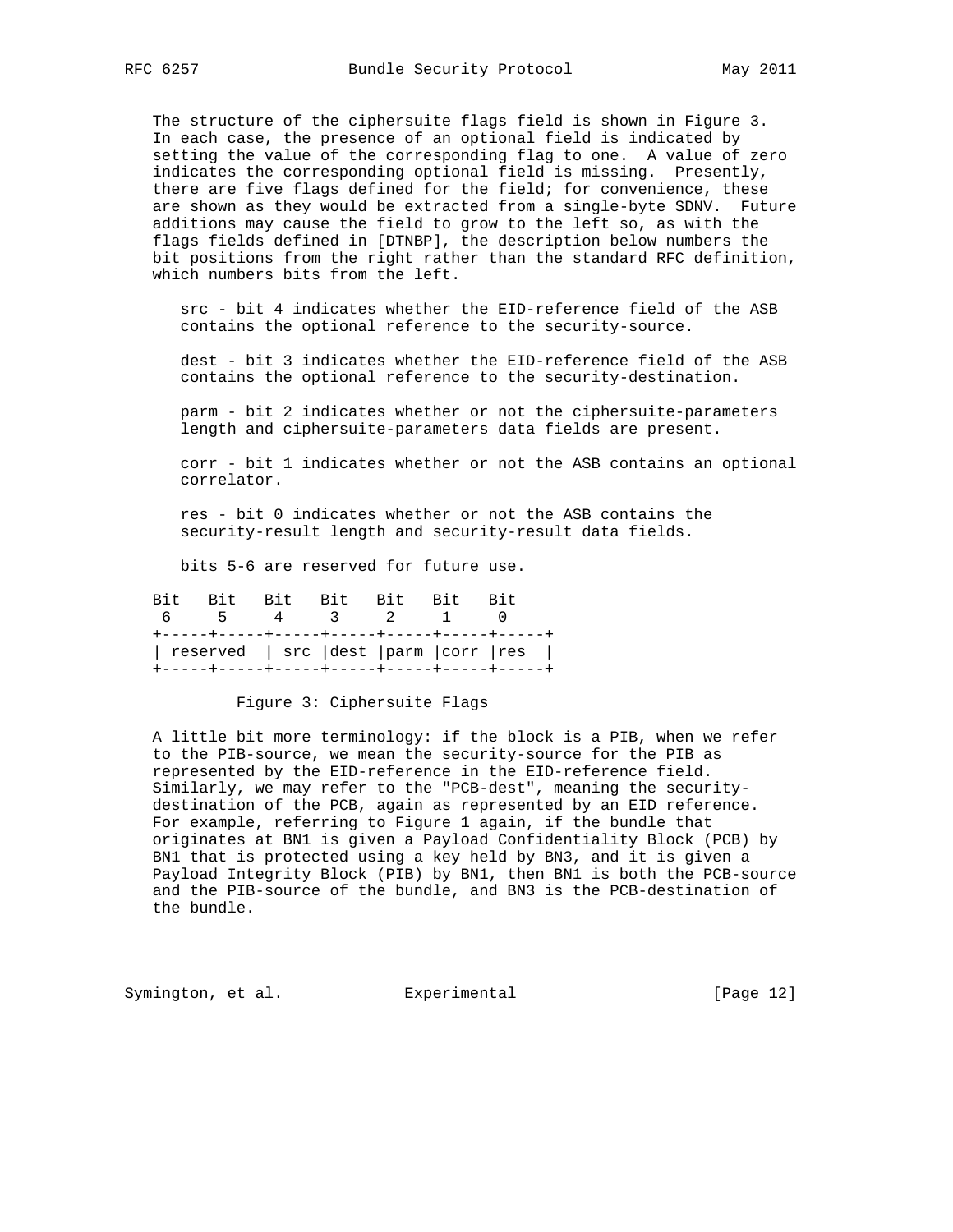The structure of the ciphersuite flags field is shown in Figure 3. In each case, the presence of an optional field is indicated by setting the value of the corresponding flag to one. A value of zero indicates the corresponding optional field is missing. Presently, there are five flags defined for the field; for convenience, these are shown as they would be extracted from a single-byte SDNV. Future additions may cause the field to grow to the left so, as with the flags fields defined in [DTNBP], the description below numbers the bit positions from the right rather than the standard RFC definition, which numbers bits from the left.

src - bit 4 indicates whether the EID-reference field of the ASB contains the optional reference to the security-source.

dest - bit 3 indicates whether the EID-reference field of the ASB contains the optional reference to the security-destination.

parm - bit 2 indicates whether or not the ciphersuite-parameters length and ciphersuite-parameters data fields are present.

corr - bit 1 indicates whether or not the ASB contains an optional correlator.

res - bit 0 indicates whether or not the ASB contains the security-result length and security-result data fields.

bits 5-6 are reserved for future use.

```
Bit   Bit   Bit   Bit   Bit   Bit   Bit
 6     5     4     3     2     1     0
+-----+-----+-----+-----+-----+-----+-----+
| reserved  | src |dest |parm |corr |res  |
+-----+-----+-----+-----+-----+-----+-----+
```

Figure 3: Ciphersuite Flags

A little bit more terminology: if the block is a PIB, when we refer to the PIB-source, we mean the security-source for the PIB as represented by the EID-reference in the EID-reference field. Similarly, we may refer to the "PCB-dest", meaning the security-destination of the PCB, again as represented by an EID reference. For example, referring to Figure 1 again, if the bundle that originates at BN1 is given a Payload Confidentiality Block (PCB) by BN1 that is protected using a key held by BN3, and it is given a Payload Integrity Block (PIB) by BN1, then BN1 is both the PCB-source and the PIB-source of the bundle, and BN3 is the PCB-destination of the bundle.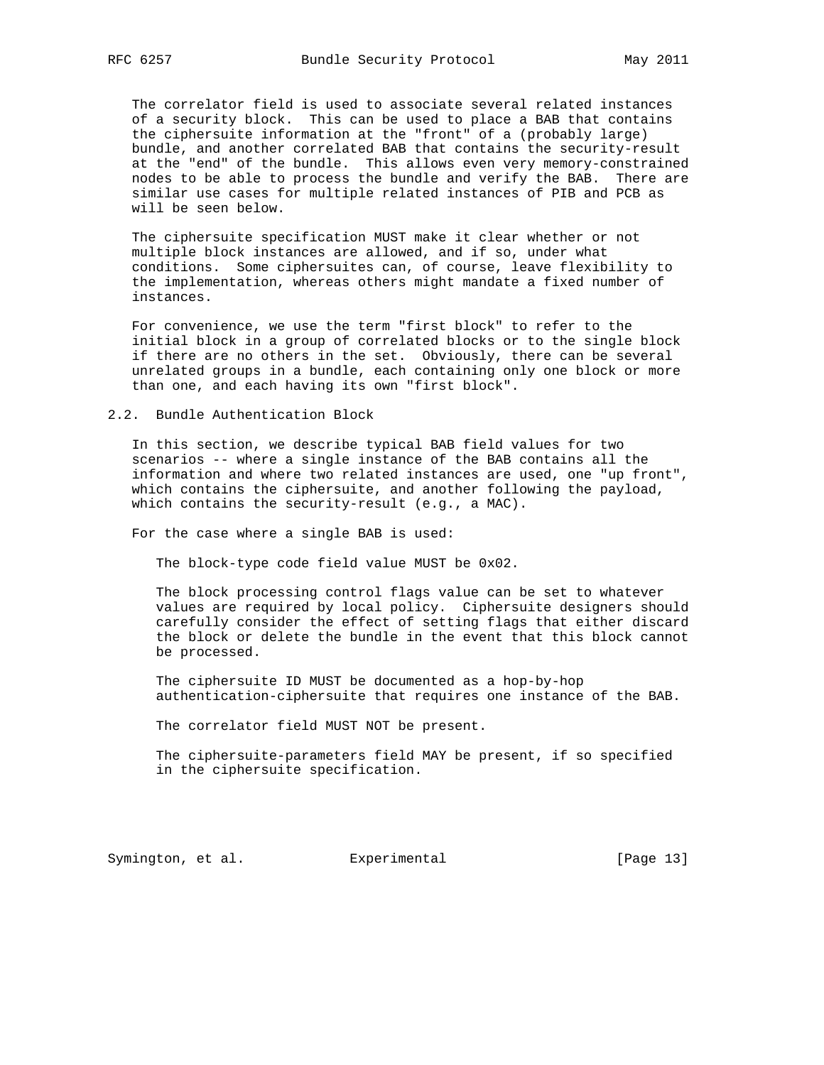The correlator field is used to associate several related instances of a security block. This can be used to place a BAB that contains the ciphersuite information at the "front" of a (probably large) bundle, and another correlated BAB that contains the security-result at the "end" of the bundle. This allows even very memory-constrained nodes to be able to process the bundle and verify the BAB. There are similar use cases for multiple related instances of PIB and PCB as will be seen below.

The ciphersuite specification MUST make it clear whether or not multiple block instances are allowed, and if so, under what conditions. Some ciphersuites can, of course, leave flexibility to the implementation, whereas others might mandate a fixed number of instances.

For convenience, we use the term "first block" to refer to the initial block in a group of correlated blocks or to the single block if there are no others in the set. Obviously, there can be several unrelated groups in a bundle, each containing only one block or more than one, and each having its own "first block".

## 2.2. Bundle Authentication Block

In this section, we describe typical BAB field values for two scenarios -- where a single instance of the BAB contains all the information and where two related instances are used, one "up front", which contains the ciphersuite, and another following the payload, which contains the security-result (e.g., a MAC).

For the case where a single BAB is used:

> The block-type code field value MUST be 0x02.
>
> The block processing control flags value can be set to whatever values are required by local policy. Ciphersuite designers should carefully consider the effect of setting flags that either discard the block or delete the bundle in the event that this block cannot be processed.
>
> The ciphersuite ID MUST be documented as a hop-by-hop authentication-ciphersuite that requires one instance of the BAB.
>
> The correlator field MUST NOT be present.
>
> The ciphersuite-parameters field MAY be present, if so specified in the ciphersuite specification.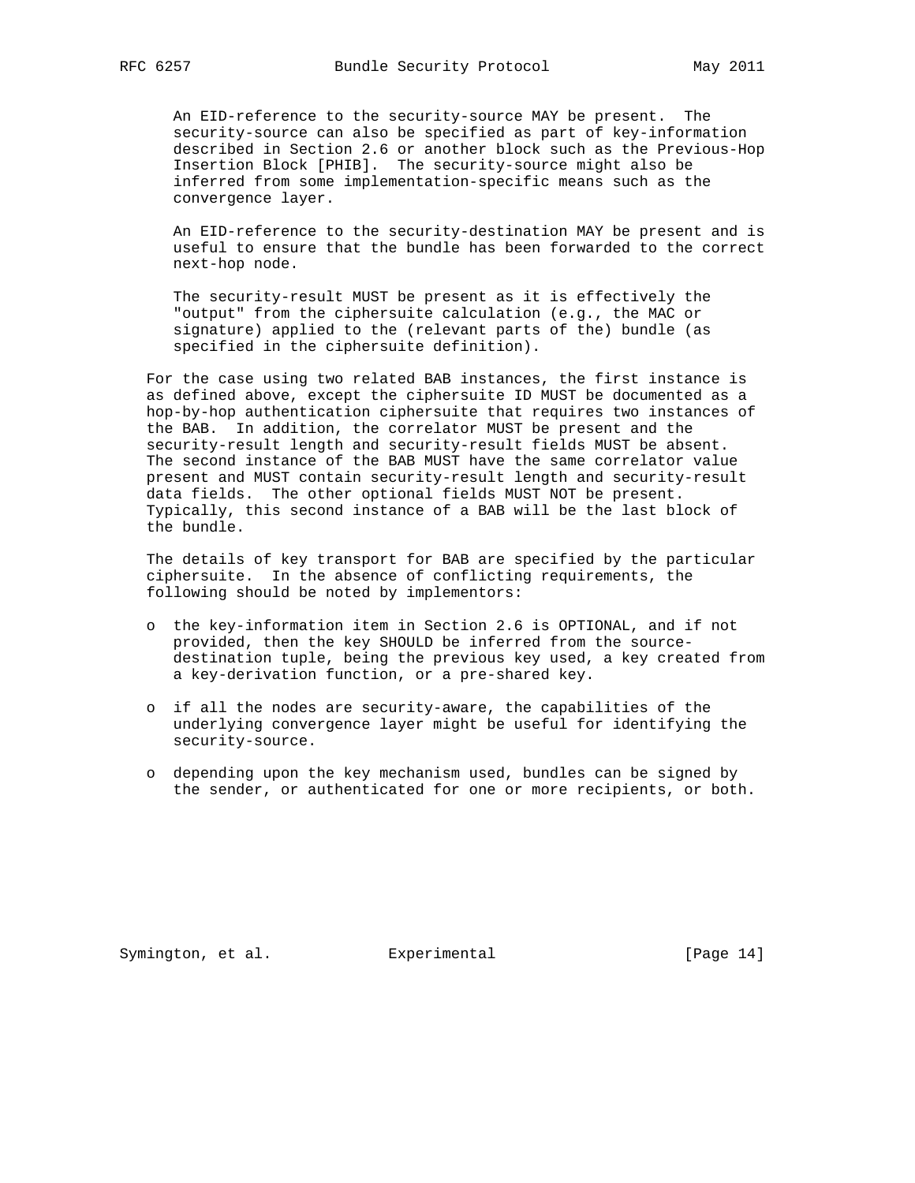An EID-reference to the security-source MAY be present. The security-source can also be specified as part of key-information described in Section 2.6 or another block such as the Previous-Hop Insertion Block [PHIB]. The security-source might also be inferred from some implementation-specific means such as the convergence layer.

An EID-reference to the security-destination MAY be present and is useful to ensure that the bundle has been forwarded to the correct next-hop node.

The security-result MUST be present as it is effectively the "output" from the ciphersuite calculation (e.g., the MAC or signature) applied to the (relevant parts of the) bundle (as specified in the ciphersuite definition).

For the case using two related BAB instances, the first instance is as defined above, except the ciphersuite ID MUST be documented as a hop-by-hop authentication ciphersuite that requires two instances of the BAB. In addition, the correlator MUST be present and the security-result length and security-result fields MUST be absent. The second instance of the BAB MUST have the same correlator value present and MUST contain security-result length and security-result data fields. The other optional fields MUST NOT be present. Typically, this second instance of a BAB will be the last block of the bundle.

The details of key transport for BAB are specified by the particular ciphersuite. In the absence of conflicting requirements, the following should be noted by implementors:

- the key-information item in Section 2.6 is OPTIONAL, and if not provided, then the key SHOULD be inferred from the source-destination tuple, being the previous key used, a key created from a key-derivation function, or a pre-shared key.
- if all the nodes are security-aware, the capabilities of the underlying convergence layer might be useful for identifying the security-source.
- depending upon the key mechanism used, bundles can be signed by the sender, or authenticated for one or more recipients, or both.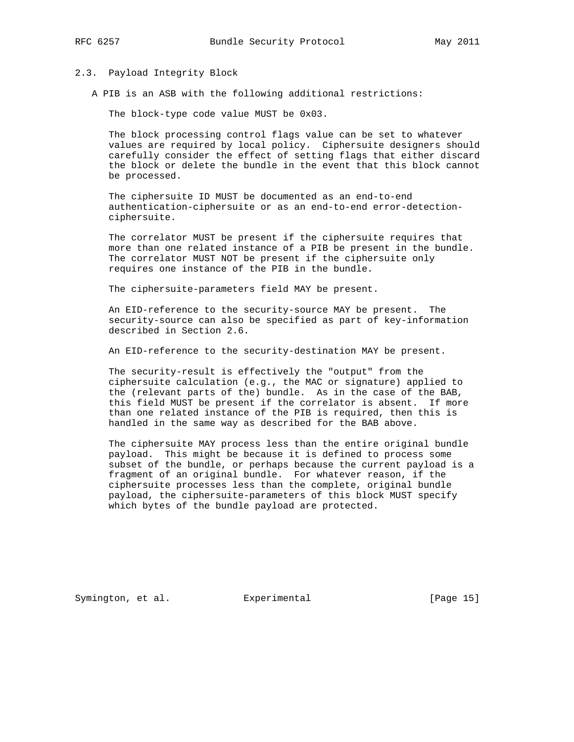### 2.3. Payload Integrity Block

A PIB is an ASB with the following additional restrictions:

The block-type code value MUST be 0x03.

The block processing control flags value can be set to whatever values are required by local policy. Ciphersuite designers should carefully consider the effect of setting flags that either discard the block or delete the bundle in the event that this block cannot be processed.

The ciphersuite ID MUST be documented as an end-to-end authentication-ciphersuite or as an end-to-end error-detection-ciphersuite.

The correlator MUST be present if the ciphersuite requires that more than one related instance of a PIB be present in the bundle. The correlator MUST NOT be present if the ciphersuite only requires one instance of the PIB in the bundle.

The ciphersuite-parameters field MAY be present.

An EID-reference to the security-source MAY be present. The security-source can also be specified as part of key-information described in Section 2.6.

An EID-reference to the security-destination MAY be present.

The security-result is effectively the "output" from the ciphersuite calculation (e.g., the MAC or signature) applied to the (relevant parts of the) bundle. As in the case of the BAB, this field MUST be present if the correlator is absent. If more than one related instance of the PIB is required, then this is handled in the same way as described for the BAB above.

The ciphersuite MAY process less than the entire original bundle payload. This might be because it is defined to process some subset of the bundle, or perhaps because the current payload is a fragment of an original bundle. For whatever reason, if the ciphersuite processes less than the complete, original bundle payload, the ciphersuite-parameters of this block MUST specify which bytes of the bundle payload are protected.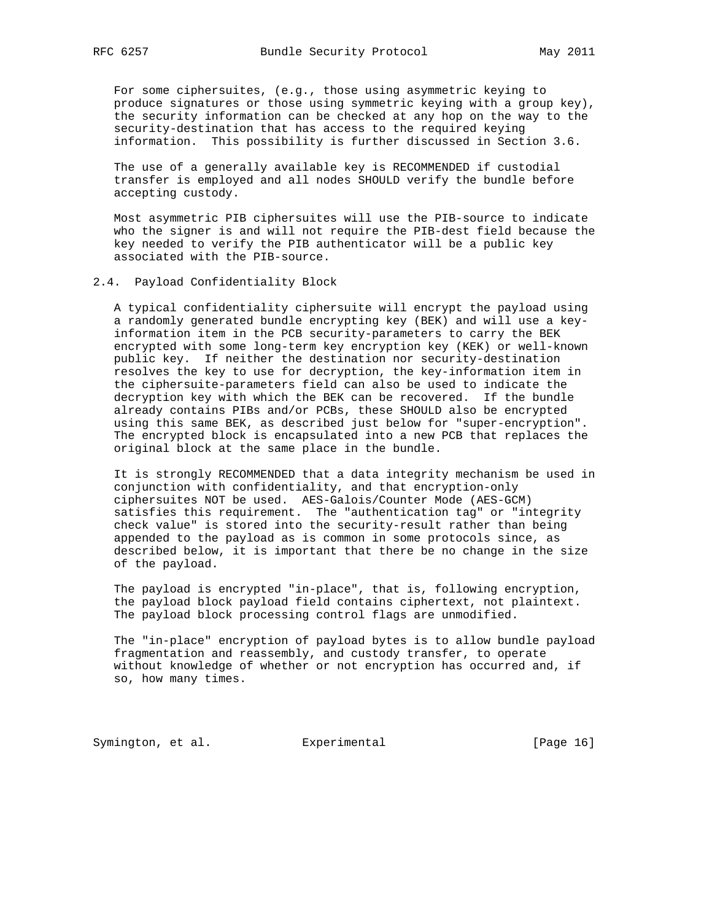For some ciphersuites, (e.g., those using asymmetric keying to produce signatures or those using symmetric keying with a group key), the security information can be checked at any hop on the way to the security-destination that has access to the required keying information. This possibility is further discussed in Section 3.6.

The use of a generally available key is RECOMMENDED if custodial transfer is employed and all nodes SHOULD verify the bundle before accepting custody.

Most asymmetric PIB ciphersuites will use the PIB-source to indicate who the signer is and will not require the PIB-dest field because the key needed to verify the PIB authenticator will be a public key associated with the PIB-source.

## 2.4. Payload Confidentiality Block

A typical confidentiality ciphersuite will encrypt the payload using a randomly generated bundle encrypting key (BEK) and will use a key-information item in the PCB security-parameters to carry the BEK encrypted with some long-term key encryption key (KEK) or well-known public key. If neither the destination nor security-destination resolves the key to use for decryption, the key-information item in the ciphersuite-parameters field can also be used to indicate the decryption key with which the BEK can be recovered. If the bundle already contains PIBs and/or PCBs, these SHOULD also be encrypted using this same BEK, as described just below for "super-encryption". The encrypted block is encapsulated into a new PCB that replaces the original block at the same place in the bundle.

It is strongly RECOMMENDED that a data integrity mechanism be used in conjunction with confidentiality, and that encryption-only ciphersuites NOT be used. AES-Galois/Counter Mode (AES-GCM) satisfies this requirement. The "authentication tag" or "integrity check value" is stored into the security-result rather than being appended to the payload as is common in some protocols since, as described below, it is important that there be no change in the size of the payload.

The payload is encrypted "in-place", that is, following encryption, the payload block payload field contains ciphertext, not plaintext. The payload block processing control flags are unmodified.

The "in-place" encryption of payload bytes is to allow bundle payload fragmentation and reassembly, and custody transfer, to operate without knowledge of whether or not encryption has occurred and, if so, how many times.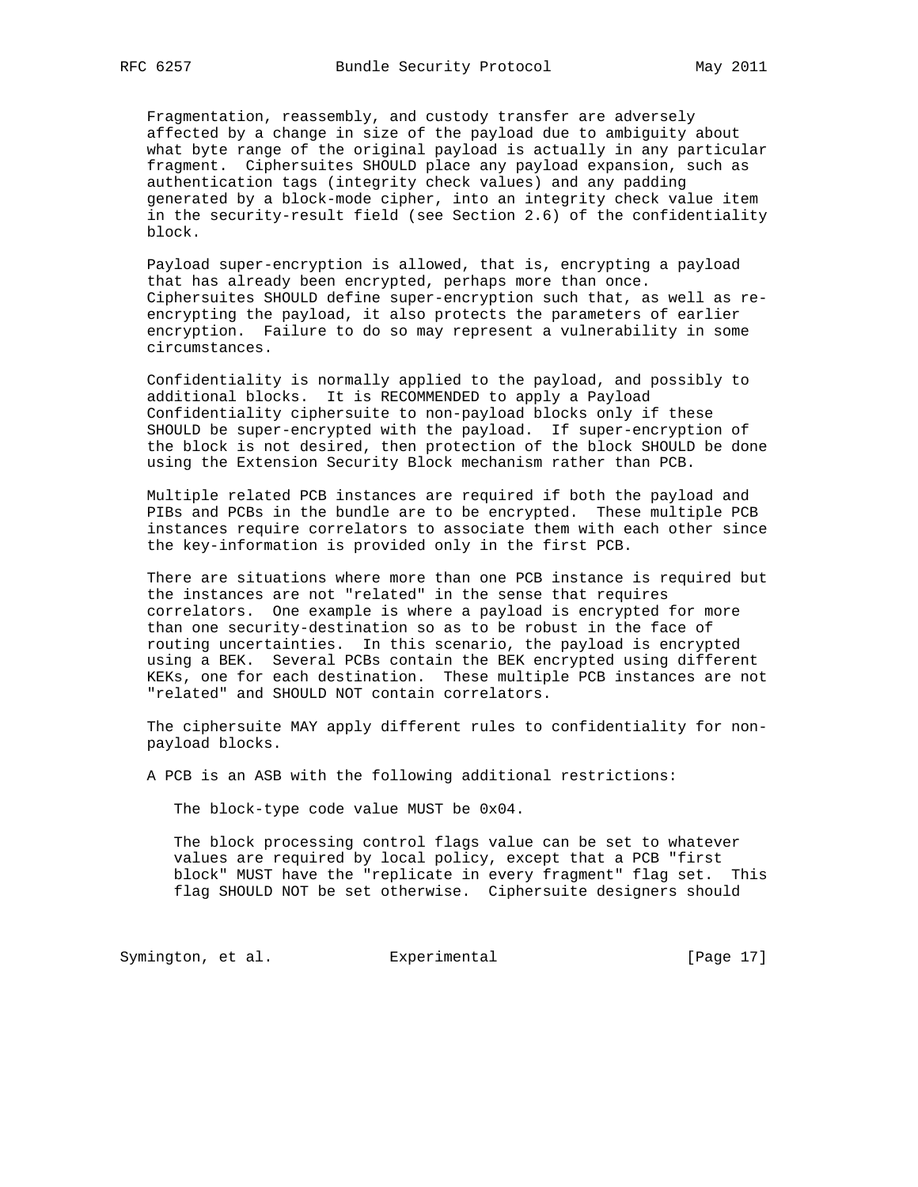Fragmentation, reassembly, and custody transfer are adversely affected by a change in size of the payload due to ambiguity about what byte range of the original payload is actually in any particular fragment. Ciphersuites SHOULD place any payload expansion, such as authentication tags (integrity check values) and any padding generated by a block-mode cipher, into an integrity check value item in the security-result field (see Section 2.6) of the confidentiality block.

Payload super-encryption is allowed, that is, encrypting a payload that has already been encrypted, perhaps more than once. Ciphersuites SHOULD define super-encryption such that, as well as re-encrypting the payload, it also protects the parameters of earlier encryption. Failure to do so may represent a vulnerability in some circumstances.

Confidentiality is normally applied to the payload, and possibly to additional blocks. It is RECOMMENDED to apply a Payload Confidentiality ciphersuite to non-payload blocks only if these SHOULD be super-encrypted with the payload. If super-encryption of the block is not desired, then protection of the block SHOULD be done using the Extension Security Block mechanism rather than PCB.

Multiple related PCB instances are required if both the payload and PIBs and PCBs in the bundle are to be encrypted. These multiple PCB instances require correlators to associate them with each other since the key-information is provided only in the first PCB.

There are situations where more than one PCB instance is required but the instances are not "related" in the sense that requires correlators. One example is where a payload is encrypted for more than one security-destination so as to be robust in the face of routing uncertainties. In this scenario, the payload is encrypted using a BEK. Several PCBs contain the BEK encrypted using different KEKs, one for each destination. These multiple PCB instances are not "related" and SHOULD NOT contain correlators.

The ciphersuite MAY apply different rules to confidentiality for non-payload blocks.

A PCB is an ASB with the following additional restrictions:

> The block-type code value MUST be 0x04.
>
> The block processing control flags value can be set to whatever values are required by local policy, except that a PCB "first block" MUST have the "replicate in every fragment" flag set. This flag SHOULD NOT be set otherwise. Ciphersuite designers should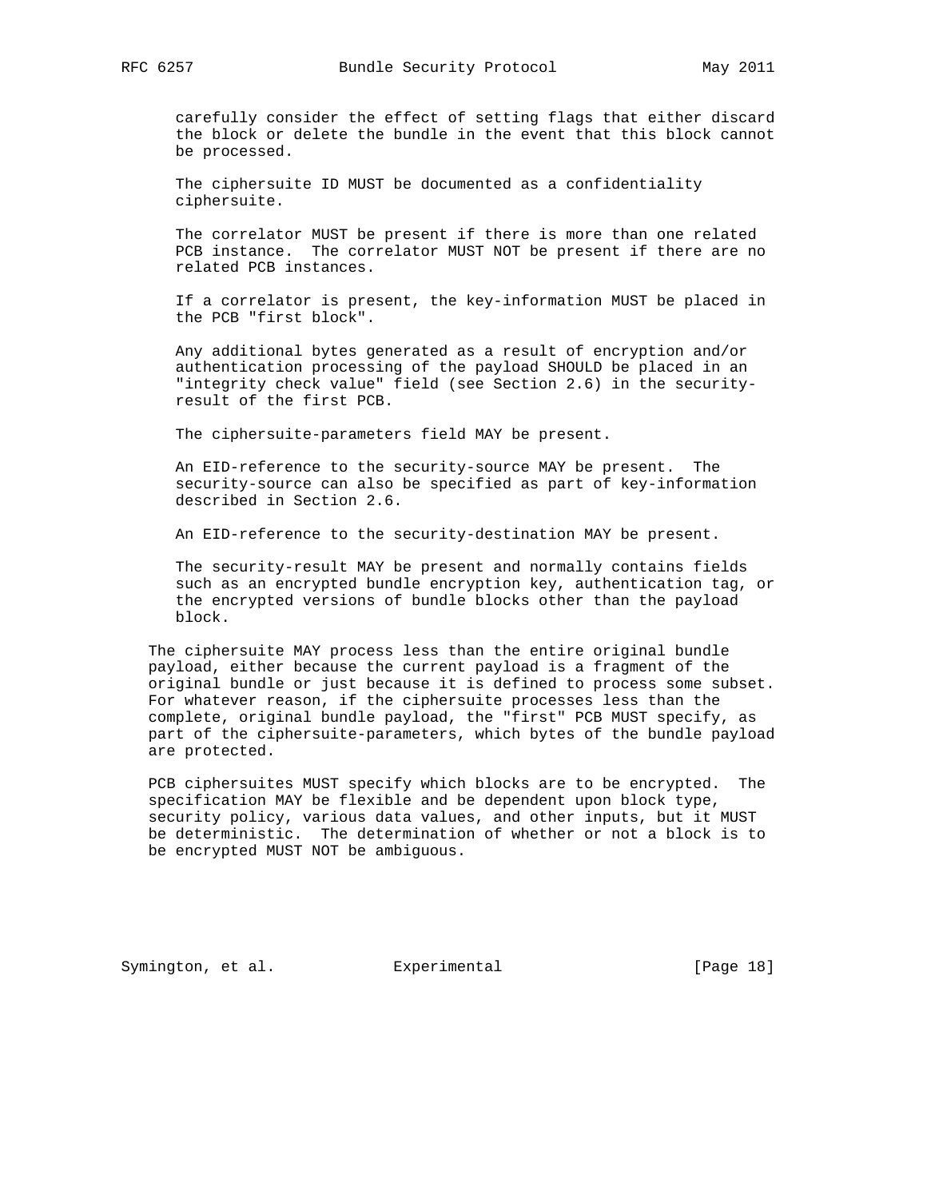carefully consider the effect of setting flags that either discard the block or delete the bundle in the event that this block cannot be processed.

The ciphersuite ID MUST be documented as a confidentiality ciphersuite.

The correlator MUST be present if there is more than one related PCB instance. The correlator MUST NOT be present if there are no related PCB instances.

If a correlator is present, the key-information MUST be placed in the PCB "first block".

Any additional bytes generated as a result of encryption and/or authentication processing of the payload SHOULD be placed in an "integrity check value" field (see Section 2.6) in the security-result of the first PCB.

The ciphersuite-parameters field MAY be present.

An EID-reference to the security-source MAY be present. The security-source can also be specified as part of key-information described in Section 2.6.

An EID-reference to the security-destination MAY be present.

The security-result MAY be present and normally contains fields such as an encrypted bundle encryption key, authentication tag, or the encrypted versions of bundle blocks other than the payload block.

The ciphersuite MAY process less than the entire original bundle payload, either because the current payload is a fragment of the original bundle or just because it is defined to process some subset. For whatever reason, if the ciphersuite processes less than the complete, original bundle payload, the "first" PCB MUST specify, as part of the ciphersuite-parameters, which bytes of the bundle payload are protected.

PCB ciphersuites MUST specify which blocks are to be encrypted. The specification MAY be flexible and be dependent upon block type, security policy, various data values, and other inputs, but it MUST be deterministic. The determination of whether or not a block is to be encrypted MUST NOT be ambiguous.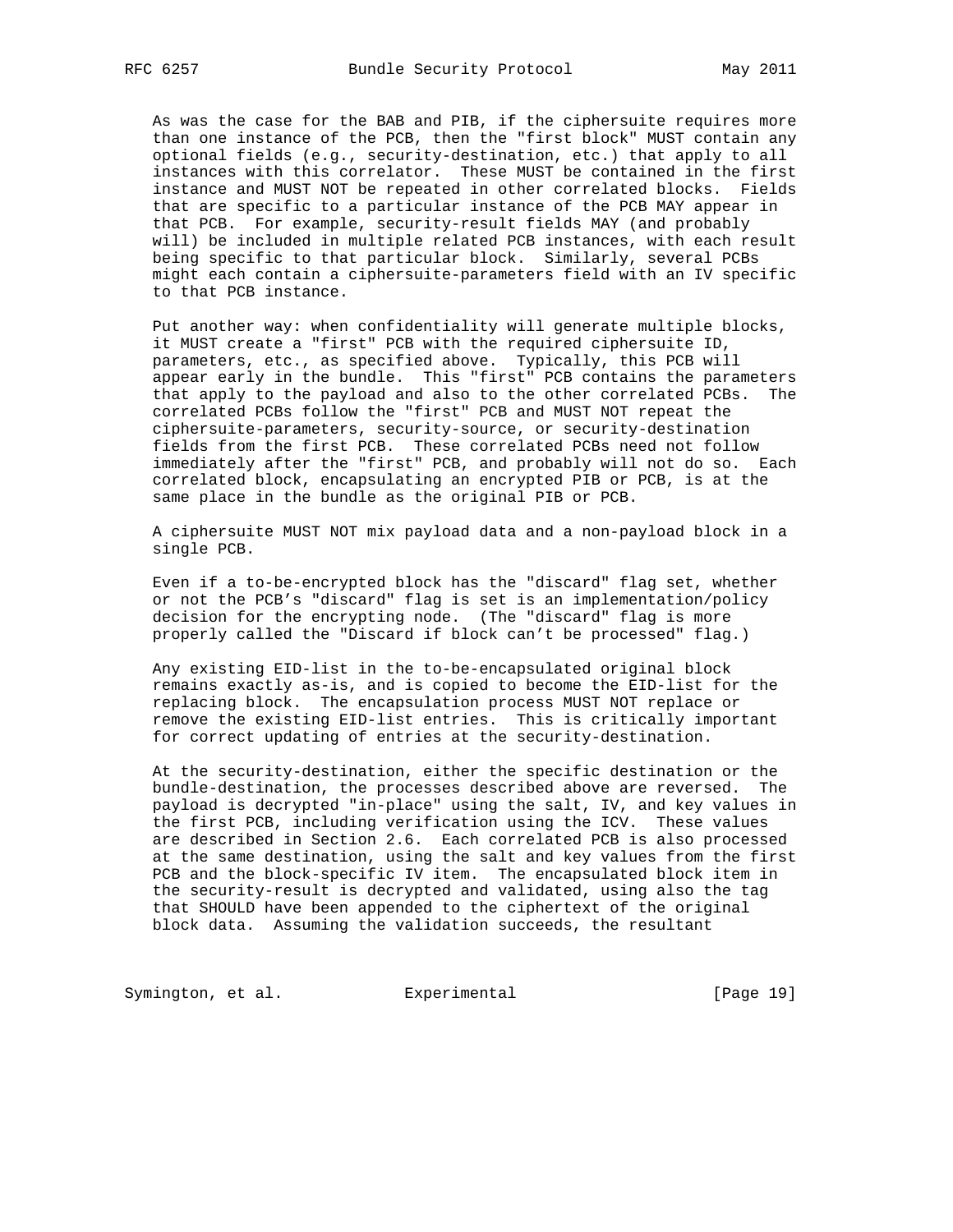As was the case for the BAB and PIB, if the ciphersuite requires more than one instance of the PCB, then the "first block" MUST contain any optional fields (e.g., security-destination, etc.) that apply to all instances with this correlator. These MUST be contained in the first instance and MUST NOT be repeated in other correlated blocks. Fields that are specific to a particular instance of the PCB MAY appear in that PCB. For example, security-result fields MAY (and probably will) be included in multiple related PCB instances, with each result being specific to that particular block. Similarly, several PCBs might each contain a ciphersuite-parameters field with an IV specific to that PCB instance.

Put another way: when confidentiality will generate multiple blocks, it MUST create a "first" PCB with the required ciphersuite ID, parameters, etc., as specified above. Typically, this PCB will appear early in the bundle. This "first" PCB contains the parameters that apply to the payload and also to the other correlated PCBs. The correlated PCBs follow the "first" PCB and MUST NOT repeat the ciphersuite-parameters, security-source, or security-destination fields from the first PCB. These correlated PCBs need not follow immediately after the "first" PCB, and probably will not do so. Each correlated block, encapsulating an encrypted PIB or PCB, is at the same place in the bundle as the original PIB or PCB.

A ciphersuite MUST NOT mix payload data and a non-payload block in a single PCB.

Even if a to-be-encrypted block has the "discard" flag set, whether or not the PCB's "discard" flag is set is an implementation/policy decision for the encrypting node. (The "discard" flag is more properly called the "Discard if block can't be processed" flag.)

Any existing EID-list in the to-be-encapsulated original block remains exactly as-is, and is copied to become the EID-list for the replacing block. The encapsulation process MUST NOT replace or remove the existing EID-list entries. This is critically important for correct updating of entries at the security-destination.

At the security-destination, either the specific destination or the bundle-destination, the processes described above are reversed. The payload is decrypted "in-place" using the salt, IV, and key values in the first PCB, including verification using the ICV. These values are described in Section 2.6. Each correlated PCB is also processed at the same destination, using the salt and key values from the first PCB and the block-specific IV item. The encapsulated block item in the security-result is decrypted and validated, using also the tag that SHOULD have been appended to the ciphertext of the original block data. Assuming the validation succeeds, the resultant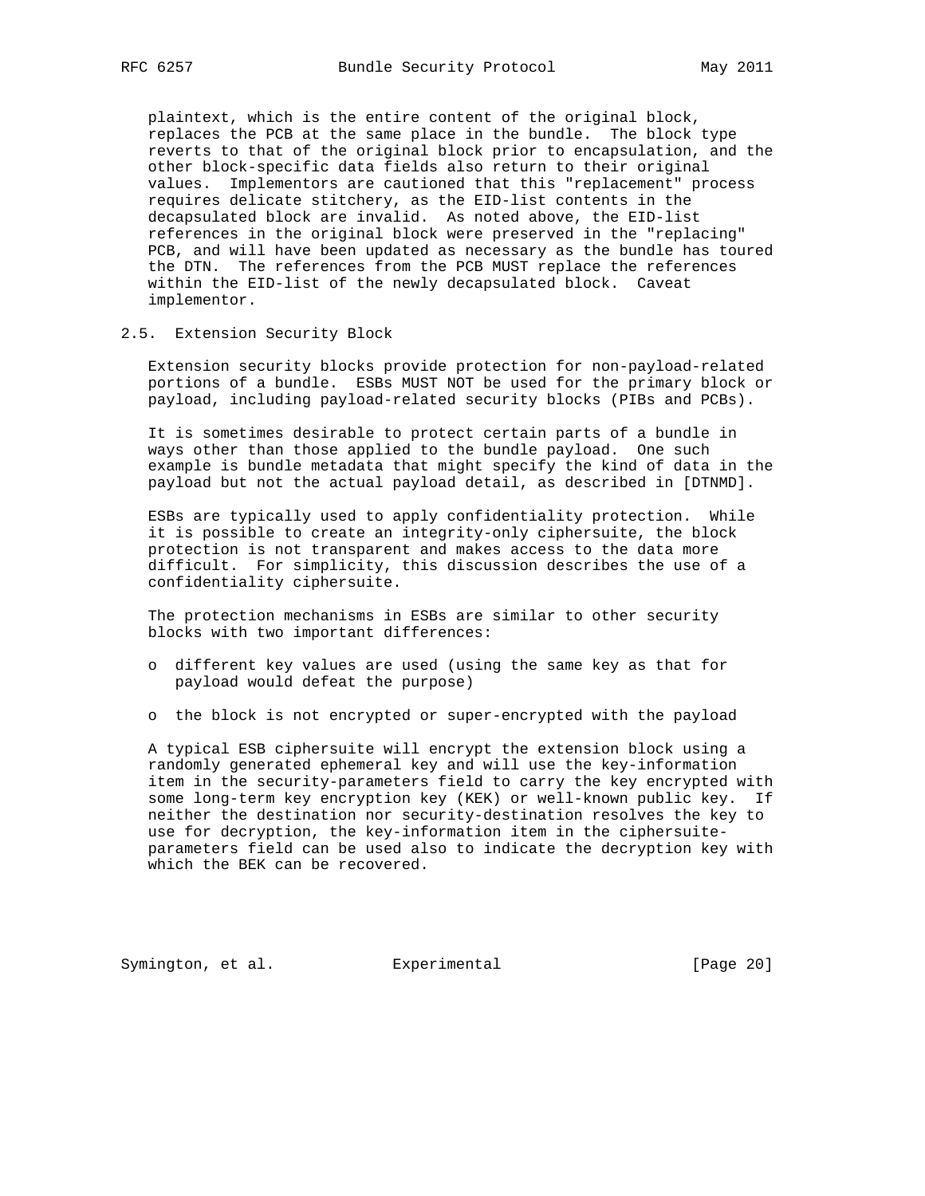plaintext, which is the entire content of the original block, replaces the PCB at the same place in the bundle. The block type reverts to that of the original block prior to encapsulation, and the other block-specific data fields also return to their original values. Implementors are cautioned that this "replacement" process requires delicate stitchery, as the EID-list contents in the decapsulated block are invalid. As noted above, the EID-list references in the original block were preserved in the "replacing" PCB, and will have been updated as necessary as the bundle has toured the DTN. The references from the PCB MUST replace the references within the EID-list of the newly decapsulated block. Caveat implementor.

## 2.5. Extension Security Block

Extension security blocks provide protection for non-payload-related portions of a bundle. ESBs MUST NOT be used for the primary block or payload, including payload-related security blocks (PIBs and PCBs).

It is sometimes desirable to protect certain parts of a bundle in ways other than those applied to the bundle payload. One such example is bundle metadata that might specify the kind of data in the payload but not the actual payload detail, as described in [DTNMD].

ESBs are typically used to apply confidentiality protection. While it is possible to create an integrity-only ciphersuite, the block protection is not transparent and makes access to the data more difficult. For simplicity, this discussion describes the use of a confidentiality ciphersuite.

The protection mechanisms in ESBs are similar to other security blocks with two important differences:

- different key values are used (using the same key as that for payload would defeat the purpose)
- the block is not encrypted or super-encrypted with the payload

A typical ESB ciphersuite will encrypt the extension block using a randomly generated ephemeral key and will use the key-information item in the security-parameters field to carry the key encrypted with some long-term key encryption key (KEK) or well-known public key. If neither the destination nor security-destination resolves the key to use for decryption, the key-information item in the ciphersuite-parameters field can be used also to indicate the decryption key with which the BEK can be recovered.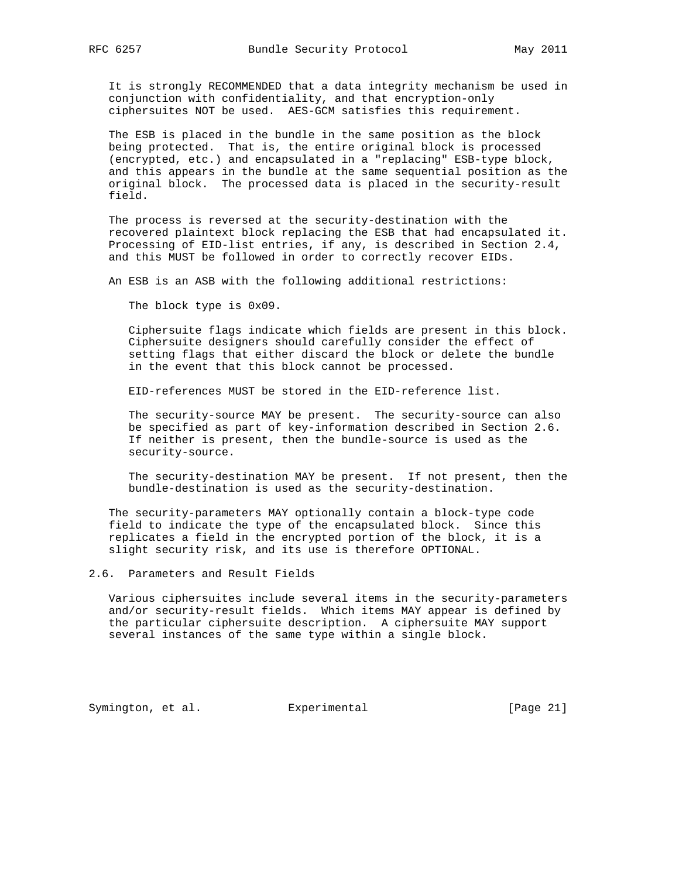It is strongly RECOMMENDED that a data integrity mechanism be used in conjunction with confidentiality, and that encryption-only ciphersuites NOT be used. AES-GCM satisfies this requirement.

The ESB is placed in the bundle in the same position as the block being protected. That is, the entire original block is processed (encrypted, etc.) and encapsulated in a "replacing" ESB-type block, and this appears in the bundle at the same sequential position as the original block. The processed data is placed in the security-result field.

The process is reversed at the security-destination with the recovered plaintext block replacing the ESB that had encapsulated it. Processing of EID-list entries, if any, is described in Section 2.4, and this MUST be followed in order to correctly recover EIDs.

An ESB is an ASB with the following additional restrictions:

> The block type is 0x09.
>
> Ciphersuite flags indicate which fields are present in this block. Ciphersuite designers should carefully consider the effect of setting flags that either discard the block or delete the bundle in the event that this block cannot be processed.
>
> EID-references MUST be stored in the EID-reference list.
>
> The security-source MAY be present. The security-source can also be specified as part of key-information described in Section 2.6. If neither is present, then the bundle-source is used as the security-source.
>
> The security-destination MAY be present. If not present, then the bundle-destination is used as the security-destination.

The security-parameters MAY optionally contain a block-type code field to indicate the type of the encapsulated block. Since this replicates a field in the encrypted portion of the block, it is a slight security risk, and its use is therefore OPTIONAL.

## 2.6. Parameters and Result Fields

Various ciphersuites include several items in the security-parameters and/or security-result fields. Which items MAY appear is defined by the particular ciphersuite description. A ciphersuite MAY support several instances of the same type within a single block.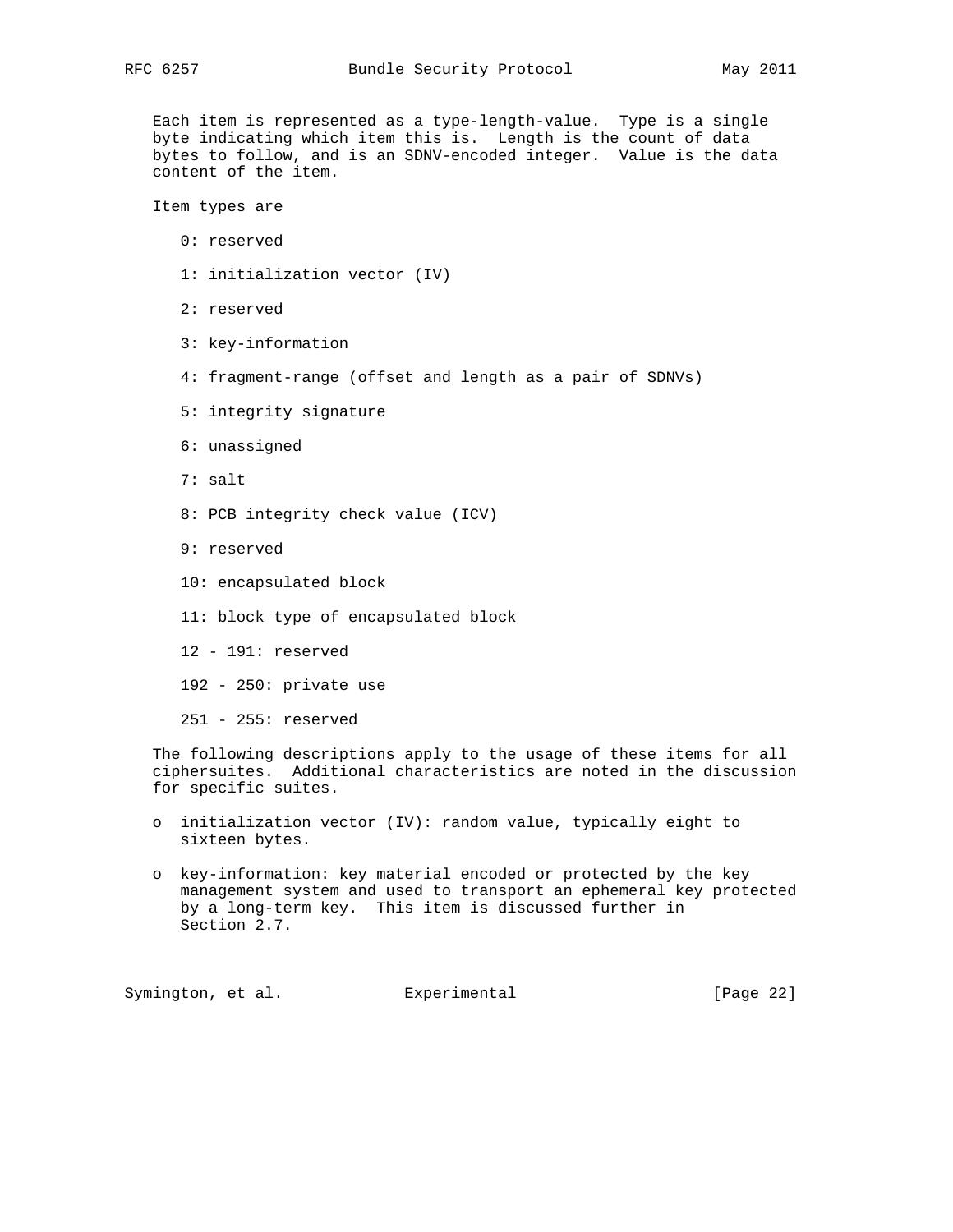Each item is represented as a type-length-value. Type is a single byte indicating which item this is. Length is the count of data bytes to follow, and is an SDNV-encoded integer. Value is the data content of the item.

Item types are

0: reserved

1: initialization vector (IV)

2: reserved

3: key-information

4: fragment-range (offset and length as a pair of SDNVs)

5: integrity signature

6: unassigned

7: salt

8: PCB integrity check value (ICV)

9: reserved

10: encapsulated block

11: block type of encapsulated block

12 - 191: reserved

192 - 250: private use

251 - 255: reserved

The following descriptions apply to the usage of these items for all ciphersuites. Additional characteristics are noted in the discussion for specific suites.

- initialization vector (IV): random value, typically eight to sixteen bytes.
- key-information: key material encoded or protected by the key management system and used to transport an ephemeral key protected by a long-term key. This item is discussed further in Section 2.7.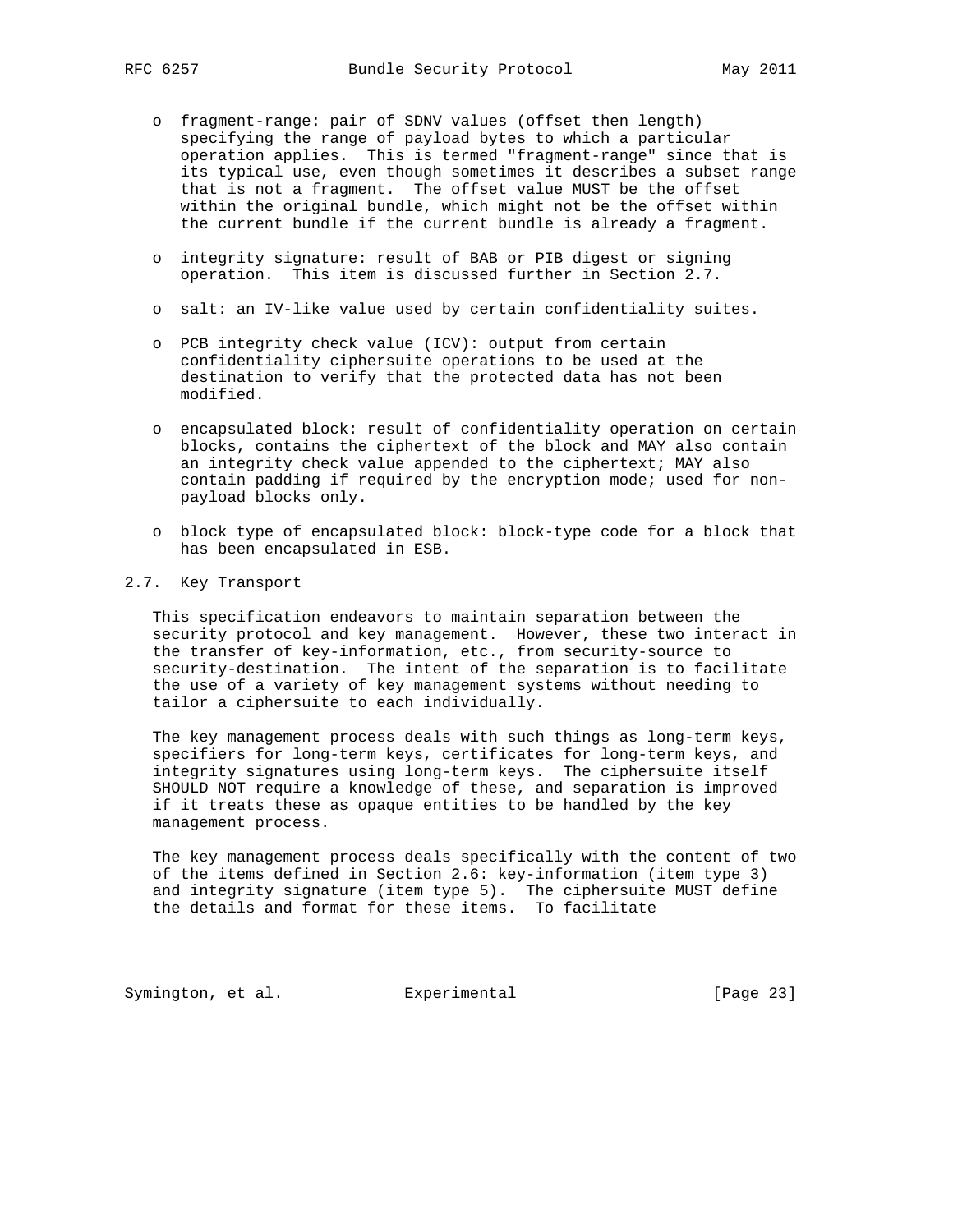- fragment-range: pair of SDNV values (offset then length) specifying the range of payload bytes to which a particular operation applies. This is termed "fragment-range" since that is its typical use, even though sometimes it describes a subset range that is not a fragment. The offset value MUST be the offset within the original bundle, which might not be the offset within the current bundle if the current bundle is already a fragment.

- integrity signature: result of BAB or PIB digest or signing operation. This item is discussed further in Section 2.7.

- salt: an IV-like value used by certain confidentiality suites.

- PCB integrity check value (ICV): output from certain confidentiality ciphersuite operations to be used at the destination to verify that the protected data has not been modified.

- encapsulated block: result of confidentiality operation on certain blocks, contains the ciphertext of the block and MAY also contain an integrity check value appended to the ciphertext; MAY also contain padding if required by the encryption mode; used for non-payload blocks only.

- block type of encapsulated block: block-type code for a block that has been encapsulated in ESB.

## 2.7. Key Transport

This specification endeavors to maintain separation between the security protocol and key management. However, these two interact in the transfer of key-information, etc., from security-source to security-destination. The intent of the separation is to facilitate the use of a variety of key management systems without needing to tailor a ciphersuite to each individually.

The key management process deals with such things as long-term keys, specifiers for long-term keys, certificates for long-term keys, and integrity signatures using long-term keys. The ciphersuite itself SHOULD NOT require a knowledge of these, and separation is improved if it treats these as opaque entities to be handled by the key management process.

The key management process deals specifically with the content of two of the items defined in Section 2.6: key-information (item type 3) and integrity signature (item type 5). The ciphersuite MUST define the details and format for these items. To facilitate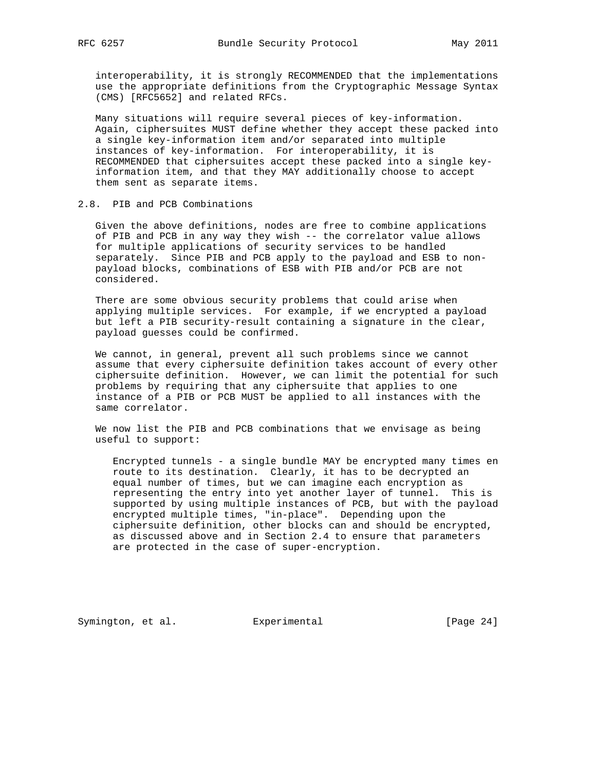interoperability, it is strongly RECOMMENDED that the implementations use the appropriate definitions from the Cryptographic Message Syntax (CMS) [RFC5652] and related RFCs.

Many situations will require several pieces of key-information. Again, ciphersuites MUST define whether they accept these packed into a single key-information item and/or separated into multiple instances of key-information. For interoperability, it is RECOMMENDED that ciphersuites accept these packed into a single key-information item, and that they MAY additionally choose to accept them sent as separate items.

## 2.8. PIB and PCB Combinations

Given the above definitions, nodes are free to combine applications of PIB and PCB in any way they wish -- the correlator value allows for multiple applications of security services to be handled separately. Since PIB and PCB apply to the payload and ESB to non-payload blocks, combinations of ESB with PIB and/or PCB are not considered.

There are some obvious security problems that could arise when applying multiple services. For example, if we encrypted a payload but left a PIB security-result containing a signature in the clear, payload guesses could be confirmed.

We cannot, in general, prevent all such problems since we cannot assume that every ciphersuite definition takes account of every other ciphersuite definition. However, we can limit the potential for such problems by requiring that any ciphersuite that applies to one instance of a PIB or PCB MUST be applied to all instances with the same correlator.

We now list the PIB and PCB combinations that we envisage as being useful to support:

Encrypted tunnels - a single bundle MAY be encrypted many times en route to its destination. Clearly, it has to be decrypted an equal number of times, but we can imagine each encryption as representing the entry into yet another layer of tunnel. This is supported by using multiple instances of PCB, but with the payload encrypted multiple times, "in-place". Depending upon the ciphersuite definition, other blocks can and should be encrypted, as discussed above and in Section 2.4 to ensure that parameters are protected in the case of super-encryption.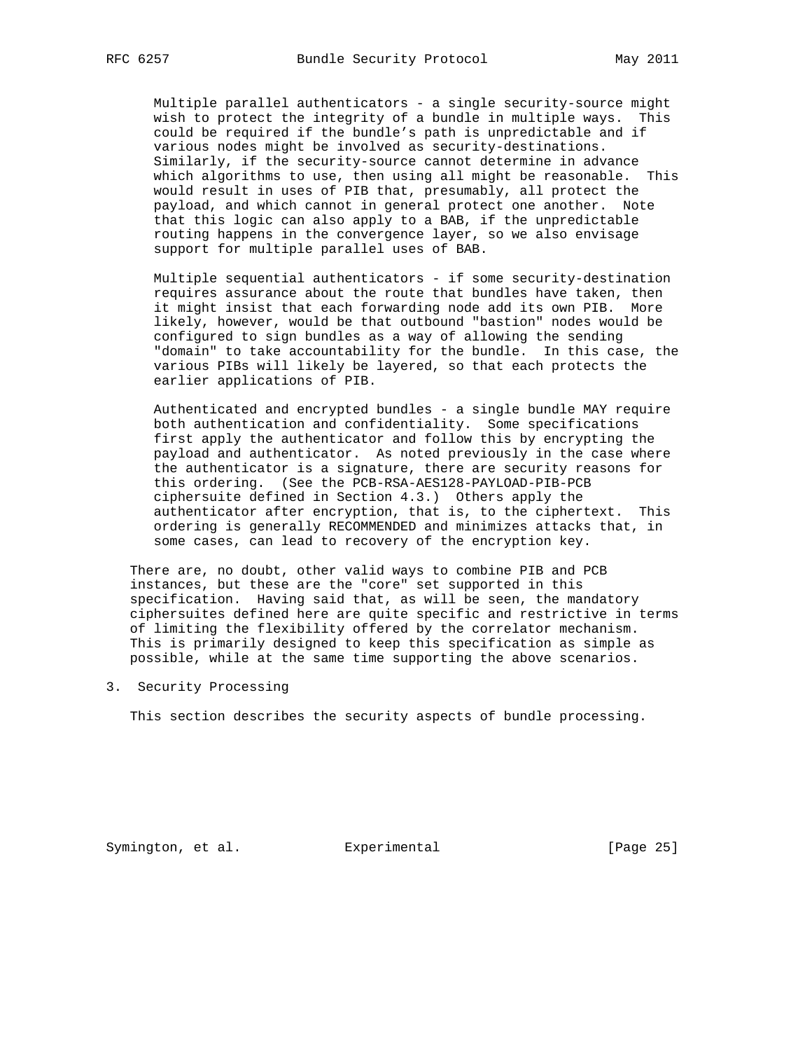Multiple parallel authenticators - a single security-source might wish to protect the integrity of a bundle in multiple ways. This could be required if the bundle's path is unpredictable and if various nodes might be involved as security-destinations. Similarly, if the security-source cannot determine in advance which algorithms to use, then using all might be reasonable. This would result in uses of PIB that, presumably, all protect the payload, and which cannot in general protect one another. Note that this logic can also apply to a BAB, if the unpredictable routing happens in the convergence layer, so we also envisage support for multiple parallel uses of BAB.

Multiple sequential authenticators - if some security-destination requires assurance about the route that bundles have taken, then it might insist that each forwarding node add its own PIB. More likely, however, would be that outbound "bastion" nodes would be configured to sign bundles as a way of allowing the sending "domain" to take accountability for the bundle. In this case, the various PIBs will likely be layered, so that each protects the earlier applications of PIB.

Authenticated and encrypted bundles - a single bundle MAY require both authentication and confidentiality. Some specifications first apply the authenticator and follow this by encrypting the payload and authenticator. As noted previously in the case where the authenticator is a signature, there are security reasons for this ordering. (See the PCB-RSA-AES128-PAYLOAD-PIB-PCB ciphersuite defined in Section 4.3.) Others apply the authenticator after encryption, that is, to the ciphertext. This ordering is generally RECOMMENDED and minimizes attacks that, in some cases, can lead to recovery of the encryption key.

There are, no doubt, other valid ways to combine PIB and PCB instances, but these are the "core" set supported in this specification. Having said that, as will be seen, the mandatory ciphersuites defined here are quite specific and restrictive in terms of limiting the flexibility offered by the correlator mechanism. This is primarily designed to keep this specification as simple as possible, while at the same time supporting the above scenarios.

# 3. Security Processing

This section describes the security aspects of bundle processing.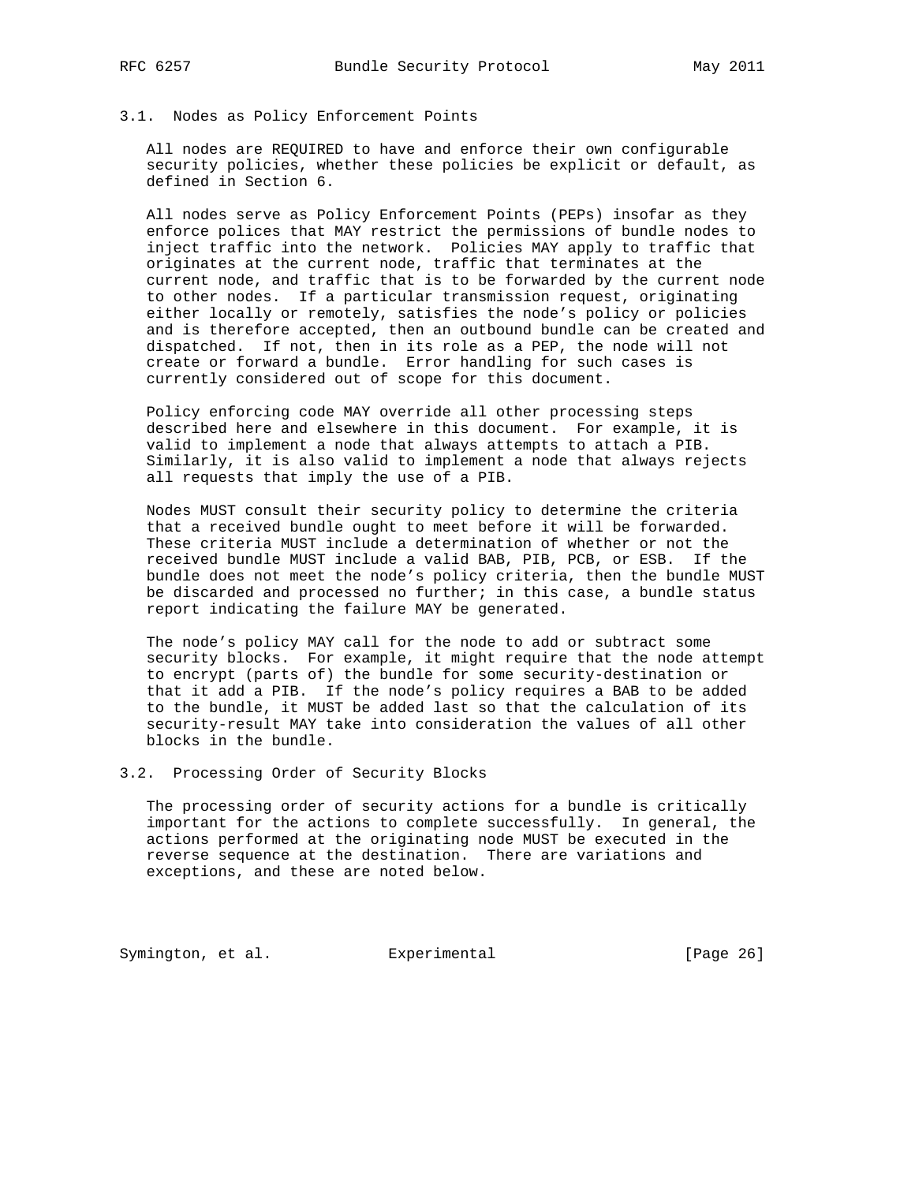### 3.1. Nodes as Policy Enforcement Points

All nodes are REQUIRED to have and enforce their own configurable security policies, whether these policies be explicit or default, as defined in Section 6.

All nodes serve as Policy Enforcement Points (PEPs) insofar as they enforce polices that MAY restrict the permissions of bundle nodes to inject traffic into the network. Policies MAY apply to traffic that originates at the current node, traffic that terminates at the current node, and traffic that is to be forwarded by the current node to other nodes. If a particular transmission request, originating either locally or remotely, satisfies the node's policy or policies and is therefore accepted, then an outbound bundle can be created and dispatched. If not, then in its role as a PEP, the node will not create or forward a bundle. Error handling for such cases is currently considered out of scope for this document.

Policy enforcing code MAY override all other processing steps described here and elsewhere in this document. For example, it is valid to implement a node that always attempts to attach a PIB. Similarly, it is also valid to implement a node that always rejects all requests that imply the use of a PIB.

Nodes MUST consult their security policy to determine the criteria that a received bundle ought to meet before it will be forwarded. These criteria MUST include a determination of whether or not the received bundle MUST include a valid BAB, PIB, PCB, or ESB. If the bundle does not meet the node's policy criteria, then the bundle MUST be discarded and processed no further; in this case, a bundle status report indicating the failure MAY be generated.

The node's policy MAY call for the node to add or subtract some security blocks. For example, it might require that the node attempt to encrypt (parts of) the bundle for some security-destination or that it add a PIB. If the node's policy requires a BAB to be added to the bundle, it MUST be added last so that the calculation of its security-result MAY take into consideration the values of all other blocks in the bundle.

### 3.2. Processing Order of Security Blocks

The processing order of security actions for a bundle is critically important for the actions to complete successfully. In general, the actions performed at the originating node MUST be executed in the reverse sequence at the destination. There are variations and exceptions, and these are noted below.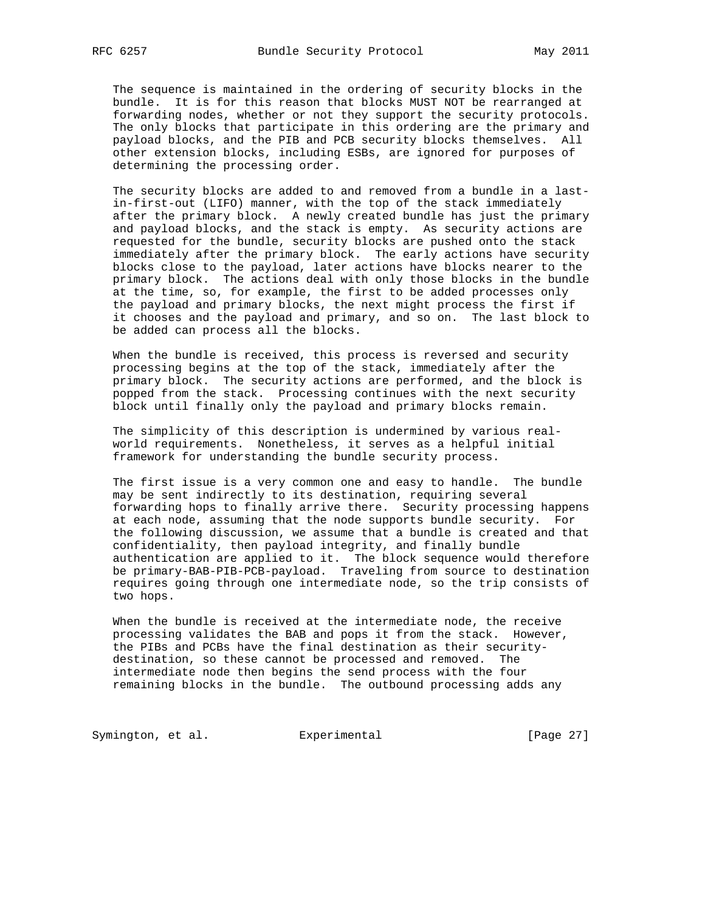The sequence is maintained in the ordering of security blocks in the bundle. It is for this reason that blocks MUST NOT be rearranged at forwarding nodes, whether or not they support the security protocols. The only blocks that participate in this ordering are the primary and payload blocks, and the PIB and PCB security blocks themselves. All other extension blocks, including ESBs, are ignored for purposes of determining the processing order.

The security blocks are added to and removed from a bundle in a last-in-first-out (LIFO) manner, with the top of the stack immediately after the primary block. A newly created bundle has just the primary and payload blocks, and the stack is empty. As security actions are requested for the bundle, security blocks are pushed onto the stack immediately after the primary block. The early actions have security blocks close to the payload, later actions have blocks nearer to the primary block. The actions deal with only those blocks in the bundle at the time, so, for example, the first to be added processes only the payload and primary blocks, the next might process the first if it chooses and the payload and primary, and so on. The last block to be added can process all the blocks.

When the bundle is received, this process is reversed and security processing begins at the top of the stack, immediately after the primary block. The security actions are performed, and the block is popped from the stack. Processing continues with the next security block until finally only the payload and primary blocks remain.

The simplicity of this description is undermined by various real-world requirements. Nonetheless, it serves as a helpful initial framework for understanding the bundle security process.

The first issue is a very common one and easy to handle. The bundle may be sent indirectly to its destination, requiring several forwarding hops to finally arrive there. Security processing happens at each node, assuming that the node supports bundle security. For the following discussion, we assume that a bundle is created and that confidentiality, then payload integrity, and finally bundle authentication are applied to it. The block sequence would therefore be primary-BAB-PIB-PCB-payload. Traveling from source to destination requires going through one intermediate node, so the trip consists of two hops.

When the bundle is received at the intermediate node, the receive processing validates the BAB and pops it from the stack. However, the PIBs and PCBs have the final destination as their security-destination, so these cannot be processed and removed. The intermediate node then begins the send process with the four remaining blocks in the bundle. The outbound processing adds any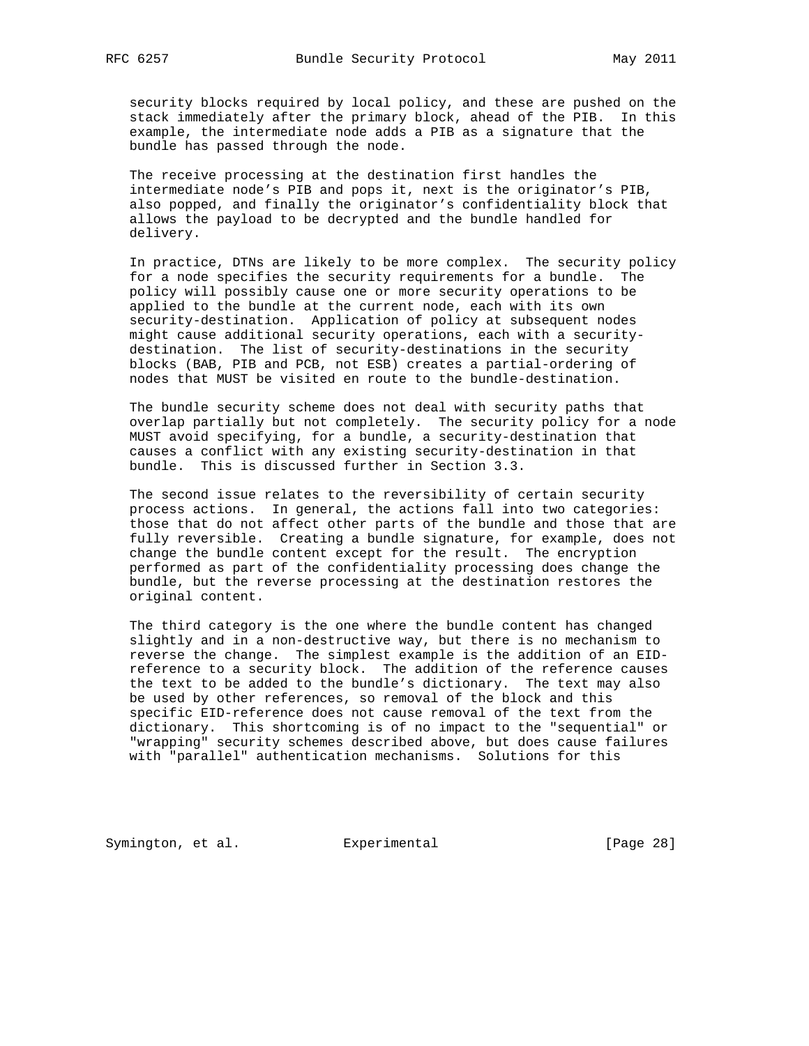security blocks required by local policy, and these are pushed on the stack immediately after the primary block, ahead of the PIB. In this example, the intermediate node adds a PIB as a signature that the bundle has passed through the node.

The receive processing at the destination first handles the intermediate node's PIB and pops it, next is the originator's PIB, also popped, and finally the originator's confidentiality block that allows the payload to be decrypted and the bundle handled for delivery.

In practice, DTNs are likely to be more complex. The security policy for a node specifies the security requirements for a bundle. The policy will possibly cause one or more security operations to be applied to the bundle at the current node, each with its own security-destination. Application of policy at subsequent nodes might cause additional security operations, each with a security-destination. The list of security-destinations in the security blocks (BAB, PIB and PCB, not ESB) creates a partial-ordering of nodes that MUST be visited en route to the bundle-destination.

The bundle security scheme does not deal with security paths that overlap partially but not completely. The security policy for a node MUST avoid specifying, for a bundle, a security-destination that causes a conflict with any existing security-destination in that bundle. This is discussed further in Section 3.3.

The second issue relates to the reversibility of certain security process actions. In general, the actions fall into two categories: those that do not affect other parts of the bundle and those that are fully reversible. Creating a bundle signature, for example, does not change the bundle content except for the result. The encryption performed as part of the confidentiality processing does change the bundle, but the reverse processing at the destination restores the original content.

The third category is the one where the bundle content has changed slightly and in a non-destructive way, but there is no mechanism to reverse the change. The simplest example is the addition of an EID-reference to a security block. The addition of the reference causes the text to be added to the bundle's dictionary. The text may also be used by other references, so removal of the block and this specific EID-reference does not cause removal of the text from the dictionary. This shortcoming is of no impact to the "sequential" or "wrapping" security schemes described above, but does cause failures with "parallel" authentication mechanisms. Solutions for this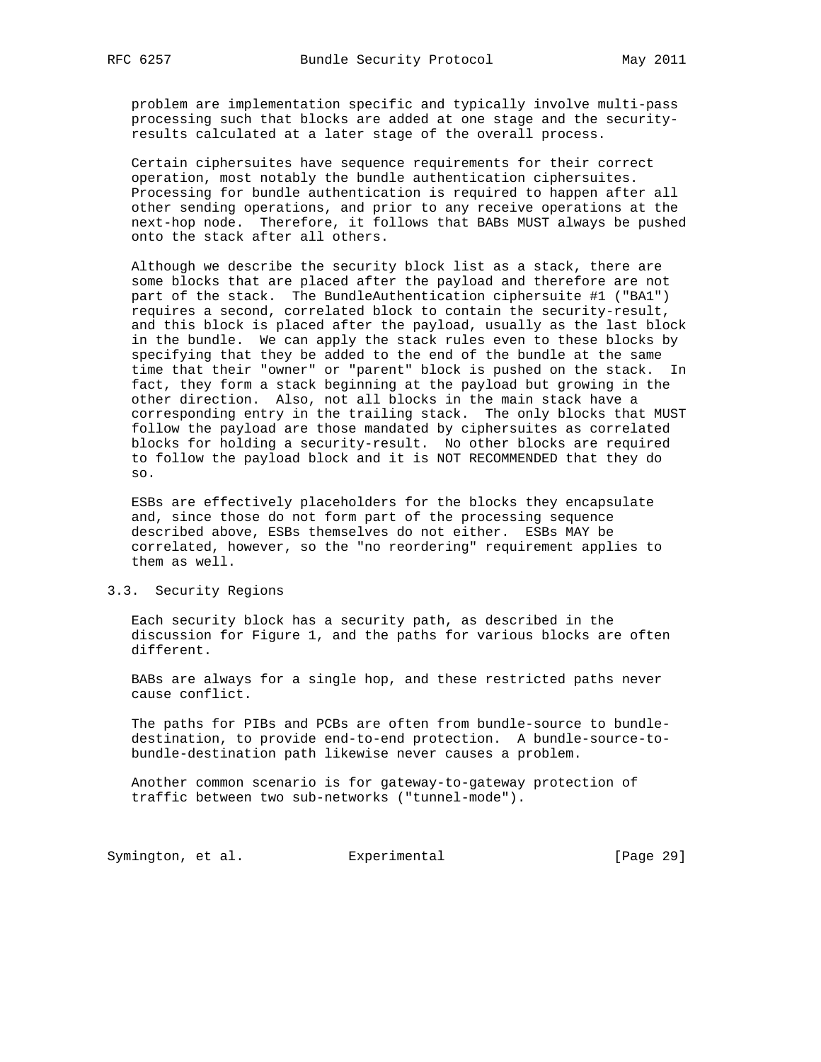problem are implementation specific and typically involve multi-pass processing such that blocks are added at one stage and the security-results calculated at a later stage of the overall process.

Certain ciphersuites have sequence requirements for their correct operation, most notably the bundle authentication ciphersuites. Processing for bundle authentication is required to happen after all other sending operations, and prior to any receive operations at the next-hop node. Therefore, it follows that BABs MUST always be pushed onto the stack after all others.

Although we describe the security block list as a stack, there are some blocks that are placed after the payload and therefore are not part of the stack. The BundleAuthentication ciphersuite #1 ("BA1") requires a second, correlated block to contain the security-result, and this block is placed after the payload, usually as the last block in the bundle. We can apply the stack rules even to these blocks by specifying that they be added to the end of the bundle at the same time that their "owner" or "parent" block is pushed on the stack. In fact, they form a stack beginning at the payload but growing in the other direction. Also, not all blocks in the main stack have a corresponding entry in the trailing stack. The only blocks that MUST follow the payload are those mandated by ciphersuites as correlated blocks for holding a security-result. No other blocks are required to follow the payload block and it is NOT RECOMMENDED that they do so.

ESBs are effectively placeholders for the blocks they encapsulate and, since those do not form part of the processing sequence described above, ESBs themselves do not either. ESBs MAY be correlated, however, so the "no reordering" requirement applies to them as well.

### 3.3. Security Regions

Each security block has a security path, as described in the discussion for Figure 1, and the paths for various blocks are often different.

BABs are always for a single hop, and these restricted paths never cause conflict.

The paths for PIBs and PCBs are often from bundle-source to bundle-destination, to provide end-to-end protection. A bundle-source-to-bundle-destination path likewise never causes a problem.

Another common scenario is for gateway-to-gateway protection of traffic between two sub-networks ("tunnel-mode").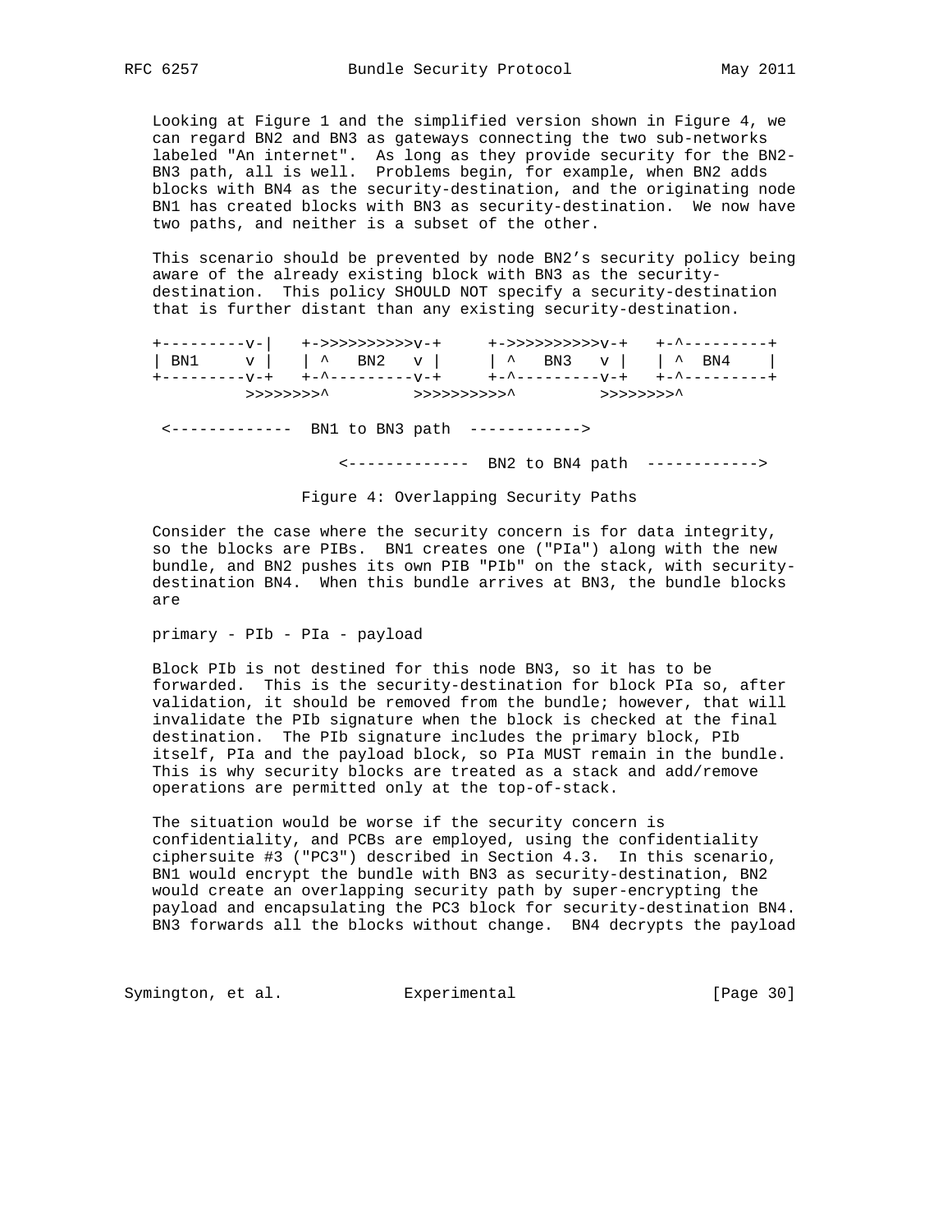Looking at Figure 1 and the simplified version shown in Figure 4, we can regard BN2 and BN3 as gateways connecting the two sub-networks labeled "An internet". As long as they provide security for the BN2-BN3 path, all is well. Problems begin, for example, when BN2 adds blocks with BN4 as the security-destination, and the originating node BN1 has created blocks with BN3 as security-destination. We now have two paths, and neither is a subset of the other.

This scenario should be prevented by node BN2's security policy being aware of the already existing block with BN3 as the security-destination. This policy SHOULD NOT specify a security-destination that is further distant than any existing security-destination.

```
+---------v-|   +->>>>>>>>>>v-+     +->>>>>>>>>>v-+   +-^---------+
| BN1     v |   | ^   BN2   v |     | ^   BN3   v |   | ^  BN4    |
+---------v-+   +-^---------v-+     +-^---------v-+   +-^---------+
          >>>>>>>>^         >>>>>>>>>>^         >>>>>>>>^

 <-------------  BN1 to BN3 path  ------------>

                     <-------------  BN2 to BN4 path  ------------>
```

Figure 4: Overlapping Security Paths

Consider the case where the security concern is for data integrity, so the blocks are PIBs. BN1 creates one ("PIa") along with the new bundle, and BN2 pushes its own PIB "PIb" on the stack, with security-destination BN4. When this bundle arrives at BN3, the bundle blocks are

primary - PIb - PIa - payload

Block PIb is not destined for this node BN3, so it has to be forwarded. This is the security-destination for block PIa so, after validation, it should be removed from the bundle; however, that will invalidate the PIb signature when the block is checked at the final destination. The PIb signature includes the primary block, PIb itself, PIa and the payload block, so PIa MUST remain in the bundle. This is why security blocks are treated as a stack and add/remove operations are permitted only at the top-of-stack.

The situation would be worse if the security concern is confidentiality, and PCBs are employed, using the confidentiality ciphersuite #3 ("PC3") described in Section 4.3. In this scenario, BN1 would encrypt the bundle with BN3 as security-destination, BN2 would create an overlapping security path by super-encrypting the payload and encapsulating the PC3 block for security-destination BN4. BN3 forwards all the blocks without change. BN4 decrypts the payload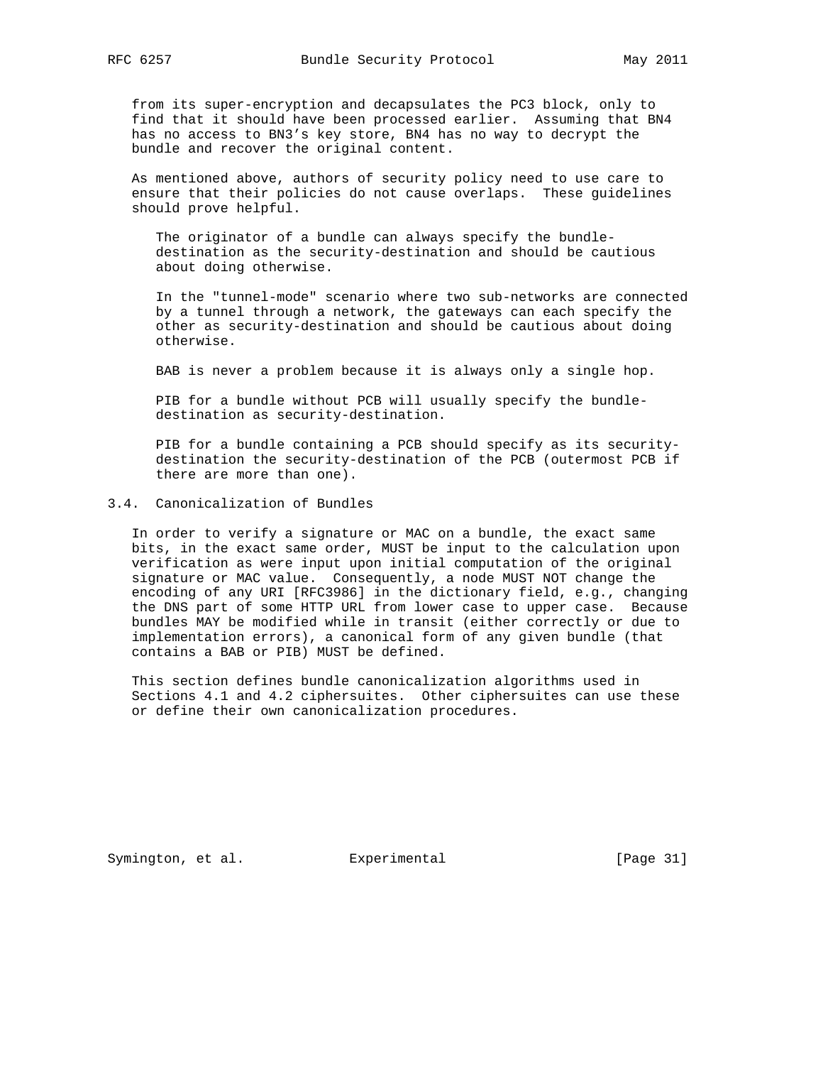from its super-encryption and decapsulates the PC3 block, only to find that it should have been processed earlier. Assuming that BN4 has no access to BN3's key store, BN4 has no way to decrypt the bundle and recover the original content.

As mentioned above, authors of security policy need to use care to ensure that their policies do not cause overlaps. These guidelines should prove helpful.

> The originator of a bundle can always specify the bundle-destination as the security-destination and should be cautious about doing otherwise.
>
> In the "tunnel-mode" scenario where two sub-networks are connected by a tunnel through a network, the gateways can each specify the other as security-destination and should be cautious about doing otherwise.
>
> BAB is never a problem because it is always only a single hop.
>
> PIB for a bundle without PCB will usually specify the bundle-destination as security-destination.
>
> PIB for a bundle containing a PCB should specify as its security-destination the security-destination of the PCB (outermost PCB if there are more than one).

### 3.4. Canonicalization of Bundles

In order to verify a signature or MAC on a bundle, the exact same bits, in the exact same order, MUST be input to the calculation upon verification as were input upon initial computation of the original signature or MAC value. Consequently, a node MUST NOT change the encoding of any URI [RFC3986] in the dictionary field, e.g., changing the DNS part of some HTTP URL from lower case to upper case. Because bundles MAY be modified while in transit (either correctly or due to implementation errors), a canonical form of any given bundle (that contains a BAB or PIB) MUST be defined.

This section defines bundle canonicalization algorithms used in Sections 4.1 and 4.2 ciphersuites. Other ciphersuites can use these or define their own canonicalization procedures.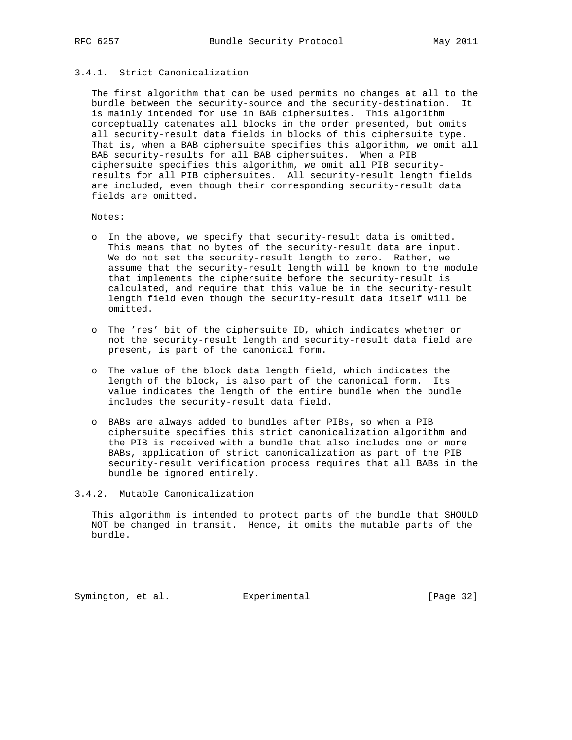### 3.4.1. Strict Canonicalization

The first algorithm that can be used permits no changes at all to the bundle between the security-source and the security-destination. It is mainly intended for use in BAB ciphersuites. This algorithm conceptually catenates all blocks in the order presented, but omits all security-result data fields in blocks of this ciphersuite type. That is, when a BAB ciphersuite specifies this algorithm, we omit all BAB security-results for all BAB ciphersuites. When a PIB ciphersuite specifies this algorithm, we omit all PIB security-results for all PIB ciphersuites. All security-result length fields are included, even though their corresponding security-result data fields are omitted.

Notes:

- In the above, we specify that security-result data is omitted. This means that no bytes of the security-result data are input. We do not set the security-result length to zero. Rather, we assume that the security-result length will be known to the module that implements the ciphersuite before the security-result is calculated, and require that this value be in the security-result length field even though the security-result data itself will be omitted.
- The 'res' bit of the ciphersuite ID, which indicates whether or not the security-result length and security-result data field are present, is part of the canonical form.
- The value of the block data length field, which indicates the length of the block, is also part of the canonical form. Its value indicates the length of the entire bundle when the bundle includes the security-result data field.
- BABs are always added to bundles after PIBs, so when a PIB ciphersuite specifies this strict canonicalization algorithm and the PIB is received with a bundle that also includes one or more BABs, application of strict canonicalization as part of the PIB security-result verification process requires that all BABs in the bundle be ignored entirely.

### 3.4.2. Mutable Canonicalization

This algorithm is intended to protect parts of the bundle that SHOULD NOT be changed in transit. Hence, it omits the mutable parts of the bundle.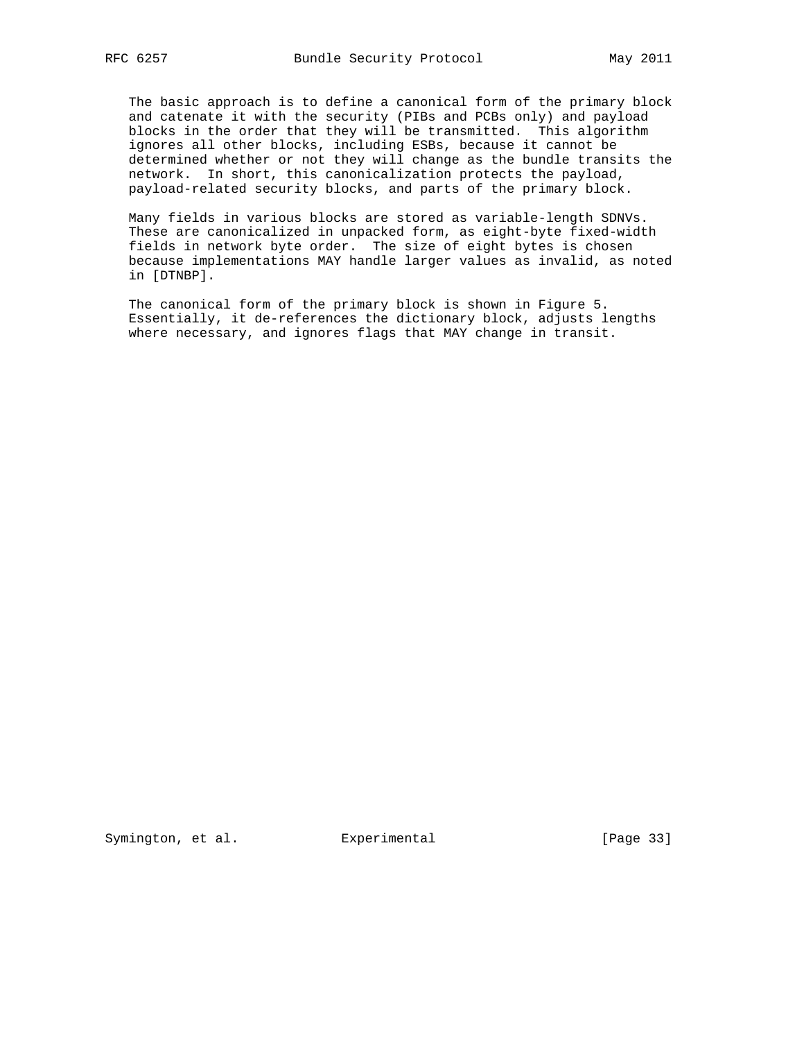The basic approach is to define a canonical form of the primary block and catenate it with the security (PIBs and PCBs only) and payload blocks in the order that they will be transmitted. This algorithm ignores all other blocks, including ESBs, because it cannot be determined whether or not they will change as the bundle transits the network. In short, this canonicalization protects the payload, payload-related security blocks, and parts of the primary block.

Many fields in various blocks are stored as variable-length SDNVs. These are canonicalized in unpacked form, as eight-byte fixed-width fields in network byte order. The size of eight bytes is chosen because implementations MAY handle larger values as invalid, as noted in [DTNBP].

The canonical form of the primary block is shown in Figure 5. Essentially, it de-references the dictionary block, adjusts lengths where necessary, and ignores flags that MAY change in transit.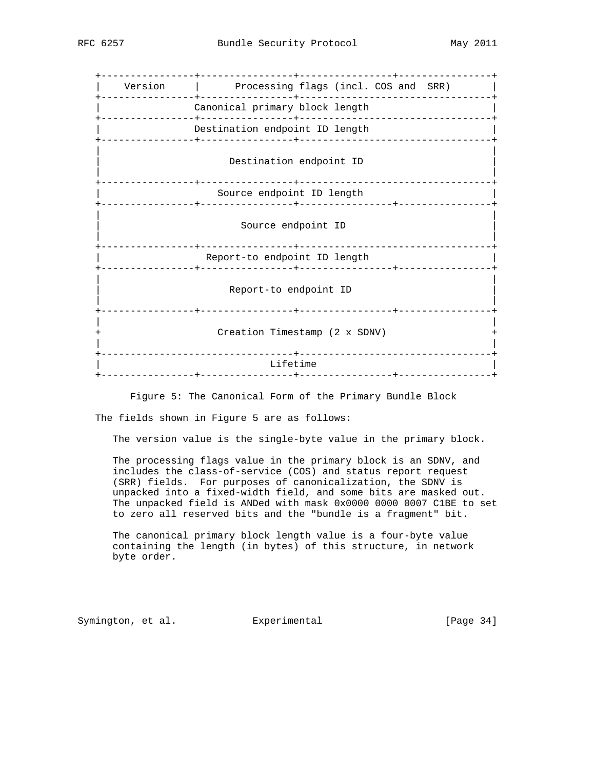```
+----------------+----------------+----------------+----------------+
|    Version     |      Processing flags (incl. COS and  SRR)       |
+----------------+----------------+---------------------------------+
|                Canonical primary block length                     |
+----------------+----------------+---------------------------------+
|                Destination endpoint ID length                     |
+----------------+----------------+---------------------------------+
|                                                                   |
|                      Destination endpoint ID                      |
|                                                                   |
+----------------+----------------+---------------------------------+
|                      Source endpoint ID length                    |
+----------------+----------------+----------------+----------------+
|                                                                   |
|                         Source endpoint ID                        |
|                                                                   |
+----------------+----------------+---------------------------------+
|                   Report-to endpoint ID length                    |
+----------------+----------------+----------------+----------------+
|                                                                   |
|                      Report-to endpoint ID                        |
|                                                                   |
+----------------+----------------+----------------+----------------+
|                                                                   |
+                    Creation Timestamp (2 x SDNV)                  +
|                                                                   |
+---------------------------------+---------------------------------+
|                             Lifetime                              |
+----------------+----------------+----------------+----------------+
```

Figure 5: The Canonical Form of the Primary Bundle Block

The fields shown in Figure 5 are as follows:

The version value is the single-byte value in the primary block.

The processing flags value in the primary block is an SDNV, and includes the class-of-service (COS) and status report request (SRR) fields. For purposes of canonicalization, the SDNV is unpacked into a fixed-width field, and some bits are masked out. The unpacked field is ANDed with mask 0x0000 0000 0007 C1BE to set to zero all reserved bits and the "bundle is a fragment" bit.

The canonical primary block length value is a four-byte value containing the length (in bytes) of this structure, in network byte order.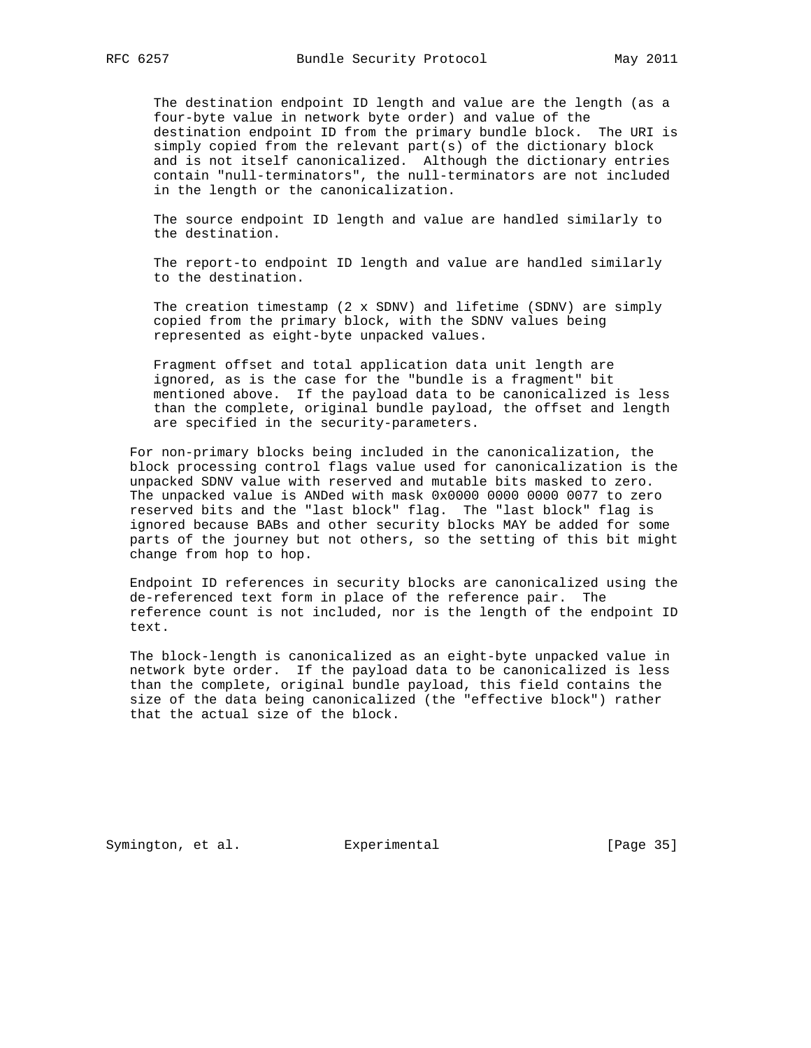The destination endpoint ID length and value are the length (as a four-byte value in network byte order) and value of the destination endpoint ID from the primary bundle block. The URI is simply copied from the relevant part(s) of the dictionary block and is not itself canonicalized. Although the dictionary entries contain "null-terminators", the null-terminators are not included in the length or the canonicalization.

The source endpoint ID length and value are handled similarly to the destination.

The report-to endpoint ID length and value are handled similarly to the destination.

The creation timestamp (2 x SDNV) and lifetime (SDNV) are simply copied from the primary block, with the SDNV values being represented as eight-byte unpacked values.

Fragment offset and total application data unit length are ignored, as is the case for the "bundle is a fragment" bit mentioned above. If the payload data to be canonicalized is less than the complete, original bundle payload, the offset and length are specified in the security-parameters.

For non-primary blocks being included in the canonicalization, the block processing control flags value used for canonicalization is the unpacked SDNV value with reserved and mutable bits masked to zero. The unpacked value is ANDed with mask 0x0000 0000 0000 0077 to zero reserved bits and the "last block" flag. The "last block" flag is ignored because BABs and other security blocks MAY be added for some parts of the journey but not others, so the setting of this bit might change from hop to hop.

Endpoint ID references in security blocks are canonicalized using the de-referenced text form in place of the reference pair. The reference count is not included, nor is the length of the endpoint ID text.

The block-length is canonicalized as an eight-byte unpacked value in network byte order. If the payload data to be canonicalized is less than the complete, original bundle payload, this field contains the size of the data being canonicalized (the "effective block") rather that the actual size of the block.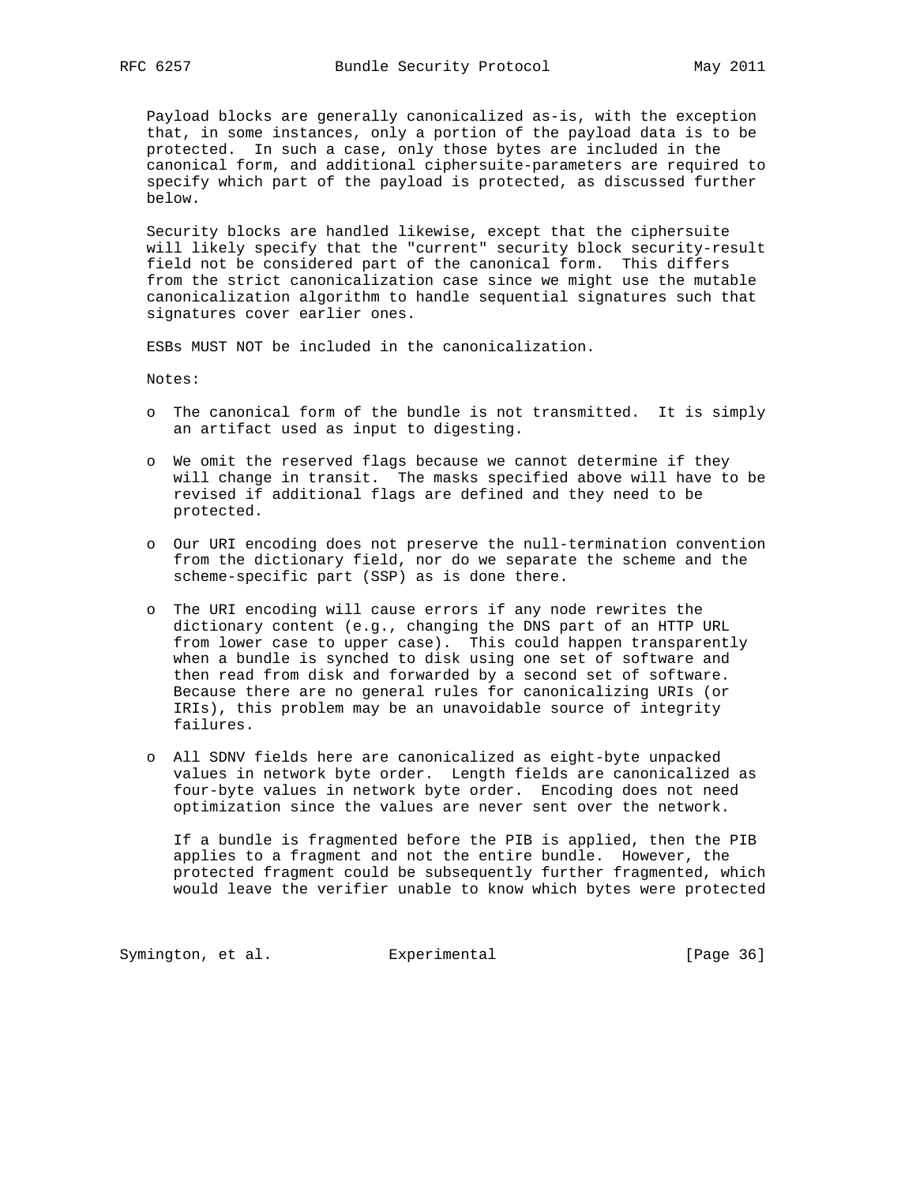Payload blocks are generally canonicalized as-is, with the exception that, in some instances, only a portion of the payload data is to be protected. In such a case, only those bytes are included in the canonical form, and additional ciphersuite-parameters are required to specify which part of the payload is protected, as discussed further below.

Security blocks are handled likewise, except that the ciphersuite will likely specify that the "current" security block security-result field not be considered part of the canonical form. This differs from the strict canonicalization case since we might use the mutable canonicalization algorithm to handle sequential signatures such that signatures cover earlier ones.

ESBs MUST NOT be included in the canonicalization.

Notes:

- The canonical form of the bundle is not transmitted. It is simply an artifact used as input to digesting.

- We omit the reserved flags because we cannot determine if they will change in transit. The masks specified above will have to be revised if additional flags are defined and they need to be protected.

- Our URI encoding does not preserve the null-termination convention from the dictionary field, nor do we separate the scheme and the scheme-specific part (SSP) as is done there.

- The URI encoding will cause errors if any node rewrites the dictionary content (e.g., changing the DNS part of an HTTP URL from lower case to upper case). This could happen transparently when a bundle is synched to disk using one set of software and then read from disk and forwarded by a second set of software. Because there are no general rules for canonicalizing URIs (or IRIs), this problem may be an unavoidable source of integrity failures.

- All SDNV fields here are canonicalized as eight-byte unpacked values in network byte order. Length fields are canonicalized as four-byte values in network byte order. Encoding does not need optimization since the values are never sent over the network.

  If a bundle is fragmented before the PIB is applied, then the PIB applies to a fragment and not the entire bundle. However, the protected fragment could be subsequently further fragmented, which would leave the verifier unable to know which bytes were protected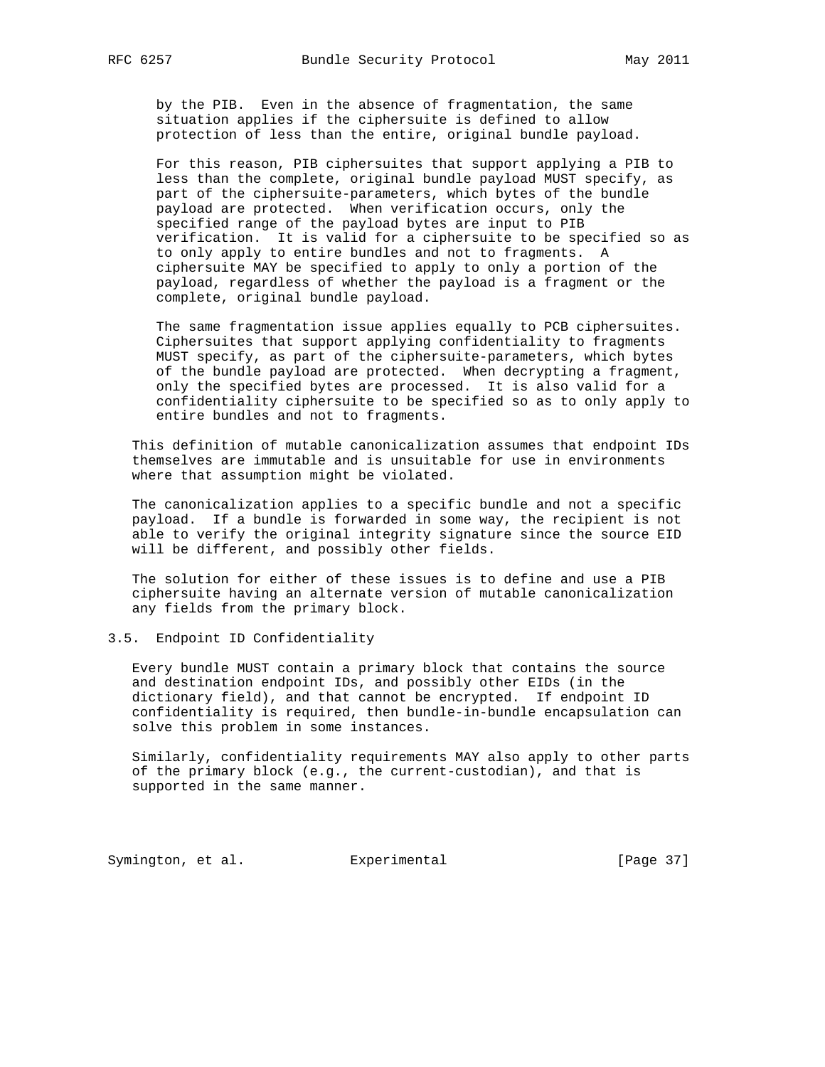by the PIB. Even in the absence of fragmentation, the same situation applies if the ciphersuite is defined to allow protection of less than the entire, original bundle payload.

For this reason, PIB ciphersuites that support applying a PIB to less than the complete, original bundle payload MUST specify, as part of the ciphersuite-parameters, which bytes of the bundle payload are protected. When verification occurs, only the specified range of the payload bytes are input to PIB verification. It is valid for a ciphersuite to be specified so as to only apply to entire bundles and not to fragments. A ciphersuite MAY be specified to apply to only a portion of the payload, regardless of whether the payload is a fragment or the complete, original bundle payload.

The same fragmentation issue applies equally to PCB ciphersuites. Ciphersuites that support applying confidentiality to fragments MUST specify, as part of the ciphersuite-parameters, which bytes of the bundle payload are protected. When decrypting a fragment, only the specified bytes are processed. It is also valid for a confidentiality ciphersuite to be specified so as to only apply to entire bundles and not to fragments.

This definition of mutable canonicalization assumes that endpoint IDs themselves are immutable and is unsuitable for use in environments where that assumption might be violated.

The canonicalization applies to a specific bundle and not a specific payload. If a bundle is forwarded in some way, the recipient is not able to verify the original integrity signature since the source EID will be different, and possibly other fields.

The solution for either of these issues is to define and use a PIB ciphersuite having an alternate version of mutable canonicalization any fields from the primary block.

## 3.5. Endpoint ID Confidentiality

Every bundle MUST contain a primary block that contains the source and destination endpoint IDs, and possibly other EIDs (in the dictionary field), and that cannot be encrypted. If endpoint ID confidentiality is required, then bundle-in-bundle encapsulation can solve this problem in some instances.

Similarly, confidentiality requirements MAY also apply to other parts of the primary block (e.g., the current-custodian), and that is supported in the same manner.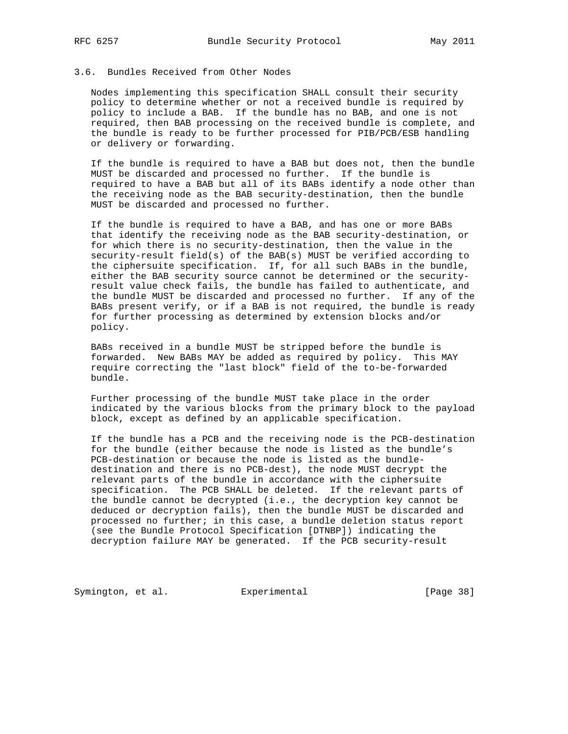### 3.6. Bundles Received from Other Nodes

Nodes implementing this specification SHALL consult their security policy to determine whether or not a received bundle is required by policy to include a BAB. If the bundle has no BAB, and one is not required, then BAB processing on the received bundle is complete, and the bundle is ready to be further processed for PIB/PCB/ESB handling or delivery or forwarding.

If the bundle is required to have a BAB but does not, then the bundle MUST be discarded and processed no further. If the bundle is required to have a BAB but all of its BABs identify a node other than the receiving node as the BAB security-destination, then the bundle MUST be discarded and processed no further.

If the bundle is required to have a BAB, and has one or more BABs that identify the receiving node as the BAB security-destination, or for which there is no security-destination, then the value in the security-result field(s) of the BAB(s) MUST be verified according to the ciphersuite specification. If, for all such BABs in the bundle, either the BAB security source cannot be determined or the security-result value check fails, the bundle has failed to authenticate, and the bundle MUST be discarded and processed no further. If any of the BABs present verify, or if a BAB is not required, the bundle is ready for further processing as determined by extension blocks and/or policy.

BABs received in a bundle MUST be stripped before the bundle is forwarded. New BABs MAY be added as required by policy. This MAY require correcting the "last block" field of the to-be-forwarded bundle.

Further processing of the bundle MUST take place in the order indicated by the various blocks from the primary block to the payload block, except as defined by an applicable specification.

If the bundle has a PCB and the receiving node is the PCB-destination for the bundle (either because the node is listed as the bundle's PCB-destination or because the node is listed as the bundle-destination and there is no PCB-dest), the node MUST decrypt the relevant parts of the bundle in accordance with the ciphersuite specification. The PCB SHALL be deleted. If the relevant parts of the bundle cannot be decrypted (i.e., the decryption key cannot be deduced or decryption fails), then the bundle MUST be discarded and processed no further; in this case, a bundle deletion status report (see the Bundle Protocol Specification [DTNBP]) indicating the decryption failure MAY be generated. If the PCB security-result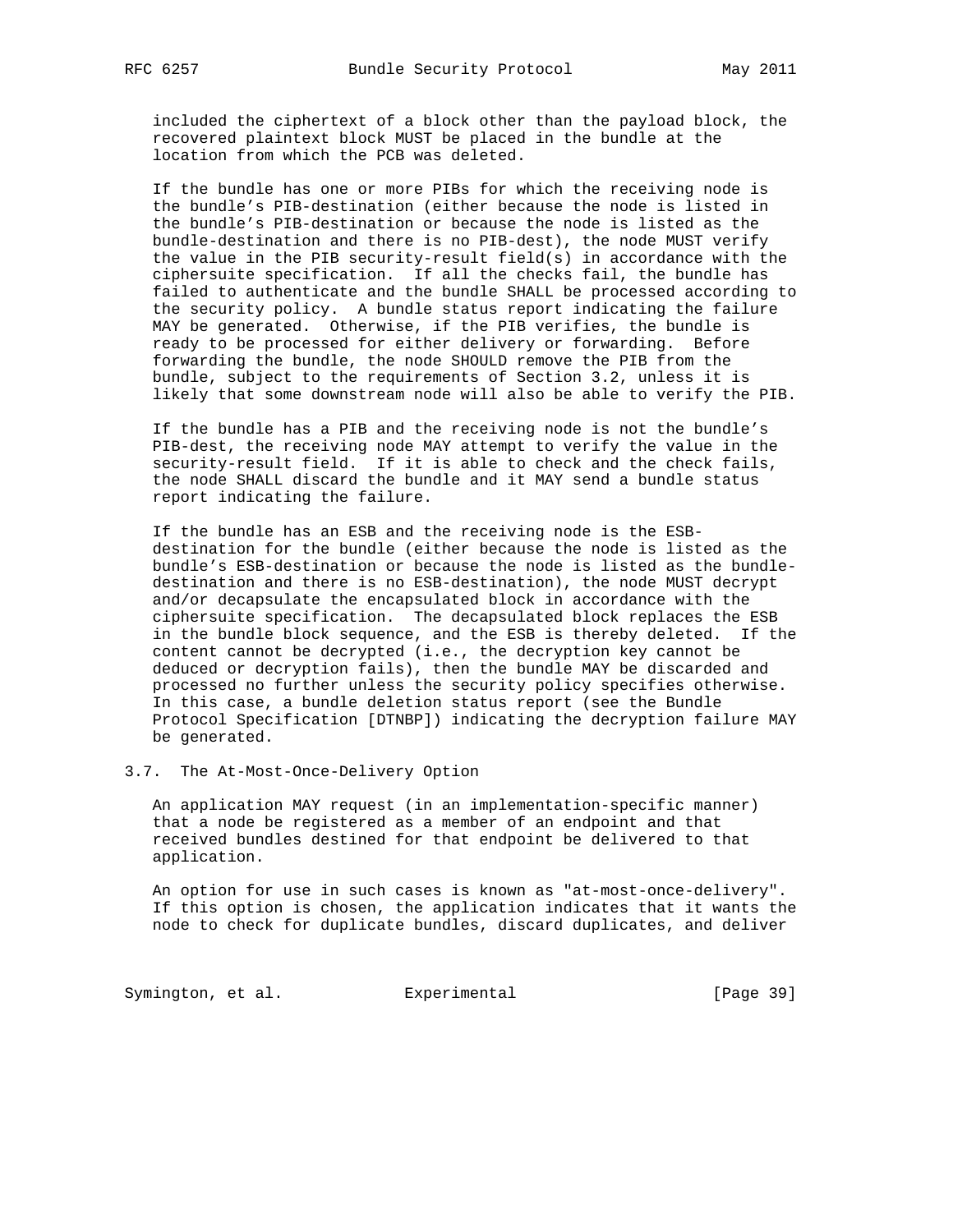included the ciphertext of a block other than the payload block, the recovered plaintext block MUST be placed in the bundle at the location from which the PCB was deleted.

If the bundle has one or more PIBs for which the receiving node is the bundle's PIB-destination (either because the node is listed in the bundle's PIB-destination or because the node is listed as the bundle-destination and there is no PIB-dest), the node MUST verify the value in the PIB security-result field(s) in accordance with the ciphersuite specification. If all the checks fail, the bundle has failed to authenticate and the bundle SHALL be processed according to the security policy. A bundle status report indicating the failure MAY be generated. Otherwise, if the PIB verifies, the bundle is ready to be processed for either delivery or forwarding. Before forwarding the bundle, the node SHOULD remove the PIB from the bundle, subject to the requirements of Section 3.2, unless it is likely that some downstream node will also be able to verify the PIB.

If the bundle has a PIB and the receiving node is not the bundle's PIB-dest, the receiving node MAY attempt to verify the value in the security-result field. If it is able to check and the check fails, the node SHALL discard the bundle and it MAY send a bundle status report indicating the failure.

If the bundle has an ESB and the receiving node is the ESB-destination for the bundle (either because the node is listed as the bundle's ESB-destination or because the node is listed as the bundle-destination and there is no ESB-destination), the node MUST decrypt and/or decapsulate the encapsulated block in accordance with the ciphersuite specification. The decapsulated block replaces the ESB in the bundle block sequence, and the ESB is thereby deleted. If the content cannot be decrypted (i.e., the decryption key cannot be deduced or decryption fails), then the bundle MAY be discarded and processed no further unless the security policy specifies otherwise. In this case, a bundle deletion status report (see the Bundle Protocol Specification [DTNBP]) indicating the decryption failure MAY be generated.

## 3.7. The At-Most-Once-Delivery Option

An application MAY request (in an implementation-specific manner) that a node be registered as a member of an endpoint and that received bundles destined for that endpoint be delivered to that application.

An option for use in such cases is known as "at-most-once-delivery". If this option is chosen, the application indicates that it wants the node to check for duplicate bundles, discard duplicates, and deliver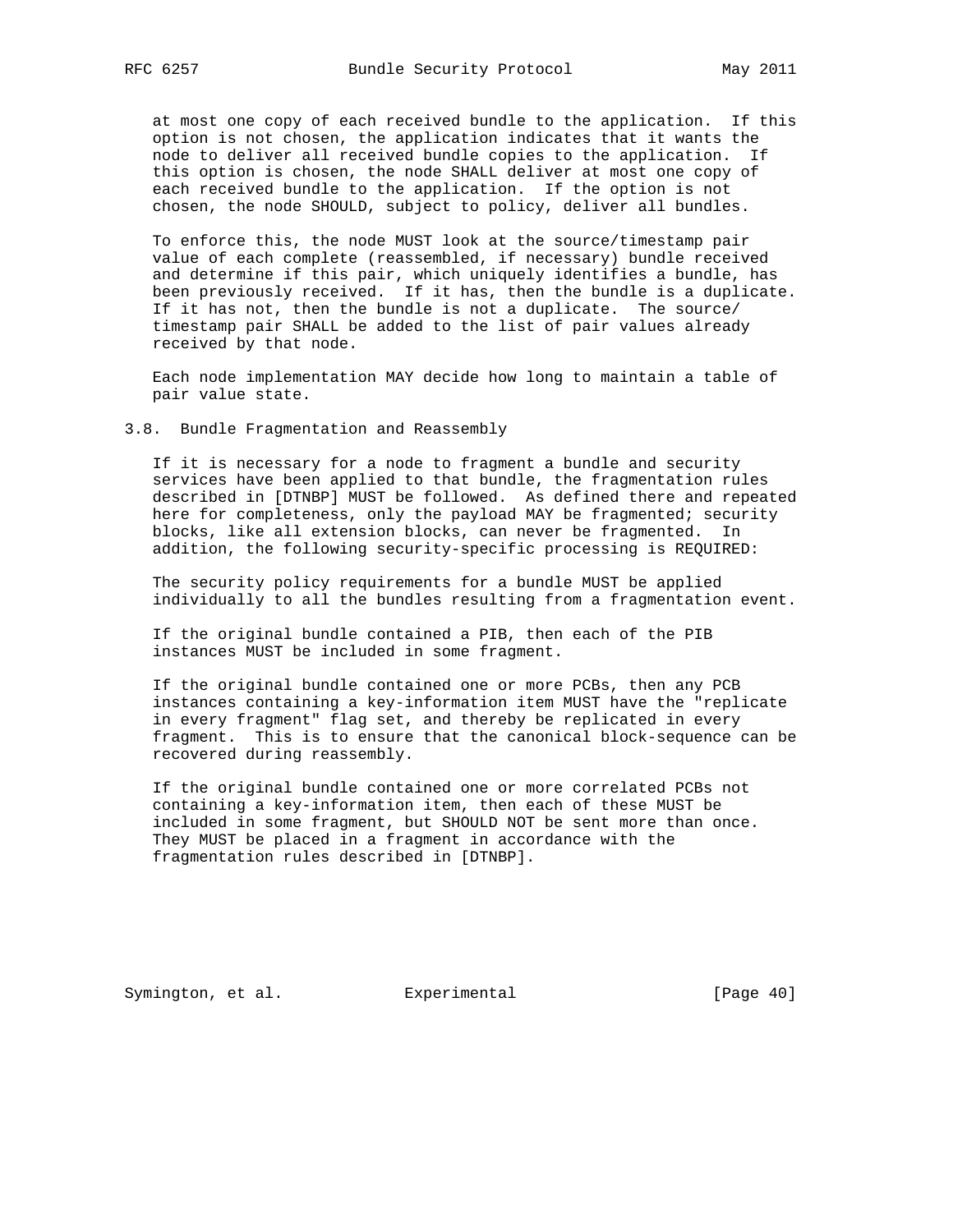at most one copy of each received bundle to the application. If this option is not chosen, the application indicates that it wants the node to deliver all received bundle copies to the application. If this option is chosen, the node SHALL deliver at most one copy of each received bundle to the application. If the option is not chosen, the node SHOULD, subject to policy, deliver all bundles.

To enforce this, the node MUST look at the source/timestamp pair value of each complete (reassembled, if necessary) bundle received and determine if this pair, which uniquely identifies a bundle, has been previously received. If it has, then the bundle is a duplicate. If it has not, then the bundle is not a duplicate. The source/timestamp pair SHALL be added to the list of pair values already received by that node.

Each node implementation MAY decide how long to maintain a table of pair value state.

### 3.8. Bundle Fragmentation and Reassembly

If it is necessary for a node to fragment a bundle and security services have been applied to that bundle, the fragmentation rules described in [DTNBP] MUST be followed. As defined there and repeated here for completeness, only the payload MAY be fragmented; security blocks, like all extension blocks, can never be fragmented. In addition, the following security-specific processing is REQUIRED:

The security policy requirements for a bundle MUST be applied individually to all the bundles resulting from a fragmentation event.

If the original bundle contained a PIB, then each of the PIB instances MUST be included in some fragment.

If the original bundle contained one or more PCBs, then any PCB instances containing a key-information item MUST have the "replicate in every fragment" flag set, and thereby be replicated in every fragment. This is to ensure that the canonical block-sequence can be recovered during reassembly.

If the original bundle contained one or more correlated PCBs not containing a key-information item, then each of these MUST be included in some fragment, but SHOULD NOT be sent more than once. They MUST be placed in a fragment in accordance with the fragmentation rules described in [DTNBP].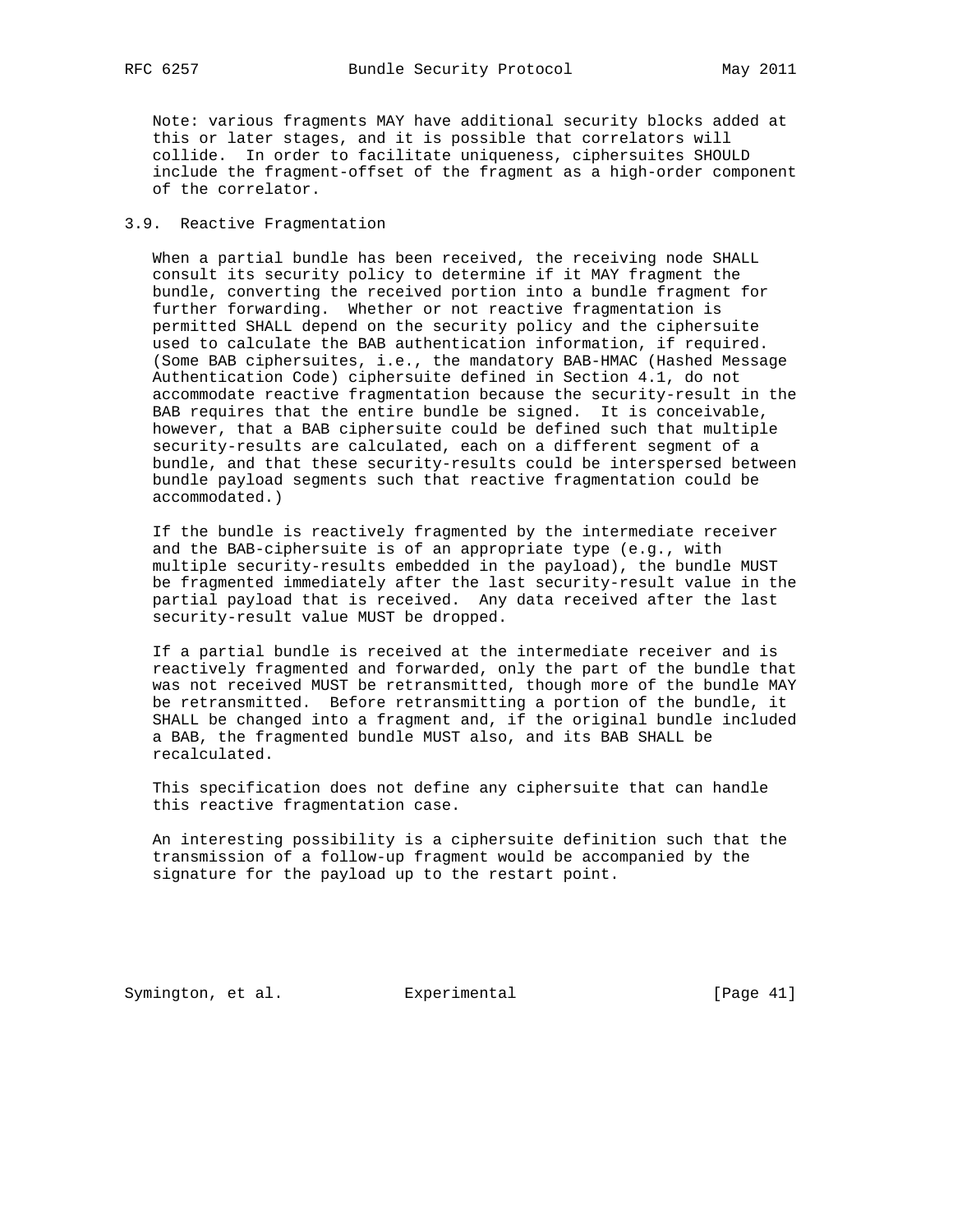Note: various fragments MAY have additional security blocks added at this or later stages, and it is possible that correlators will collide. In order to facilitate uniqueness, ciphersuites SHOULD include the fragment-offset of the fragment as a high-order component of the correlator.

### 3.9. Reactive Fragmentation

When a partial bundle has been received, the receiving node SHALL consult its security policy to determine if it MAY fragment the bundle, converting the received portion into a bundle fragment for further forwarding. Whether or not reactive fragmentation is permitted SHALL depend on the security policy and the ciphersuite used to calculate the BAB authentication information, if required. (Some BAB ciphersuites, i.e., the mandatory BAB-HMAC (Hashed Message Authentication Code) ciphersuite defined in Section 4.1, do not accommodate reactive fragmentation because the security-result in the BAB requires that the entire bundle be signed. It is conceivable, however, that a BAB ciphersuite could be defined such that multiple security-results are calculated, each on a different segment of a bundle, and that these security-results could be interspersed between bundle payload segments such that reactive fragmentation could be accommodated.)

If the bundle is reactively fragmented by the intermediate receiver and the BAB-ciphersuite is of an appropriate type (e.g., with multiple security-results embedded in the payload), the bundle MUST be fragmented immediately after the last security-result value in the partial payload that is received. Any data received after the last security-result value MUST be dropped.

If a partial bundle is received at the intermediate receiver and is reactively fragmented and forwarded, only the part of the bundle that was not received MUST be retransmitted, though more of the bundle MAY be retransmitted. Before retransmitting a portion of the bundle, it SHALL be changed into a fragment and, if the original bundle included a BAB, the fragmented bundle MUST also, and its BAB SHALL be recalculated.

This specification does not define any ciphersuite that can handle this reactive fragmentation case.

An interesting possibility is a ciphersuite definition such that the transmission of a follow-up fragment would be accompanied by the signature for the payload up to the restart point.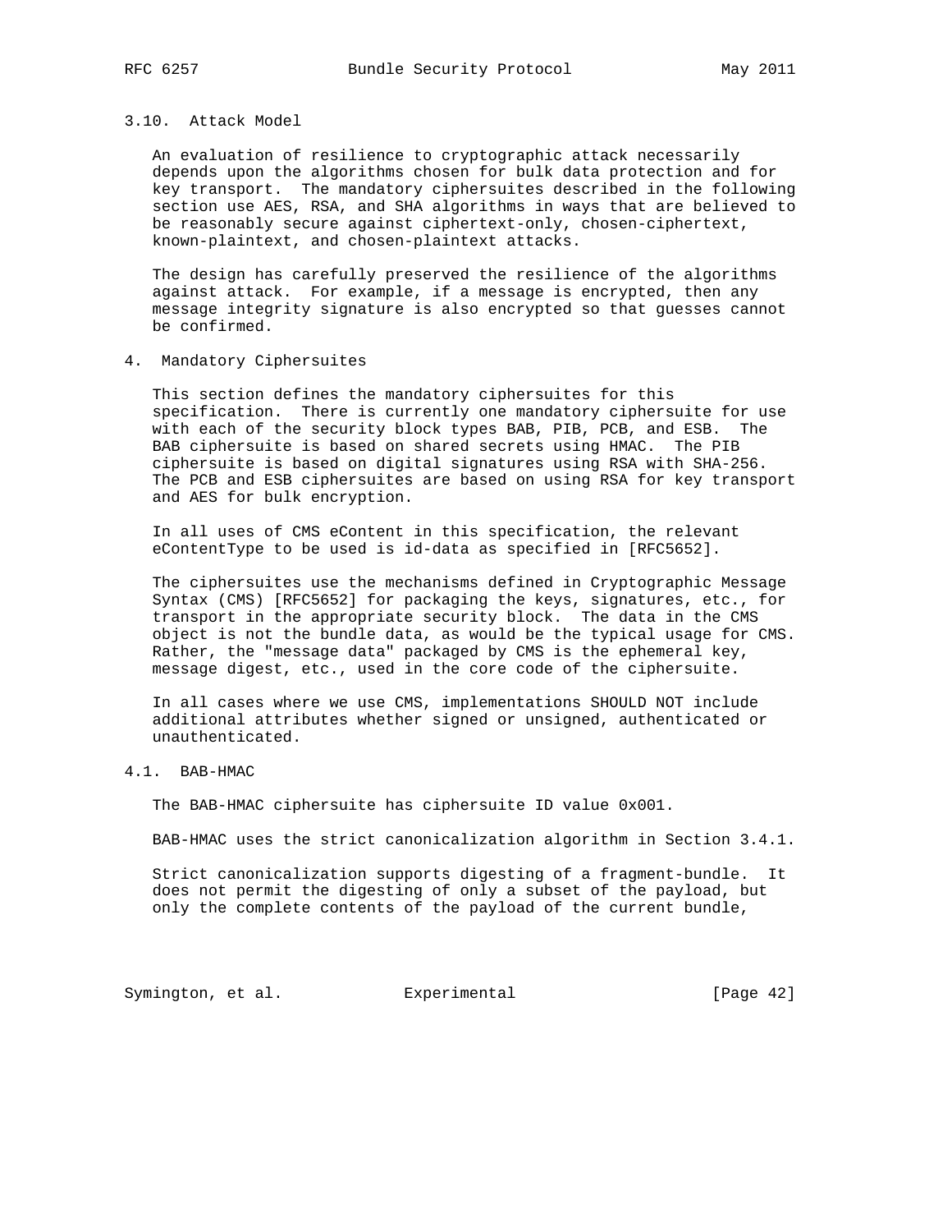### 3.10. Attack Model

An evaluation of resilience to cryptographic attack necessarily depends upon the algorithms chosen for bulk data protection and for key transport. The mandatory ciphersuites described in the following section use AES, RSA, and SHA algorithms in ways that are believed to be reasonably secure against ciphertext-only, chosen-ciphertext, known-plaintext, and chosen-plaintext attacks.

The design has carefully preserved the resilience of the algorithms against attack. For example, if a message is encrypted, then any message integrity signature is also encrypted so that guesses cannot be confirmed.

## 4. Mandatory Ciphersuites

This section defines the mandatory ciphersuites for this specification. There is currently one mandatory ciphersuite for use with each of the security block types BAB, PIB, PCB, and ESB. The BAB ciphersuite is based on shared secrets using HMAC. The PIB ciphersuite is based on digital signatures using RSA with SHA-256. The PCB and ESB ciphersuites are based on using RSA for key transport and AES for bulk encryption.

In all uses of CMS eContent in this specification, the relevant eContentType to be used is id-data as specified in [RFC5652].

The ciphersuites use the mechanisms defined in Cryptographic Message Syntax (CMS) [RFC5652] for packaging the keys, signatures, etc., for transport in the appropriate security block. The data in the CMS object is not the bundle data, as would be the typical usage for CMS. Rather, the "message data" packaged by CMS is the ephemeral key, message digest, etc., used in the core code of the ciphersuite.

In all cases where we use CMS, implementations SHOULD NOT include additional attributes whether signed or unsigned, authenticated or unauthenticated.

### 4.1. BAB-HMAC

The BAB-HMAC ciphersuite has ciphersuite ID value 0x001.

BAB-HMAC uses the strict canonicalization algorithm in Section 3.4.1.

Strict canonicalization supports digesting of a fragment-bundle. It does not permit the digesting of only a subset of the payload, but only the complete contents of the payload of the current bundle,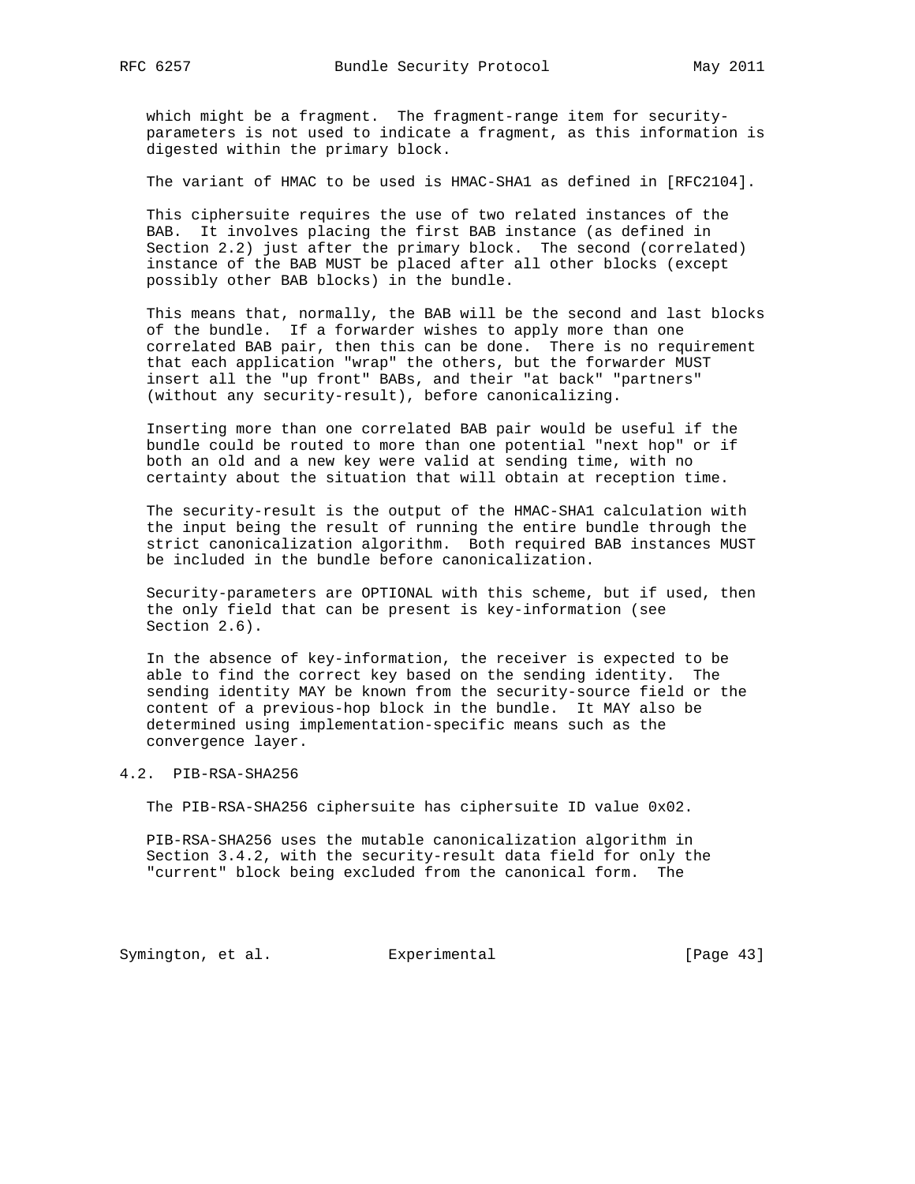which might be a fragment. The fragment-range item for security-parameters is not used to indicate a fragment, as this information is digested within the primary block.

The variant of HMAC to be used is HMAC-SHA1 as defined in [RFC2104].

This ciphersuite requires the use of two related instances of the BAB. It involves placing the first BAB instance (as defined in Section 2.2) just after the primary block. The second (correlated) instance of the BAB MUST be placed after all other blocks (except possibly other BAB blocks) in the bundle.

This means that, normally, the BAB will be the second and last blocks of the bundle. If a forwarder wishes to apply more than one correlated BAB pair, then this can be done. There is no requirement that each application "wrap" the others, but the forwarder MUST insert all the "up front" BABs, and their "at back" "partners" (without any security-result), before canonicalizing.

Inserting more than one correlated BAB pair would be useful if the bundle could be routed to more than one potential "next hop" or if both an old and a new key were valid at sending time, with no certainty about the situation that will obtain at reception time.

The security-result is the output of the HMAC-SHA1 calculation with the input being the result of running the entire bundle through the strict canonicalization algorithm. Both required BAB instances MUST be included in the bundle before canonicalization.

Security-parameters are OPTIONAL with this scheme, but if used, then the only field that can be present is key-information (see Section 2.6).

In the absence of key-information, the receiver is expected to be able to find the correct key based on the sending identity. The sending identity MAY be known from the security-source field or the content of a previous-hop block in the bundle. It MAY also be determined using implementation-specific means such as the convergence layer.

## 4.2. PIB-RSA-SHA256

The PIB-RSA-SHA256 ciphersuite has ciphersuite ID value 0x02.

PIB-RSA-SHA256 uses the mutable canonicalization algorithm in Section 3.4.2, with the security-result data field for only the "current" block being excluded from the canonical form. The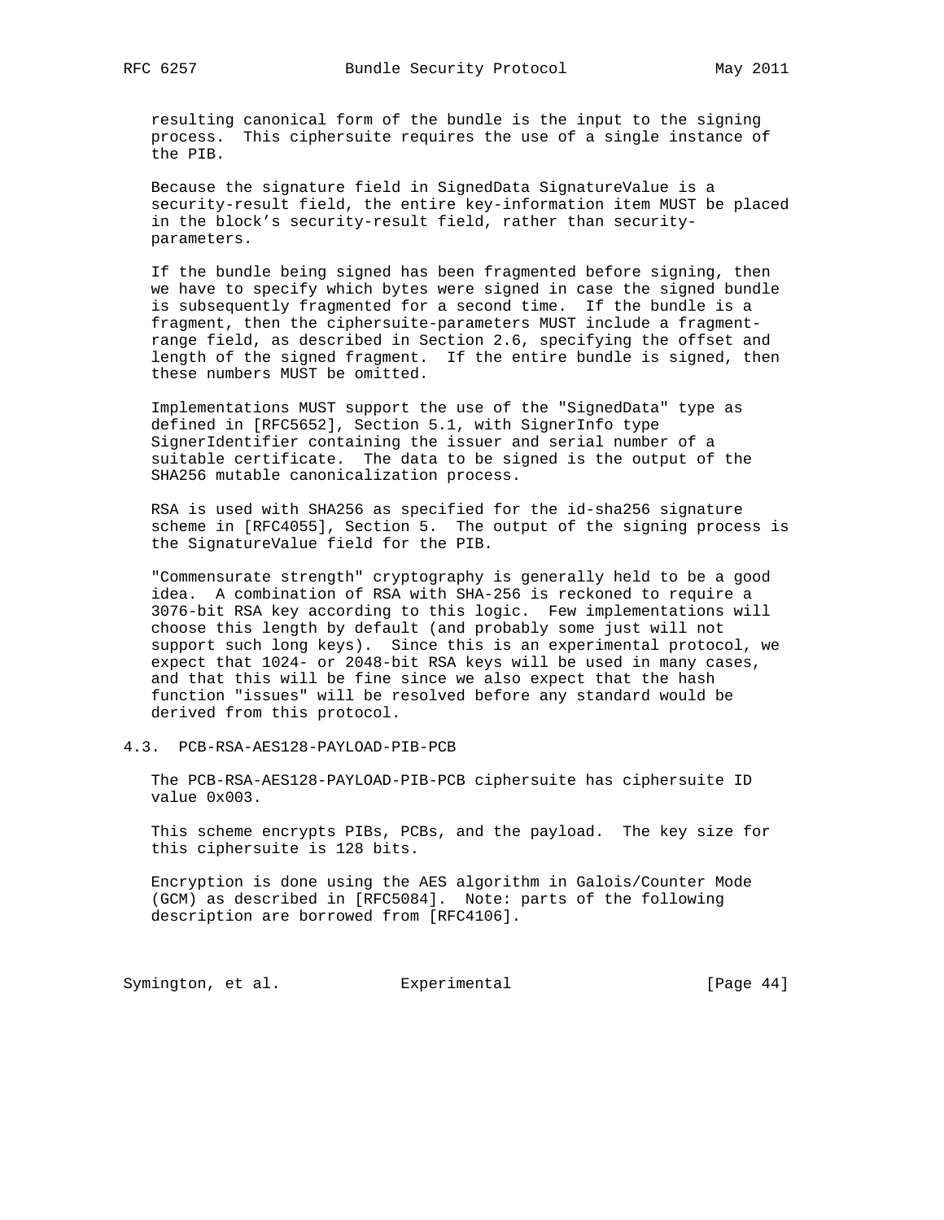resulting canonical form of the bundle is the input to the signing process. This ciphersuite requires the use of a single instance of the PIB.

Because the signature field in SignedData SignatureValue is a security-result field, the entire key-information item MUST be placed in the block's security-result field, rather than security-parameters.

If the bundle being signed has been fragmented before signing, then we have to specify which bytes were signed in case the signed bundle is subsequently fragmented for a second time. If the bundle is a fragment, then the ciphersuite-parameters MUST include a fragment-range field, as described in Section 2.6, specifying the offset and length of the signed fragment. If the entire bundle is signed, then these numbers MUST be omitted.

Implementations MUST support the use of the "SignedData" type as defined in [RFC5652], Section 5.1, with SignerInfo type SignerIdentifier containing the issuer and serial number of a suitable certificate. The data to be signed is the output of the SHA256 mutable canonicalization process.

RSA is used with SHA256 as specified for the id-sha256 signature scheme in [RFC4055], Section 5. The output of the signing process is the SignatureValue field for the PIB.

"Commensurate strength" cryptography is generally held to be a good idea. A combination of RSA with SHA-256 is reckoned to require a 3076-bit RSA key according to this logic. Few implementations will choose this length by default (and probably some just will not support such long keys). Since this is an experimental protocol, we expect that 1024- or 2048-bit RSA keys will be used in many cases, and that this will be fine since we also expect that the hash function "issues" will be resolved before any standard would be derived from this protocol.

### 4.3. PCB-RSA-AES128-PAYLOAD-PIB-PCB

The PCB-RSA-AES128-PAYLOAD-PIB-PCB ciphersuite has ciphersuite ID value 0x003.

This scheme encrypts PIBs, PCBs, and the payload. The key size for this ciphersuite is 128 bits.

Encryption is done using the AES algorithm in Galois/Counter Mode (GCM) as described in [RFC5084]. Note: parts of the following description are borrowed from [RFC4106].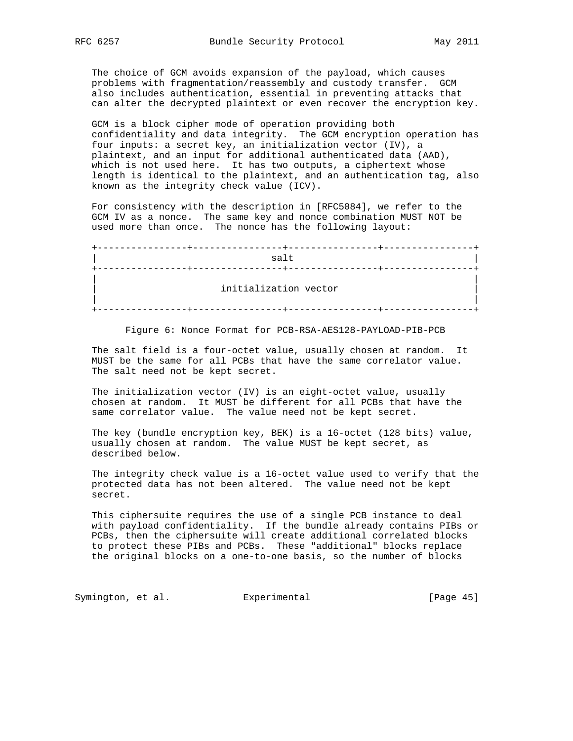The choice of GCM avoids expansion of the payload, which causes problems with fragmentation/reassembly and custody transfer. GCM also includes authentication, essential in preventing attacks that can alter the decrypted plaintext or even recover the encryption key.

GCM is a block cipher mode of operation providing both confidentiality and data integrity. The GCM encryption operation has four inputs: a secret key, an initialization vector (IV), a plaintext, and an input for additional authenticated data (AAD), which is not used here. It has two outputs, a ciphertext whose length is identical to the plaintext, and an authentication tag, also known as the integrity check value (ICV).

For consistency with the description in [RFC5084], we refer to the GCM IV as a nonce. The same key and nonce combination MUST NOT be used more than once. The nonce has the following layout:

```
+----------------+----------------+----------------+----------------+
|                              salt                                 |
+----------------+----------------+----------------+----------------+
|                                                                   |
|                       initialization vector                       |
|                                                                   |
+----------------+----------------+----------------+----------------+
```

Figure 6: Nonce Format for PCB-RSA-AES128-PAYLOAD-PIB-PCB

The salt field is a four-octet value, usually chosen at random. It MUST be the same for all PCBs that have the same correlator value. The salt need not be kept secret.

The initialization vector (IV) is an eight-octet value, usually chosen at random. It MUST be different for all PCBs that have the same correlator value. The value need not be kept secret.

The key (bundle encryption key, BEK) is a 16-octet (128 bits) value, usually chosen at random. The value MUST be kept secret, as described below.

The integrity check value is a 16-octet value used to verify that the protected data has not been altered. The value need not be kept secret.

This ciphersuite requires the use of a single PCB instance to deal with payload confidentiality. If the bundle already contains PIBs or PCBs, then the ciphersuite will create additional correlated blocks to protect these PIBs and PCBs. These "additional" blocks replace the original blocks on a one-to-one basis, so the number of blocks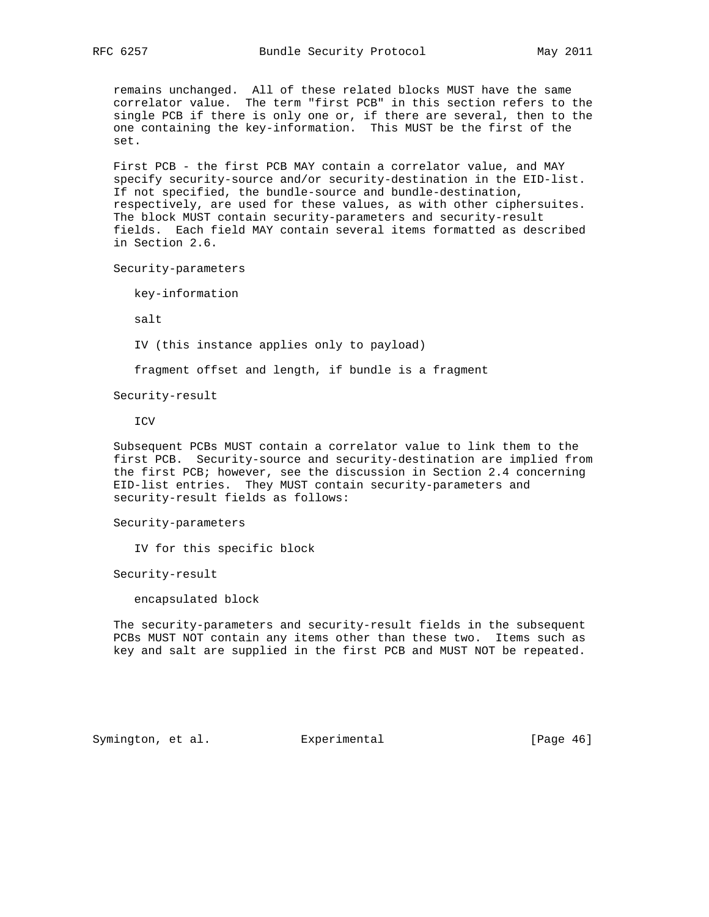remains unchanged. All of these related blocks MUST have the same correlator value. The term "first PCB" in this section refers to the single PCB if there is only one or, if there are several, then to the one containing the key-information. This MUST be the first of the set.

First PCB - the first PCB MAY contain a correlator value, and MAY specify security-source and/or security-destination in the EID-list. If not specified, the bundle-source and bundle-destination, respectively, are used for these values, as with other ciphersuites. The block MUST contain security-parameters and security-result fields. Each field MAY contain several items formatted as described in Section 2.6.

Security-parameters

   key-information

   salt

   IV (this instance applies only to payload)

   fragment offset and length, if bundle is a fragment

Security-result

   ICV

Subsequent PCBs MUST contain a correlator value to link them to the first PCB. Security-source and security-destination are implied from the first PCB; however, see the discussion in Section 2.4 concerning EID-list entries. They MUST contain security-parameters and security-result fields as follows:

Security-parameters

   IV for this specific block

Security-result

   encapsulated block

The security-parameters and security-result fields in the subsequent PCBs MUST NOT contain any items other than these two. Items such as key and salt are supplied in the first PCB and MUST NOT be repeated.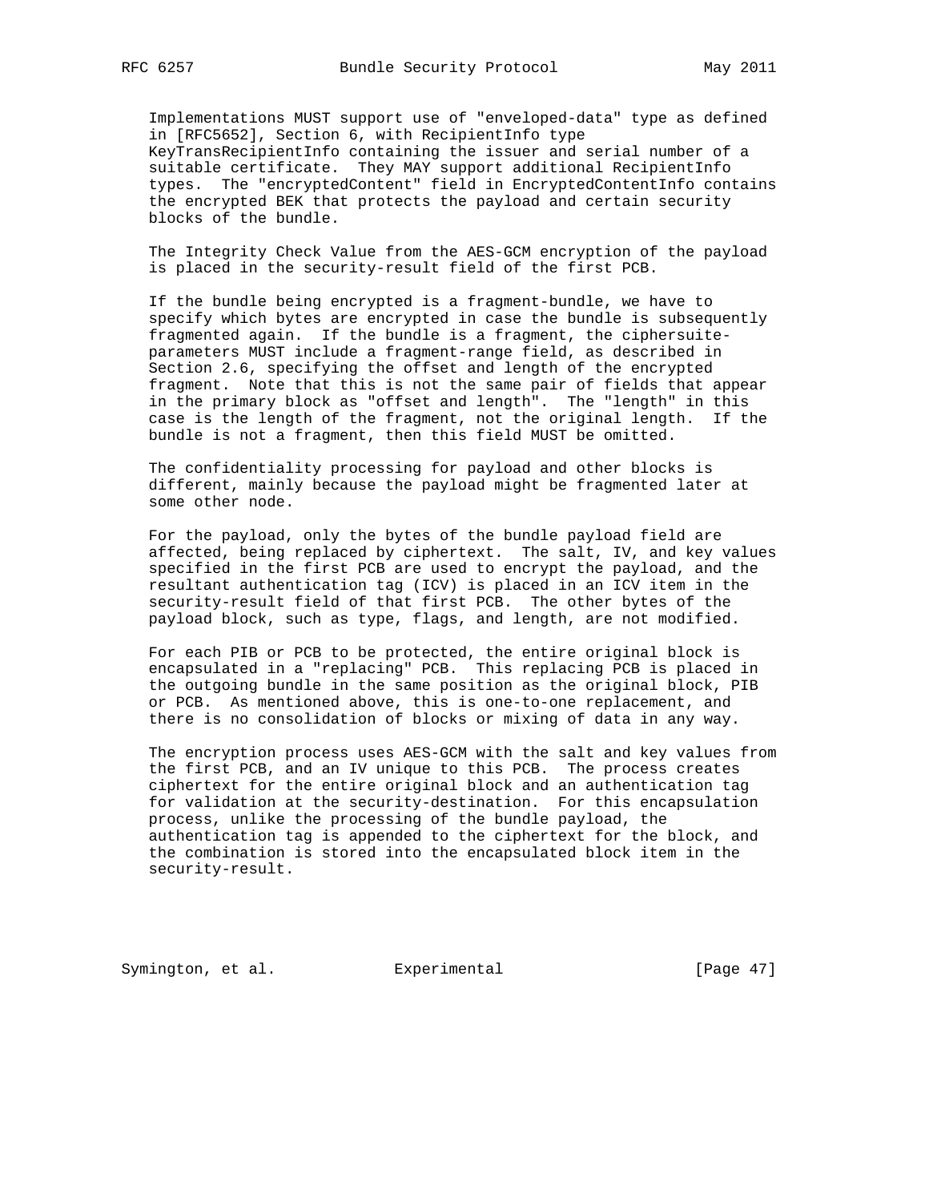Implementations MUST support use of "enveloped-data" type as defined in [RFC5652], Section 6, with RecipientInfo type KeyTransRecipientInfo containing the issuer and serial number of a suitable certificate. They MAY support additional RecipientInfo types. The "encryptedContent" field in EncryptedContentInfo contains the encrypted BEK that protects the payload and certain security blocks of the bundle.

The Integrity Check Value from the AES-GCM encryption of the payload is placed in the security-result field of the first PCB.

If the bundle being encrypted is a fragment-bundle, we have to specify which bytes are encrypted in case the bundle is subsequently fragmented again. If the bundle is a fragment, the ciphersuite-parameters MUST include a fragment-range field, as described in Section 2.6, specifying the offset and length of the encrypted fragment. Note that this is not the same pair of fields that appear in the primary block as "offset and length". The "length" in this case is the length of the fragment, not the original length. If the bundle is not a fragment, then this field MUST be omitted.

The confidentiality processing for payload and other blocks is different, mainly because the payload might be fragmented later at some other node.

For the payload, only the bytes of the bundle payload field are affected, being replaced by ciphertext. The salt, IV, and key values specified in the first PCB are used to encrypt the payload, and the resultant authentication tag (ICV) is placed in an ICV item in the security-result field of that first PCB. The other bytes of the payload block, such as type, flags, and length, are not modified.

For each PIB or PCB to be protected, the entire original block is encapsulated in a "replacing" PCB. This replacing PCB is placed in the outgoing bundle in the same position as the original block, PIB or PCB. As mentioned above, this is one-to-one replacement, and there is no consolidation of blocks or mixing of data in any way.

The encryption process uses AES-GCM with the salt and key values from the first PCB, and an IV unique to this PCB. The process creates ciphertext for the entire original block and an authentication tag for validation at the security-destination. For this encapsulation process, unlike the processing of the bundle payload, the authentication tag is appended to the ciphertext for the block, and the combination is stored into the encapsulated block item in the security-result.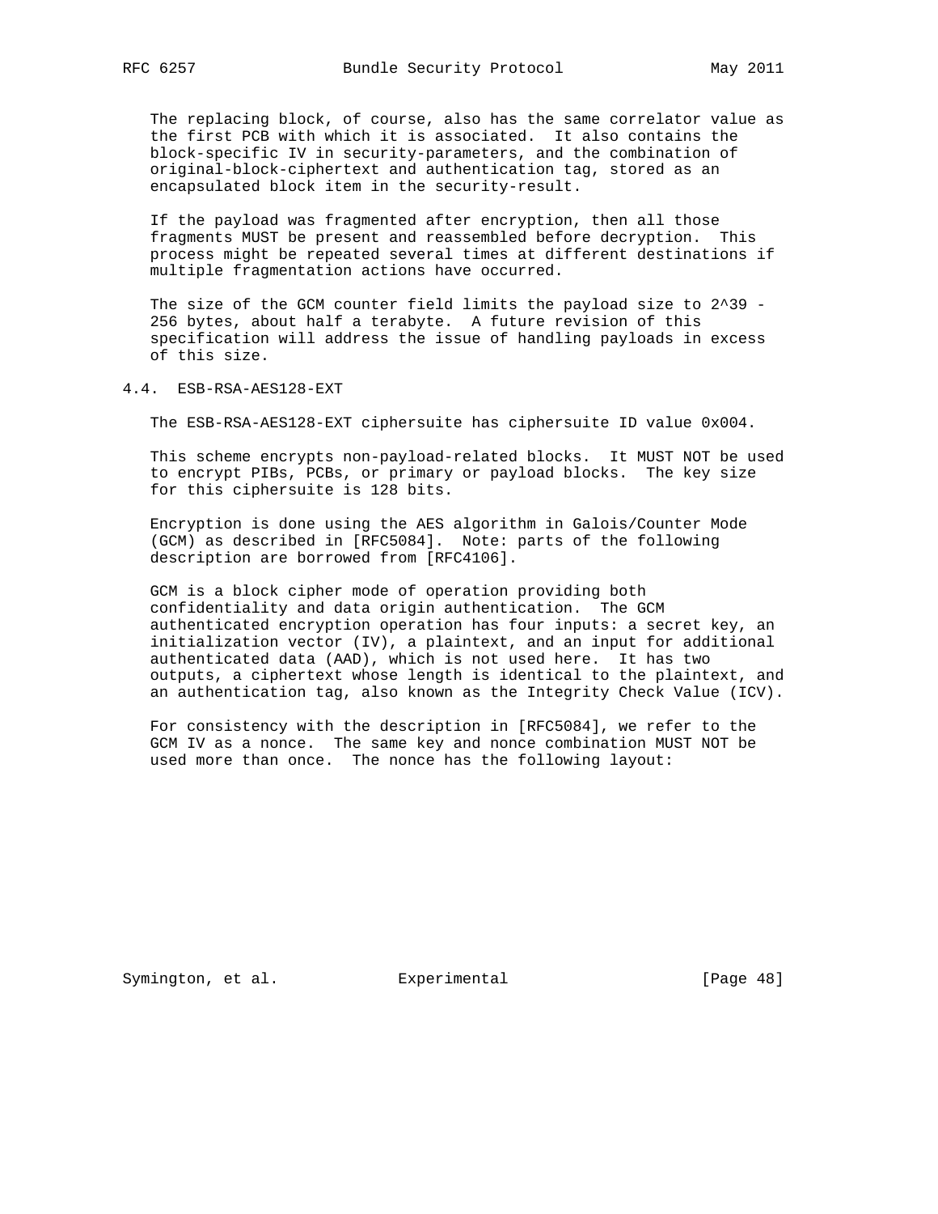The replacing block, of course, also has the same correlator value as the first PCB with which it is associated. It also contains the block-specific IV in security-parameters, and the combination of original-block-ciphertext and authentication tag, stored as an encapsulated block item in the security-result.

If the payload was fragmented after encryption, then all those fragments MUST be present and reassembled before decryption. This process might be repeated several times at different destinations if multiple fragmentation actions have occurred.

The size of the GCM counter field limits the payload size to $2^{39}$ - 256 bytes, about half a terabyte. A future revision of this specification will address the issue of handling payloads in excess of this size.

## 4.4. ESB-RSA-AES128-EXT

The ESB-RSA-AES128-EXT ciphersuite has ciphersuite ID value 0x004.

This scheme encrypts non-payload-related blocks. It MUST NOT be used to encrypt PIBs, PCBs, or primary or payload blocks. The key size for this ciphersuite is 128 bits.

Encryption is done using the AES algorithm in Galois/Counter Mode (GCM) as described in [RFC5084]. Note: parts of the following description are borrowed from [RFC4106].

GCM is a block cipher mode of operation providing both confidentiality and data origin authentication. The GCM authenticated encryption operation has four inputs: a secret key, an initialization vector (IV), a plaintext, and an input for additional authenticated data (AAD), which is not used here. It has two outputs, a ciphertext whose length is identical to the plaintext, and an authentication tag, also known as the Integrity Check Value (ICV).

For consistency with the description in [RFC5084], we refer to the GCM IV as a nonce. The same key and nonce combination MUST NOT be used more than once. The nonce has the following layout: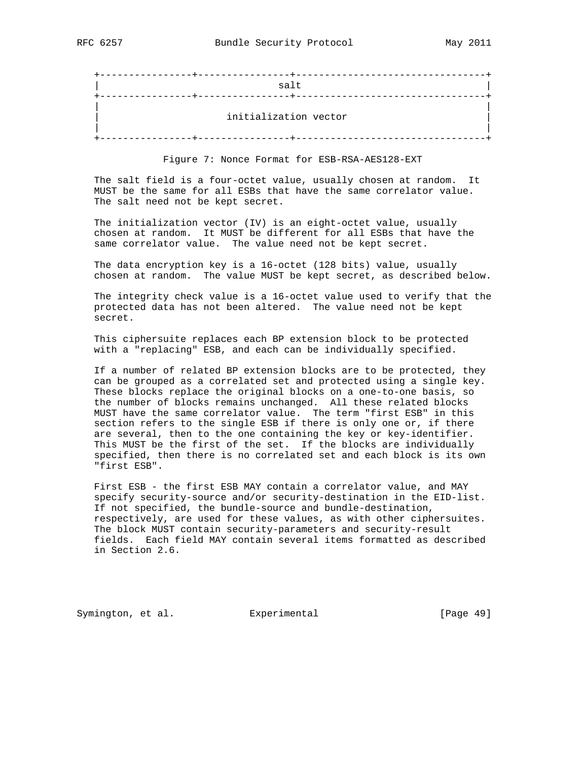```
+----------------+----------------+-------------------------------+
|                               salt                              |
+----------------+----------------+-------------------------------+
|                                                                 |
|                       initialization vector                     |
|                                                                 |
+----------------+----------------+-------------------------------+
```

Figure 7: Nonce Format for ESB-RSA-AES128-EXT

The salt field is a four-octet value, usually chosen at random. It MUST be the same for all ESBs that have the same correlator value. The salt need not be kept secret.

The initialization vector (IV) is an eight-octet value, usually chosen at random. It MUST be different for all ESBs that have the same correlator value. The value need not be kept secret.

The data encryption key is a 16-octet (128 bits) value, usually chosen at random. The value MUST be kept secret, as described below.

The integrity check value is a 16-octet value used to verify that the protected data has not been altered. The value need not be kept secret.

This ciphersuite replaces each BP extension block to be protected with a "replacing" ESB, and each can be individually specified.

If a number of related BP extension blocks are to be protected, they can be grouped as a correlated set and protected using a single key. These blocks replace the original blocks on a one-to-one basis, so the number of blocks remains unchanged. All these related blocks MUST have the same correlator value. The term "first ESB" in this section refers to the single ESB if there is only one or, if there are several, then to the one containing the key or key-identifier. This MUST be the first of the set. If the blocks are individually specified, then there is no correlated set and each block is its own "first ESB".

First ESB - the first ESB MAY contain a correlator value, and MAY specify security-source and/or security-destination in the EID-list. If not specified, the bundle-source and bundle-destination, respectively, are used for these values, as with other ciphersuites. The block MUST contain security-parameters and security-result fields. Each field MAY contain several items formatted as described in Section 2.6.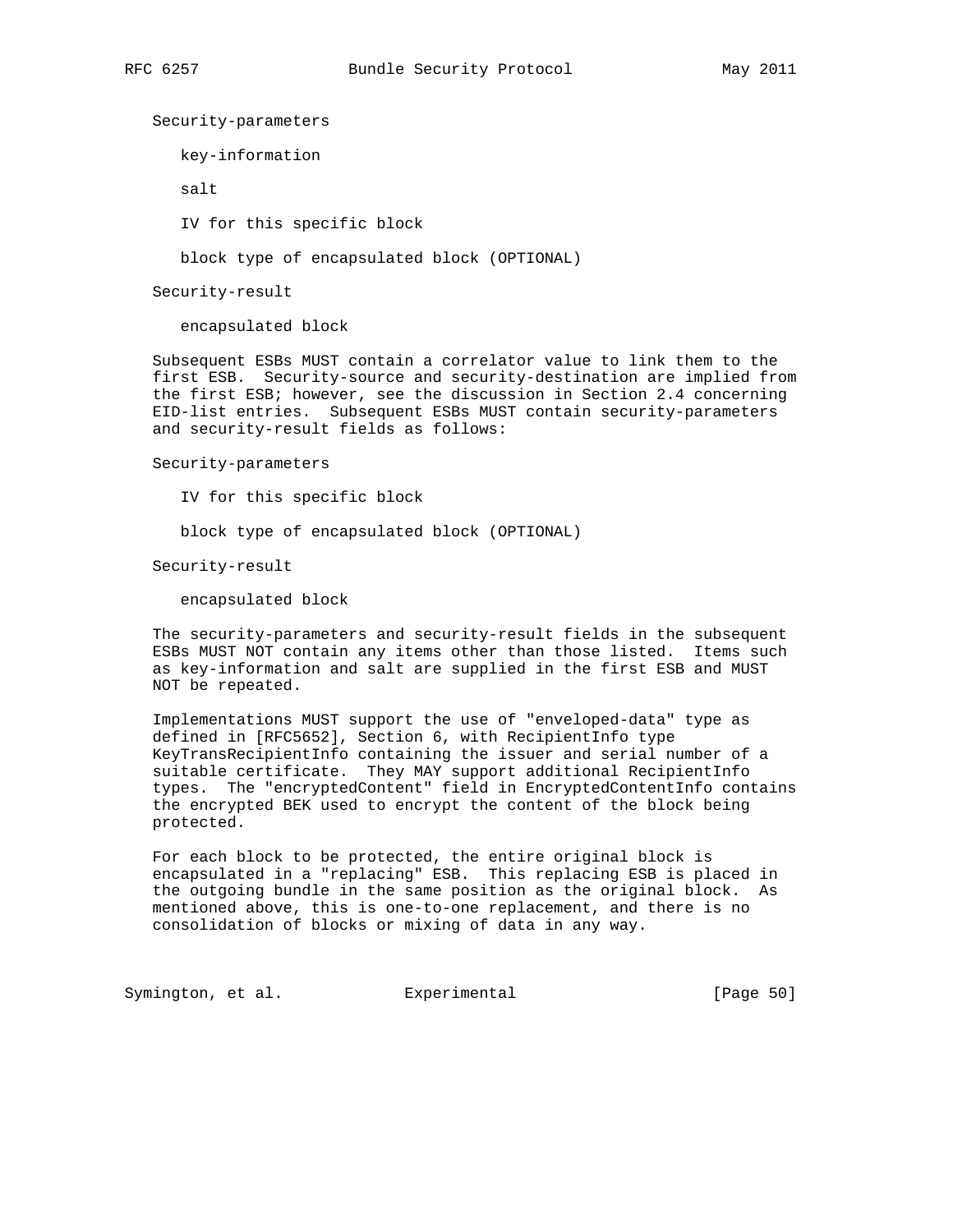Security-parameters

key-information

salt

IV for this specific block

block type of encapsulated block (OPTIONAL)

Security-result

encapsulated block

Subsequent ESBs MUST contain a correlator value to link them to the first ESB. Security-source and security-destination are implied from the first ESB; however, see the discussion in Section 2.4 concerning EID-list entries. Subsequent ESBs MUST contain security-parameters and security-result fields as follows:

Security-parameters

IV for this specific block

block type of encapsulated block (OPTIONAL)

Security-result

encapsulated block

The security-parameters and security-result fields in the subsequent ESBs MUST NOT contain any items other than those listed. Items such as key-information and salt are supplied in the first ESB and MUST NOT be repeated.

Implementations MUST support the use of "enveloped-data" type as defined in [RFC5652], Section 6, with RecipientInfo type KeyTransRecipientInfo containing the issuer and serial number of a suitable certificate. They MAY support additional RecipientInfo types. The "encryptedContent" field in EncryptedContentInfo contains the encrypted BEK used to encrypt the content of the block being protected.

For each block to be protected, the entire original block is encapsulated in a "replacing" ESB. This replacing ESB is placed in the outgoing bundle in the same position as the original block. As mentioned above, this is one-to-one replacement, and there is no consolidation of blocks or mixing of data in any way.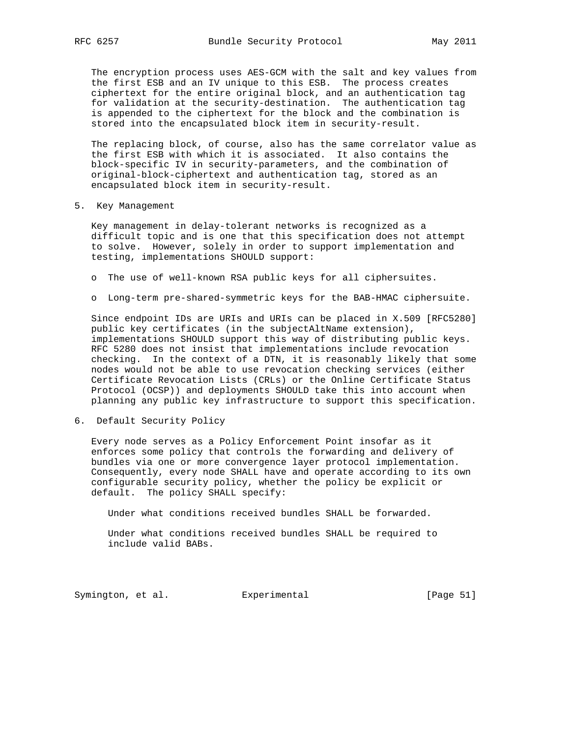The encryption process uses AES-GCM with the salt and key values from the first ESB and an IV unique to this ESB. The process creates ciphertext for the entire original block, and an authentication tag for validation at the security-destination. The authentication tag is appended to the ciphertext for the block and the combination is stored into the encapsulated block item in security-result.

The replacing block, of course, also has the same correlator value as the first ESB with which it is associated. It also contains the block-specific IV in security-parameters, and the combination of original-block-ciphertext and authentication tag, stored as an encapsulated block item in security-result.

## 5. Key Management

Key management in delay-tolerant networks is recognized as a difficult topic and is one that this specification does not attempt to solve. However, solely in order to support implementation and testing, implementations SHOULD support:

- The use of well-known RSA public keys for all ciphersuites.
- Long-term pre-shared-symmetric keys for the BAB-HMAC ciphersuite.

Since endpoint IDs are URIs and URIs can be placed in X.509 [RFC5280] public key certificates (in the subjectAltName extension), implementations SHOULD support this way of distributing public keys. RFC 5280 does not insist that implementations include revocation checking. In the context of a DTN, it is reasonably likely that some nodes would not be able to use revocation checking services (either Certificate Revocation Lists (CRLs) or the Online Certificate Status Protocol (OCSP)) and deployments SHOULD take this into account when planning any public key infrastructure to support this specification.

## 6. Default Security Policy

Every node serves as a Policy Enforcement Point insofar as it enforces some policy that controls the forwarding and delivery of bundles via one or more convergence layer protocol implementation. Consequently, every node SHALL have and operate according to its own configurable security policy, whether the policy be explicit or default. The policy SHALL specify:

Under what conditions received bundles SHALL be forwarded.

Under what conditions received bundles SHALL be required to include valid BABs.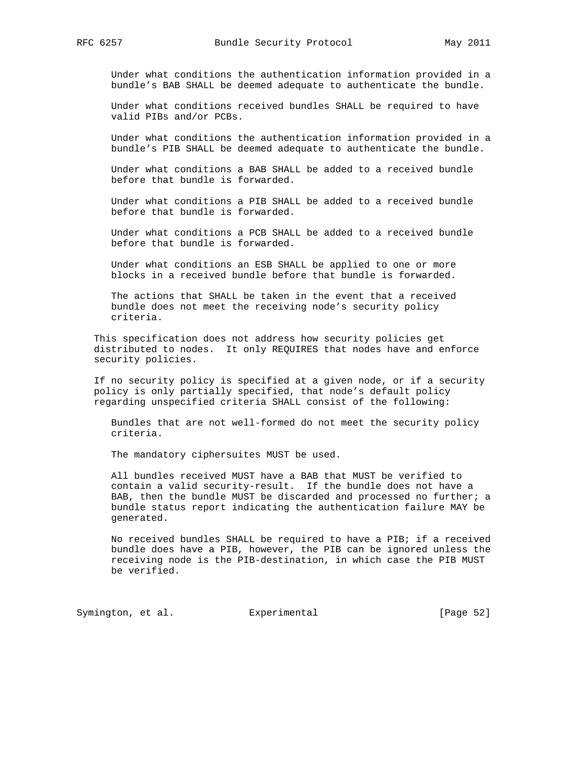Under what conditions the authentication information provided in a bundle's BAB SHALL be deemed adequate to authenticate the bundle.

Under what conditions received bundles SHALL be required to have valid PIBs and/or PCBs.

Under what conditions the authentication information provided in a bundle's PIB SHALL be deemed adequate to authenticate the bundle.

Under what conditions a BAB SHALL be added to a received bundle before that bundle is forwarded.

Under what conditions a PIB SHALL be added to a received bundle before that bundle is forwarded.

Under what conditions a PCB SHALL be added to a received bundle before that bundle is forwarded.

Under what conditions an ESB SHALL be applied to one or more blocks in a received bundle before that bundle is forwarded.

The actions that SHALL be taken in the event that a received bundle does not meet the receiving node's security policy criteria.

This specification does not address how security policies get distributed to nodes. It only REQUIRES that nodes have and enforce security policies.

If no security policy is specified at a given node, or if a security policy is only partially specified, that node's default policy regarding unspecified criteria SHALL consist of the following:

Bundles that are not well-formed do not meet the security policy criteria.

The mandatory ciphersuites MUST be used.

All bundles received MUST have a BAB that MUST be verified to contain a valid security-result. If the bundle does not have a BAB, then the bundle MUST be discarded and processed no further; a bundle status report indicating the authentication failure MAY be generated.

No received bundles SHALL be required to have a PIB; if a received bundle does have a PIB, however, the PIB can be ignored unless the receiving node is the PIB-destination, in which case the PIB MUST be verified.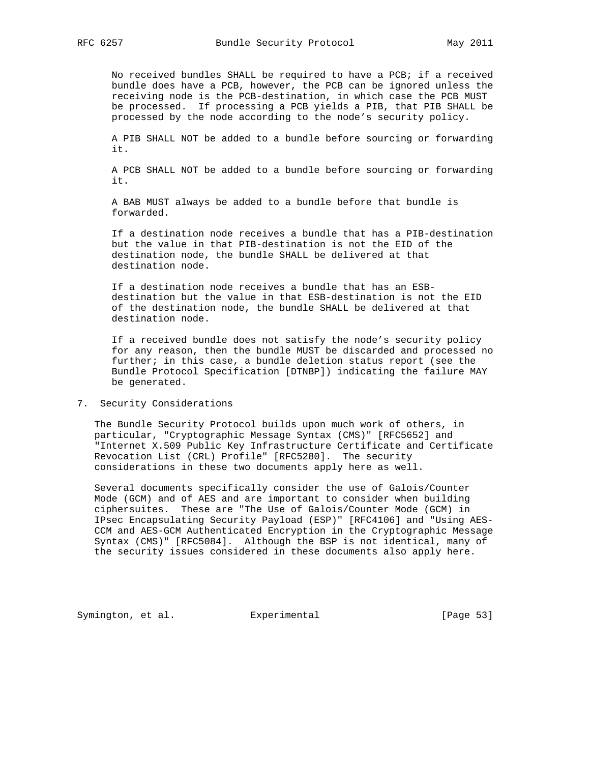No received bundles SHALL be required to have a PCB; if a received bundle does have a PCB, however, the PCB can be ignored unless the receiving node is the PCB-destination, in which case the PCB MUST be processed. If processing a PCB yields a PIB, that PIB SHALL be processed by the node according to the node's security policy.

A PIB SHALL NOT be added to a bundle before sourcing or forwarding it.

A PCB SHALL NOT be added to a bundle before sourcing or forwarding it.

A BAB MUST always be added to a bundle before that bundle is forwarded.

If a destination node receives a bundle that has a PIB-destination but the value in that PIB-destination is not the EID of the destination node, the bundle SHALL be delivered at that destination node.

If a destination node receives a bundle that has an ESB-destination but the value in that ESB-destination is not the EID of the destination node, the bundle SHALL be delivered at that destination node.

If a received bundle does not satisfy the node's security policy for any reason, then the bundle MUST be discarded and processed no further; in this case, a bundle deletion status report (see the Bundle Protocol Specification [DTNBP]) indicating the failure MAY be generated.

## 7. Security Considerations

The Bundle Security Protocol builds upon much work of others, in particular, "Cryptographic Message Syntax (CMS)" [RFC5652] and "Internet X.509 Public Key Infrastructure Certificate and Certificate Revocation List (CRL) Profile" [RFC5280]. The security considerations in these two documents apply here as well.

Several documents specifically consider the use of Galois/Counter Mode (GCM) and of AES and are important to consider when building ciphersuites. These are "The Use of Galois/Counter Mode (GCM) in IPsec Encapsulating Security Payload (ESP)" [RFC4106] and "Using AES-CCM and AES-GCM Authenticated Encryption in the Cryptographic Message Syntax (CMS)" [RFC5084]. Although the BSP is not identical, many of the security issues considered in these documents also apply here.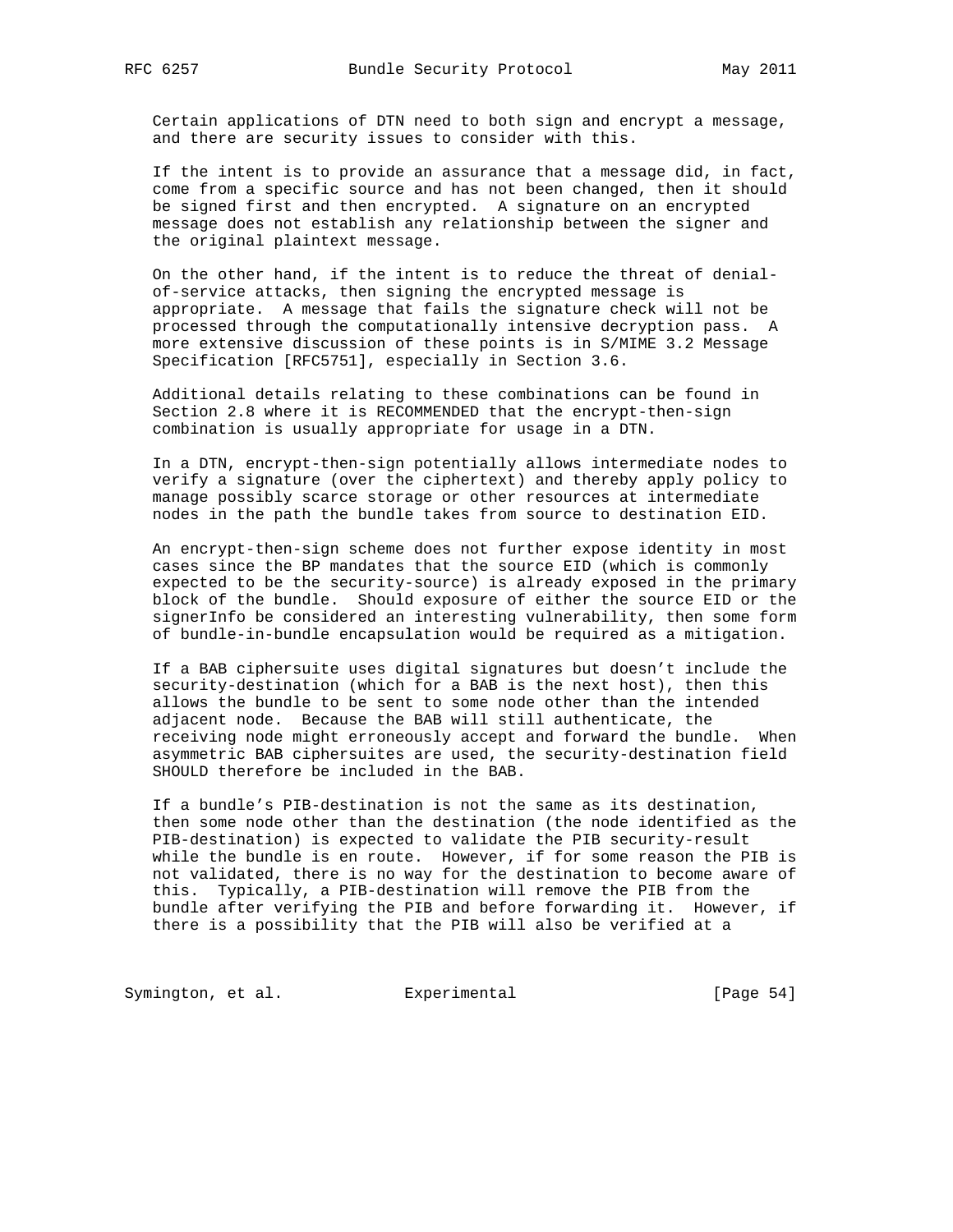Certain applications of DTN need to both sign and encrypt a message, and there are security issues to consider with this.

If the intent is to provide an assurance that a message did, in fact, come from a specific source and has not been changed, then it should be signed first and then encrypted. A signature on an encrypted message does not establish any relationship between the signer and the original plaintext message.

On the other hand, if the intent is to reduce the threat of denial-of-service attacks, then signing the encrypted message is appropriate. A message that fails the signature check will not be processed through the computationally intensive decryption pass. A more extensive discussion of these points is in S/MIME 3.2 Message Specification [RFC5751], especially in Section 3.6.

Additional details relating to these combinations can be found in Section 2.8 where it is RECOMMENDED that the encrypt-then-sign combination is usually appropriate for usage in a DTN.

In a DTN, encrypt-then-sign potentially allows intermediate nodes to verify a signature (over the ciphertext) and thereby apply policy to manage possibly scarce storage or other resources at intermediate nodes in the path the bundle takes from source to destination EID.

An encrypt-then-sign scheme does not further expose identity in most cases since the BP mandates that the source EID (which is commonly expected to be the security-source) is already exposed in the primary block of the bundle. Should exposure of either the source EID or the signerInfo be considered an interesting vulnerability, then some form of bundle-in-bundle encapsulation would be required as a mitigation.

If a BAB ciphersuite uses digital signatures but doesn't include the security-destination (which for a BAB is the next host), then this allows the bundle to be sent to some node other than the intended adjacent node. Because the BAB will still authenticate, the receiving node might erroneously accept and forward the bundle. When asymmetric BAB ciphersuites are used, the security-destination field SHOULD therefore be included in the BAB.

If a bundle's PIB-destination is not the same as its destination, then some node other than the destination (the node identified as the PIB-destination) is expected to validate the PIB security-result while the bundle is en route. However, if for some reason the PIB is not validated, there is no way for the destination to become aware of this. Typically, a PIB-destination will remove the PIB from the bundle after verifying the PIB and before forwarding it. However, if there is a possibility that the PIB will also be verified at a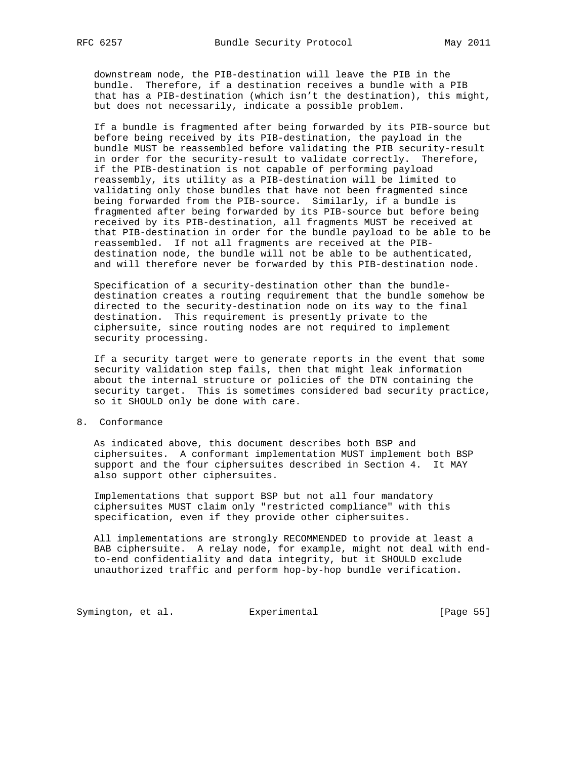downstream node, the PIB-destination will leave the PIB in the bundle. Therefore, if a destination receives a bundle with a PIB that has a PIB-destination (which isn't the destination), this might, but does not necessarily, indicate a possible problem.

If a bundle is fragmented after being forwarded by its PIB-source but before being received by its PIB-destination, the payload in the bundle MUST be reassembled before validating the PIB security-result in order for the security-result to validate correctly. Therefore, if the PIB-destination is not capable of performing payload reassembly, its utility as a PIB-destination will be limited to validating only those bundles that have not been fragmented since being forwarded from the PIB-source. Similarly, if a bundle is fragmented after being forwarded by its PIB-source but before being received by its PIB-destination, all fragments MUST be received at that PIB-destination in order for the bundle payload to be able to be reassembled. If not all fragments are received at the PIB-destination node, the bundle will not be able to be authenticated, and will therefore never be forwarded by this PIB-destination node.

Specification of a security-destination other than the bundle-destination creates a routing requirement that the bundle somehow be directed to the security-destination node on its way to the final destination. This requirement is presently private to the ciphersuite, since routing nodes are not required to implement security processing.

If a security target were to generate reports in the event that some security validation step fails, then that might leak information about the internal structure or policies of the DTN containing the security target. This is sometimes considered bad security practice, so it SHOULD only be done with care.

## 8. Conformance

As indicated above, this document describes both BSP and ciphersuites. A conformant implementation MUST implement both BSP support and the four ciphersuites described in Section 4. It MAY also support other ciphersuites.

Implementations that support BSP but not all four mandatory ciphersuites MUST claim only "restricted compliance" with this specification, even if they provide other ciphersuites.

All implementations are strongly RECOMMENDED to provide at least a BAB ciphersuite. A relay node, for example, might not deal with end-to-end confidentiality and data integrity, but it SHOULD exclude unauthorized traffic and perform hop-by-hop bundle verification.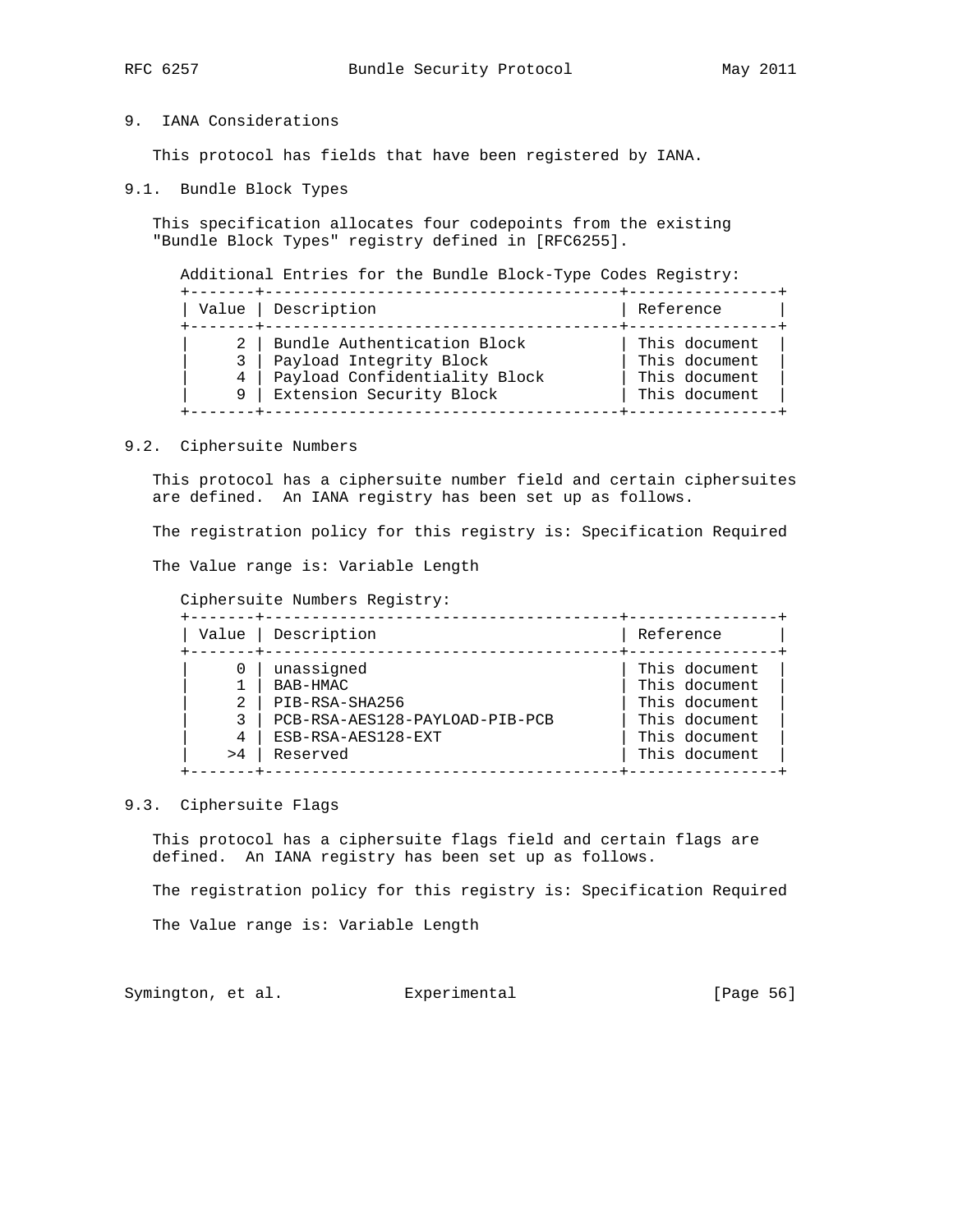## 9. IANA Considerations

This protocol has fields that have been registered by IANA.

### 9.1. Bundle Block Types

This specification allocates four codepoints from the existing "Bundle Block Types" registry defined in [RFC6255].

Additional Entries for the Bundle Block-Type Codes Registry:

| Value | Description | Reference |
|---|---|---|
| 2 | Bundle Authentication Block | This document |
| 3 | Payload Integrity Block | This document |
| 4 | Payload Confidentiality Block | This document |
| 9 | Extension Security Block | This document |

### 9.2. Ciphersuite Numbers

This protocol has a ciphersuite number field and certain ciphersuites are defined. An IANA registry has been set up as follows.

The registration policy for this registry is: Specification Required

The Value range is: Variable Length

Ciphersuite Numbers Registry:

| Value | Description | Reference |
|---|---|---|
| 0 | unassigned | This document |
| 1 | BAB-HMAC | This document |
| 2 | PIB-RSA-SHA256 | This document |
| 3 | PCB-RSA-AES128-PAYLOAD-PIB-PCB | This document |
| 4 | ESB-RSA-AES128-EXT | This document |
| >4 | Reserved | This document |

### 9.3. Ciphersuite Flags

This protocol has a ciphersuite flags field and certain flags are defined. An IANA registry has been set up as follows.

The registration policy for this registry is: Specification Required

The Value range is: Variable Length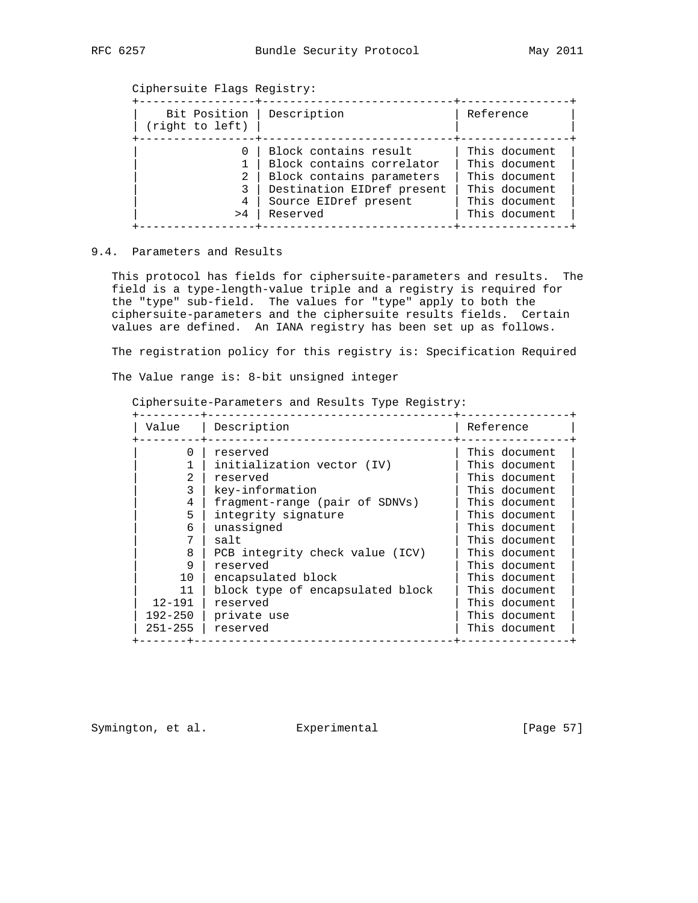Ciphersuite Flags Registry:

| Bit Position (right to left) | Description | Reference |
|---|---|---|
| 0 | Block contains result | This document |
| 1 | Block contains correlator | This document |
| 2 | Block contains parameters | This document |
| 3 | Destination EIDref present | This document |
| 4 | Source EIDref present | This document |
| >4 | Reserved | This document |

## 9.4. Parameters and Results

This protocol has fields for ciphersuite-parameters and results. The field is a type-length-value triple and a registry is required for the "type" sub-field. The values for "type" apply to both the ciphersuite-parameters and the ciphersuite results fields. Certain values are defined. An IANA registry has been set up as follows.

The registration policy for this registry is: Specification Required

The Value range is: 8-bit unsigned integer

Ciphersuite-Parameters and Results Type Registry:

| Value | Description | Reference |
|---|---|---|
| 0 | reserved | This document |
| 1 | initialization vector (IV) | This document |
| 2 | reserved | This document |
| 3 | key-information | This document |
| 4 | fragment-range (pair of SDNVs) | This document |
| 5 | integrity signature | This document |
| 6 | unassigned | This document |
| 7 | salt | This document |
| 8 | PCB integrity check value (ICV) | This document |
| 9 | reserved | This document |
| 10 | encapsulated block | This document |
| 11 | block type of encapsulated block | This document |
| 12-191 | reserved | This document |
| 192-250 | private use | This document |
| 251-255 | reserved | This document |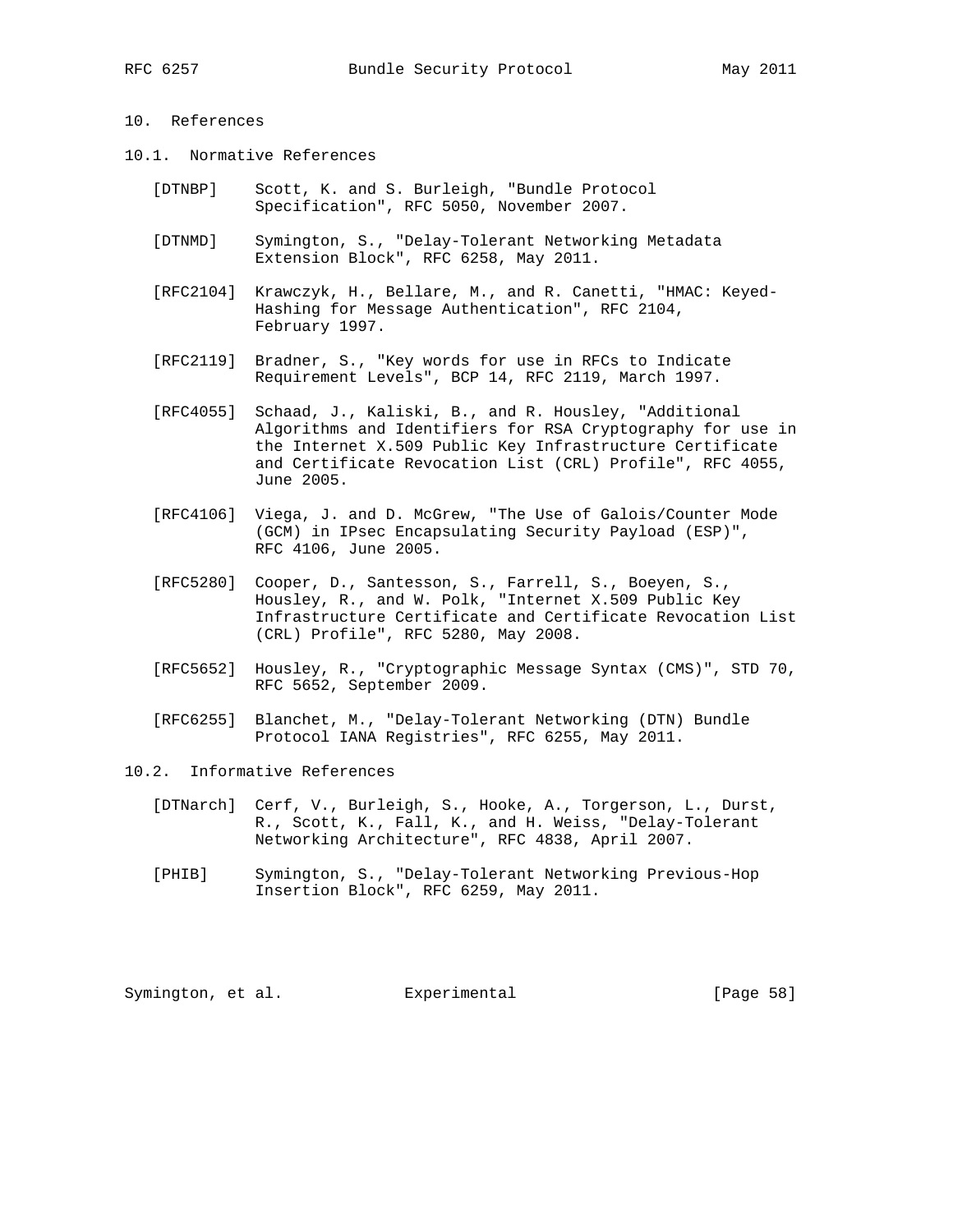## 10. References

### 10.1. Normative References

[DTNBP] Scott, K. and S. Burleigh, "Bundle Protocol Specification", RFC 5050, November 2007.

[DTNMD] Symington, S., "Delay-Tolerant Networking Metadata Extension Block", RFC 6258, May 2011.

[RFC2104] Krawczyk, H., Bellare, M., and R. Canetti, "HMAC: Keyed-Hashing for Message Authentication", RFC 2104, February 1997.

[RFC2119] Bradner, S., "Key words for use in RFCs to Indicate Requirement Levels", BCP 14, RFC 2119, March 1997.

[RFC4055] Schaad, J., Kaliski, B., and R. Housley, "Additional Algorithms and Identifiers for RSA Cryptography for use in the Internet X.509 Public Key Infrastructure Certificate and Certificate Revocation List (CRL) Profile", RFC 4055, June 2005.

[RFC4106] Viega, J. and D. McGrew, "The Use of Galois/Counter Mode (GCM) in IPsec Encapsulating Security Payload (ESP)", RFC 4106, June 2005.

[RFC5280] Cooper, D., Santesson, S., Farrell, S., Boeyen, S., Housley, R., and W. Polk, "Internet X.509 Public Key Infrastructure Certificate and Certificate Revocation List (CRL) Profile", RFC 5280, May 2008.

[RFC5652] Housley, R., "Cryptographic Message Syntax (CMS)", STD 70, RFC 5652, September 2009.

[RFC6255] Blanchet, M., "Delay-Tolerant Networking (DTN) Bundle Protocol IANA Registries", RFC 6255, May 2011.

### 10.2. Informative References

[DTNarch] Cerf, V., Burleigh, S., Hooke, A., Torgerson, L., Durst, R., Scott, K., Fall, K., and H. Weiss, "Delay-Tolerant Networking Architecture", RFC 4838, April 2007.

[PHIB] Symington, S., "Delay-Tolerant Networking Previous-Hop Insertion Block", RFC 6259, May 2011.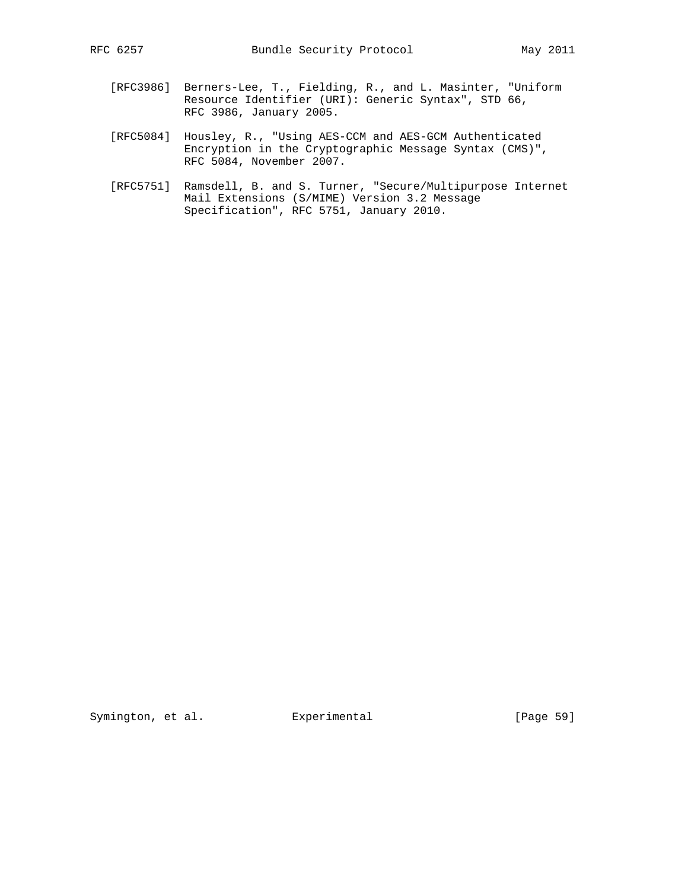[RFC3986] Berners-Lee, T., Fielding, R., and L. Masinter, "Uniform Resource Identifier (URI): Generic Syntax", STD 66, RFC 3986, January 2005.

[RFC5084] Housley, R., "Using AES-CCM and AES-GCM Authenticated Encryption in the Cryptographic Message Syntax (CMS)", RFC 5084, November 2007.

[RFC5751] Ramsdell, B. and S. Turner, "Secure/Multipurpose Internet Mail Extensions (S/MIME) Version 3.2 Message Specification", RFC 5751, January 2010.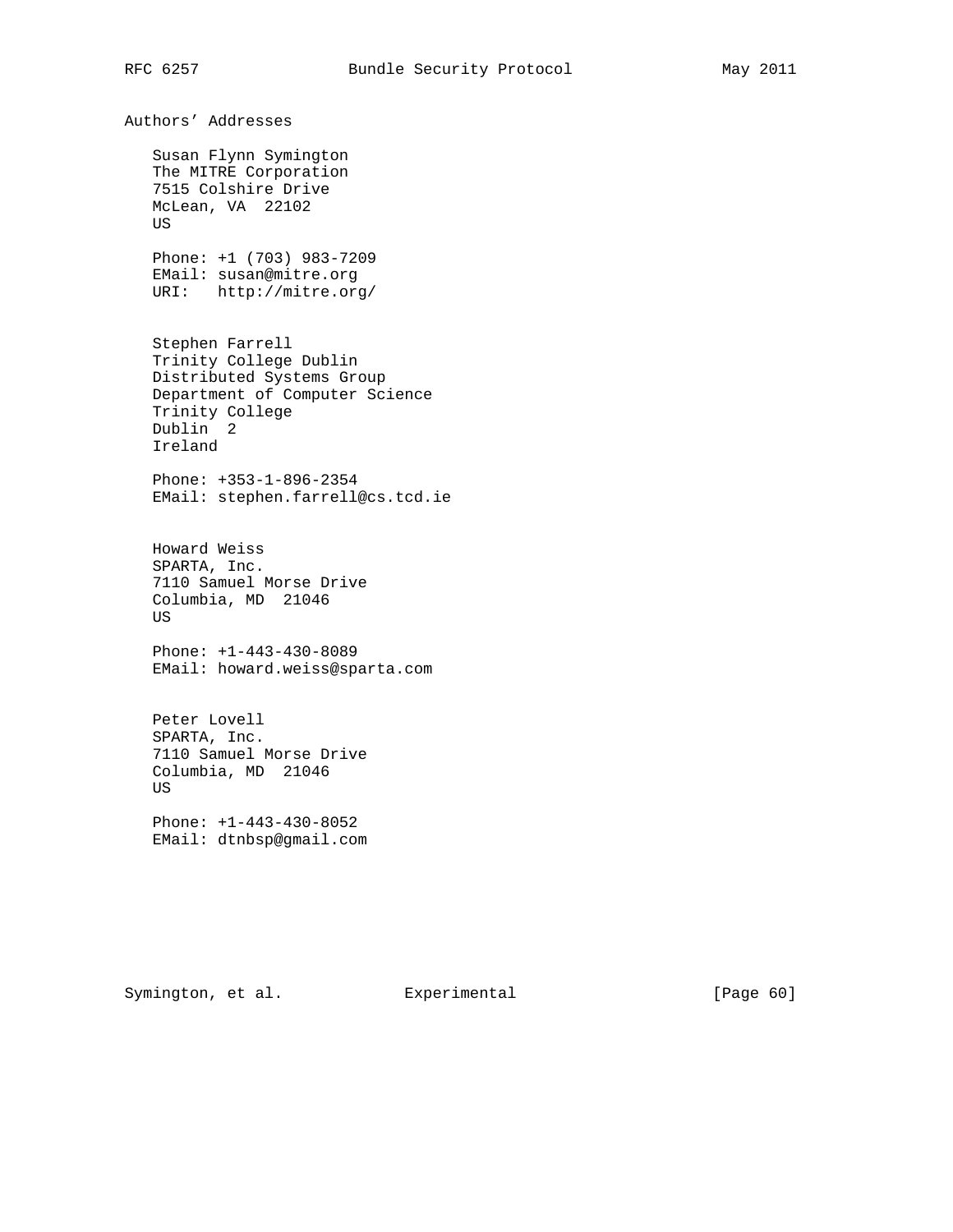## Authors' Addresses

Susan Flynn Symington
The MITRE Corporation
7515 Colshire Drive
McLean, VA  22102
US

Phone: +1 (703) 983-7209
EMail: susan@mitre.org
URI:   http://mitre.org/

Stephen Farrell
Trinity College Dublin
Distributed Systems Group
Department of Computer Science
Trinity College
Dublin  2
Ireland

Phone: +353-1-896-2354
EMail: stephen.farrell@cs.tcd.ie

Howard Weiss
SPARTA, Inc.
7110 Samuel Morse Drive
Columbia, MD  21046
US

Phone: +1-443-430-8089
EMail: howard.weiss@sparta.com

Peter Lovell
SPARTA, Inc.
7110 Samuel Morse Drive
Columbia, MD  21046
US

Phone: +1-443-430-8052
EMail: dtnbsp@gmail.com